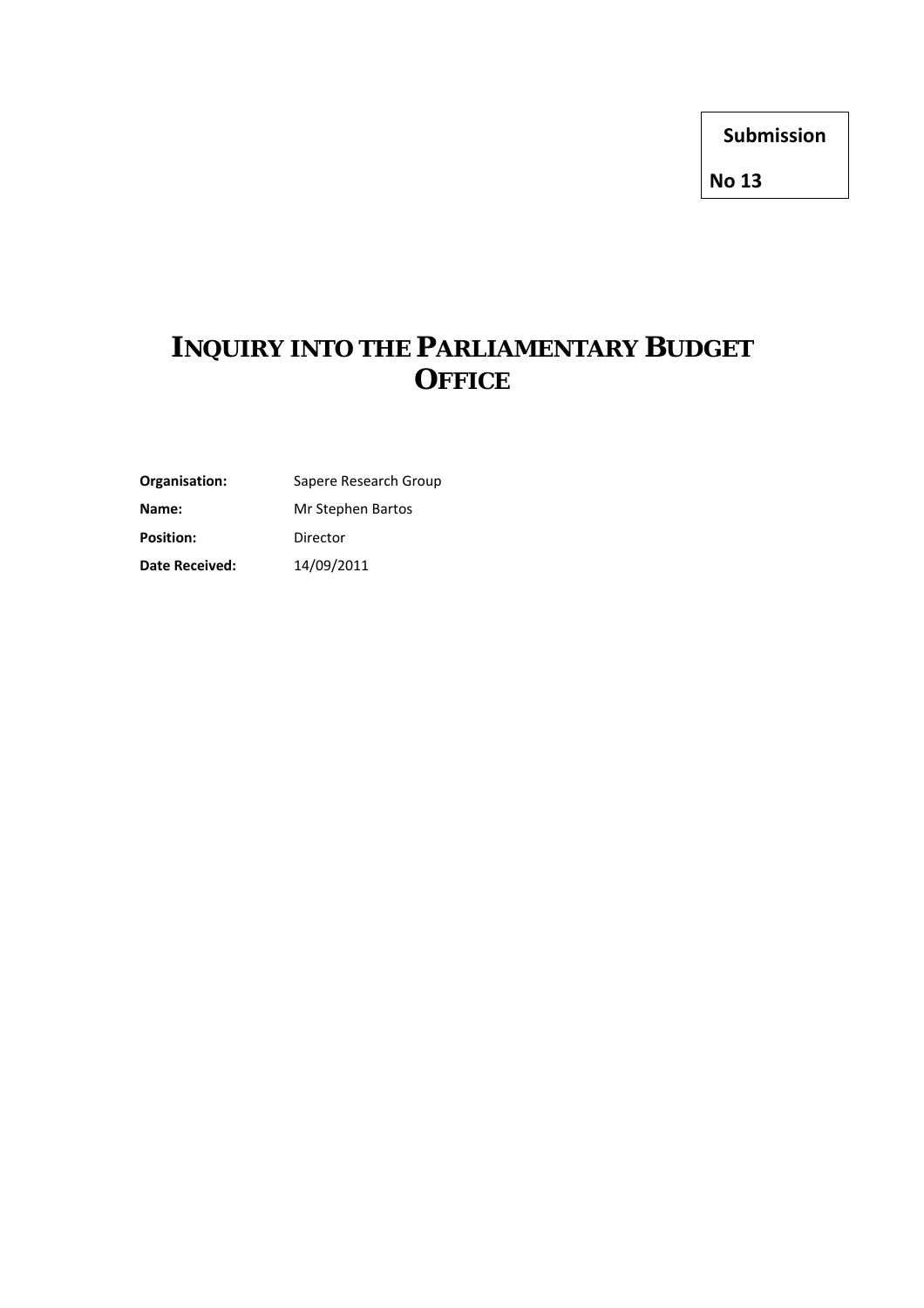**Submission**

**No 13**

# INQUIRY INTO THE PARLIAMENTARY BUDGET OFFICE

| | |
|---|---|
| **Organisation:** | Sapere Research Group |
| **Name:** | Mr Stephen Bartos |
| **Position:** | Director |
| **Date Received:** | 14/09/2011 |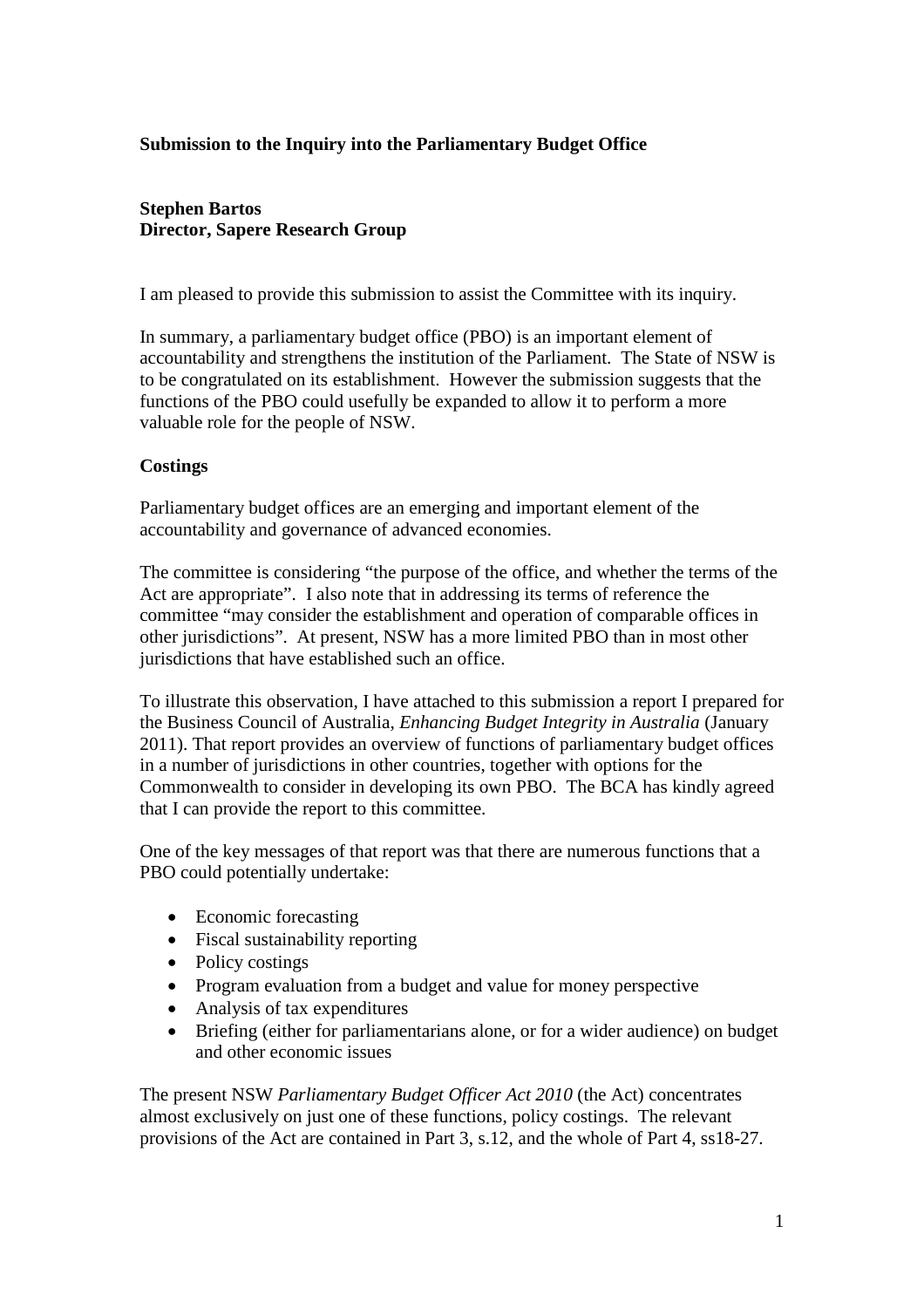**Submission to the Inquiry into the Parliamentary Budget Office**

**Stephen Bartos**
**Director, Sapere Research Group**

I am pleased to provide this submission to assist the Committee with its inquiry.

In summary, a parliamentary budget office (PBO) is an important element of accountability and strengthens the institution of the Parliament. The State of NSW is to be congratulated on its establishment. However the submission suggests that the functions of the PBO could usefully be expanded to allow it to perform a more valuable role for the people of NSW.

**Costings**

Parliamentary budget offices are an emerging and important element of the accountability and governance of advanced economies.

The committee is considering "the purpose of the office, and whether the terms of the Act are appropriate". I also note that in addressing its terms of reference the committee "may consider the establishment and operation of comparable offices in other jurisdictions". At present, NSW has a more limited PBO than in most other jurisdictions that have established such an office.

To illustrate this observation, I have attached to this submission a report I prepared for the Business Council of Australia, *Enhancing Budget Integrity in Australia* (January 2011). That report provides an overview of functions of parliamentary budget offices in a number of jurisdictions in other countries, together with options for the Commonwealth to consider in developing its own PBO. The BCA has kindly agreed that I can provide the report to this committee.

One of the key messages of that report was that there are numerous functions that a PBO could potentially undertake:

- Economic forecasting
- Fiscal sustainability reporting
- Policy costings
- Program evaluation from a budget and value for money perspective
- Analysis of tax expenditures
- Briefing (either for parliamentarians alone, or for a wider audience) on budget and other economic issues

The present NSW *Parliamentary Budget Officer Act 2010* (the Act) concentrates almost exclusively on just one of these functions, policy costings. The relevant provisions of the Act are contained in Part 3, s.12, and the whole of Part 4, ss18-27.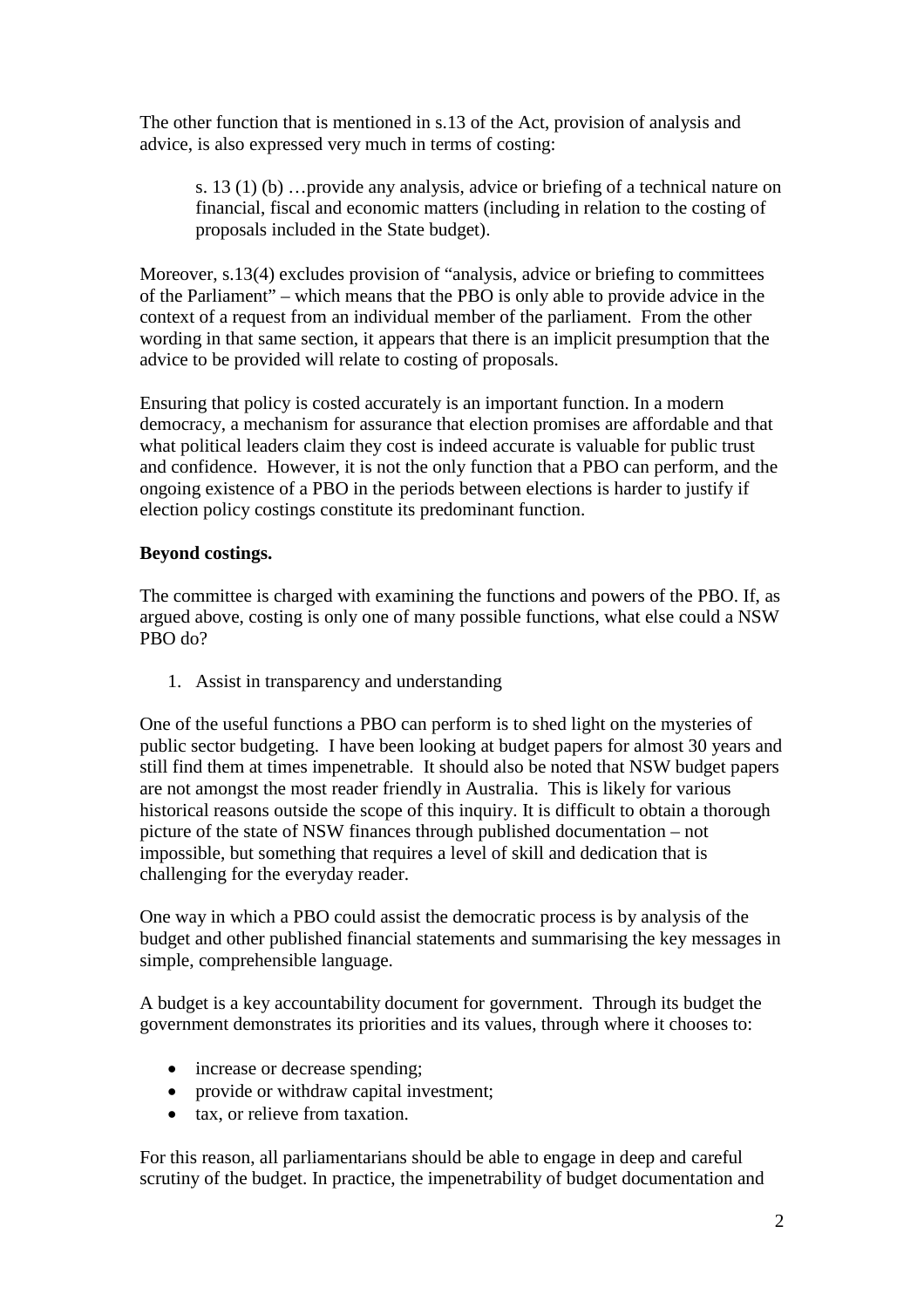The other function that is mentioned in s.13 of the Act, provision of analysis and advice, is also expressed very much in terms of costing:

> s. 13 (1) (b) …provide any analysis, advice or briefing of a technical nature on financial, fiscal and economic matters (including in relation to the costing of proposals included in the State budget).

Moreover, s.13(4) excludes provision of "analysis, advice or briefing to committees of the Parliament" – which means that the PBO is only able to provide advice in the context of a request from an individual member of the parliament. From the other wording in that same section, it appears that there is an implicit presumption that the advice to be provided will relate to costing of proposals.

Ensuring that policy is costed accurately is an important function. In a modern democracy, a mechanism for assurance that election promises are affordable and that what political leaders claim they cost is indeed accurate is valuable for public trust and confidence. However, it is not the only function that a PBO can perform, and the ongoing existence of a PBO in the periods between elections is harder to justify if election policy costings constitute its predominant function.

**Beyond costings.**

The committee is charged with examining the functions and powers of the PBO. If, as argued above, costing is only one of many possible functions, what else could a NSW PBO do?

1. Assist in transparency and understanding

One of the useful functions a PBO can perform is to shed light on the mysteries of public sector budgeting. I have been looking at budget papers for almost 30 years and still find them at times impenetrable. It should also be noted that NSW budget papers are not amongst the most reader friendly in Australia. This is likely for various historical reasons outside the scope of this inquiry. It is difficult to obtain a thorough picture of the state of NSW finances through published documentation – not impossible, but something that requires a level of skill and dedication that is challenging for the everyday reader.

One way in which a PBO could assist the democratic process is by analysis of the budget and other published financial statements and summarising the key messages in simple, comprehensible language.

A budget is a key accountability document for government. Through its budget the government demonstrates its priorities and its values, through where it chooses to:

- increase or decrease spending;
- provide or withdraw capital investment;
- tax, or relieve from taxation.

For this reason, all parliamentarians should be able to engage in deep and careful scrutiny of the budget. In practice, the impenetrability of budget documentation and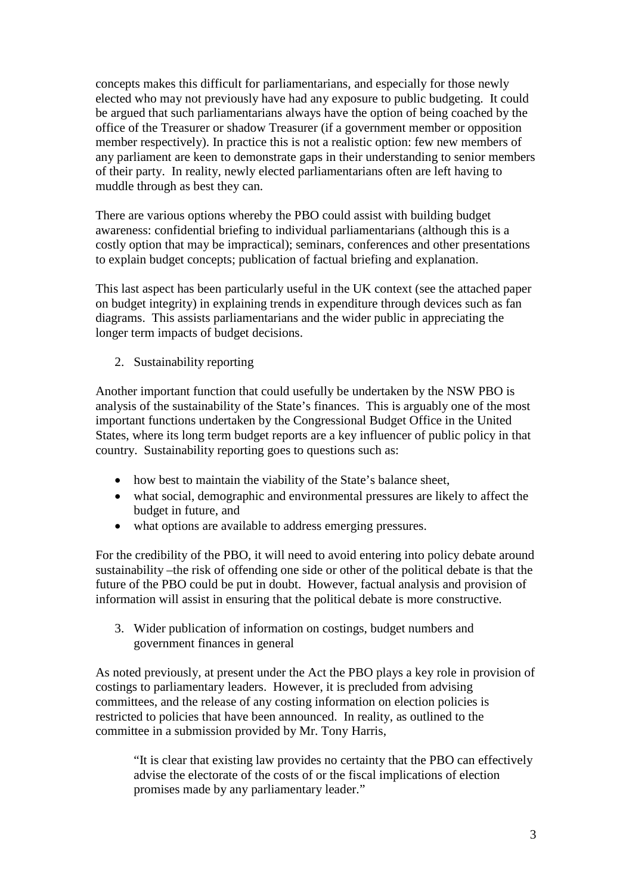concepts makes this difficult for parliamentarians, and especially for those newly elected who may not previously have had any exposure to public budgeting. It could be argued that such parliamentarians always have the option of being coached by the office of the Treasurer or shadow Treasurer (if a government member or opposition member respectively). In practice this is not a realistic option: few new members of any parliament are keen to demonstrate gaps in their understanding to senior members of their party. In reality, newly elected parliamentarians often are left having to muddle through as best they can.

There are various options whereby the PBO could assist with building budget awareness: confidential briefing to individual parliamentarians (although this is a costly option that may be impractical); seminars, conferences and other presentations to explain budget concepts; publication of factual briefing and explanation.

This last aspect has been particularly useful in the UK context (see the attached paper on budget integrity) in explaining trends in expenditure through devices such as fan diagrams. This assists parliamentarians and the wider public in appreciating the longer term impacts of budget decisions.

2. Sustainability reporting

Another important function that could usefully be undertaken by the NSW PBO is analysis of the sustainability of the State's finances. This is arguably one of the most important functions undertaken by the Congressional Budget Office in the United States, where its long term budget reports are a key influencer of public policy in that country. Sustainability reporting goes to questions such as:

- how best to maintain the viability of the State's balance sheet,
- what social, demographic and environmental pressures are likely to affect the budget in future, and
- what options are available to address emerging pressures.

For the credibility of the PBO, it will need to avoid entering into policy debate around sustainability –the risk of offending one side or other of the political debate is that the future of the PBO could be put in doubt. However, factual analysis and provision of information will assist in ensuring that the political debate is more constructive.

3. Wider publication of information on costings, budget numbers and government finances in general

As noted previously, at present under the Act the PBO plays a key role in provision of costings to parliamentary leaders. However, it is precluded from advising committees, and the release of any costing information on election policies is restricted to policies that have been announced. In reality, as outlined to the committee in a submission provided by Mr. Tony Harris,

> "It is clear that existing law provides no certainty that the PBO can effectively advise the electorate of the costs of or the fiscal implications of election promises made by any parliamentary leader."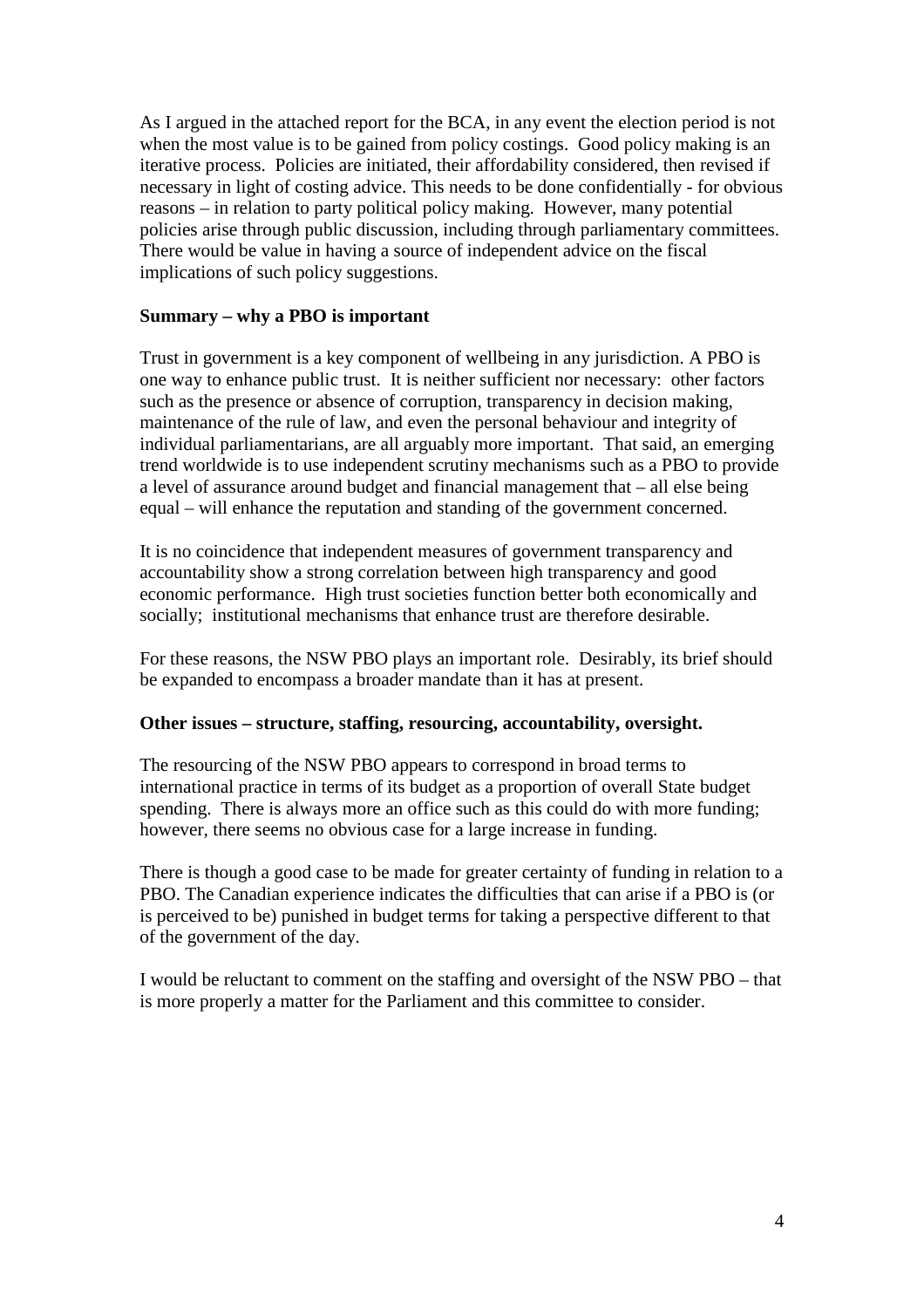As I argued in the attached report for the BCA, in any event the election period is not when the most value is to be gained from policy costings. Good policy making is an iterative process. Policies are initiated, their affordability considered, then revised if necessary in light of costing advice. This needs to be done confidentially - for obvious reasons – in relation to party political policy making. However, many potential policies arise through public discussion, including through parliamentary committees. There would be value in having a source of independent advice on the fiscal implications of such policy suggestions.

**Summary – why a PBO is important**

Trust in government is a key component of wellbeing in any jurisdiction. A PBO is one way to enhance public trust. It is neither sufficient nor necessary: other factors such as the presence or absence of corruption, transparency in decision making, maintenance of the rule of law, and even the personal behaviour and integrity of individual parliamentarians, are all arguably more important. That said, an emerging trend worldwide is to use independent scrutiny mechanisms such as a PBO to provide a level of assurance around budget and financial management that – all else being equal – will enhance the reputation and standing of the government concerned.

It is no coincidence that independent measures of government transparency and accountability show a strong correlation between high transparency and good economic performance. High trust societies function better both economically and socially; institutional mechanisms that enhance trust are therefore desirable.

For these reasons, the NSW PBO plays an important role. Desirably, its brief should be expanded to encompass a broader mandate than it has at present.

**Other issues – structure, staffing, resourcing, accountability, oversight.**

The resourcing of the NSW PBO appears to correspond in broad terms to international practice in terms of its budget as a proportion of overall State budget spending. There is always more an office such as this could do with more funding; however, there seems no obvious case for a large increase in funding.

There is though a good case to be made for greater certainty of funding in relation to a PBO. The Canadian experience indicates the difficulties that can arise if a PBO is (or is perceived to be) punished in budget terms for taking a perspective different to that of the government of the day.

I would be reluctant to comment on the staffing and oversight of the NSW PBO – that is more properly a matter for the Parliament and this committee to consider.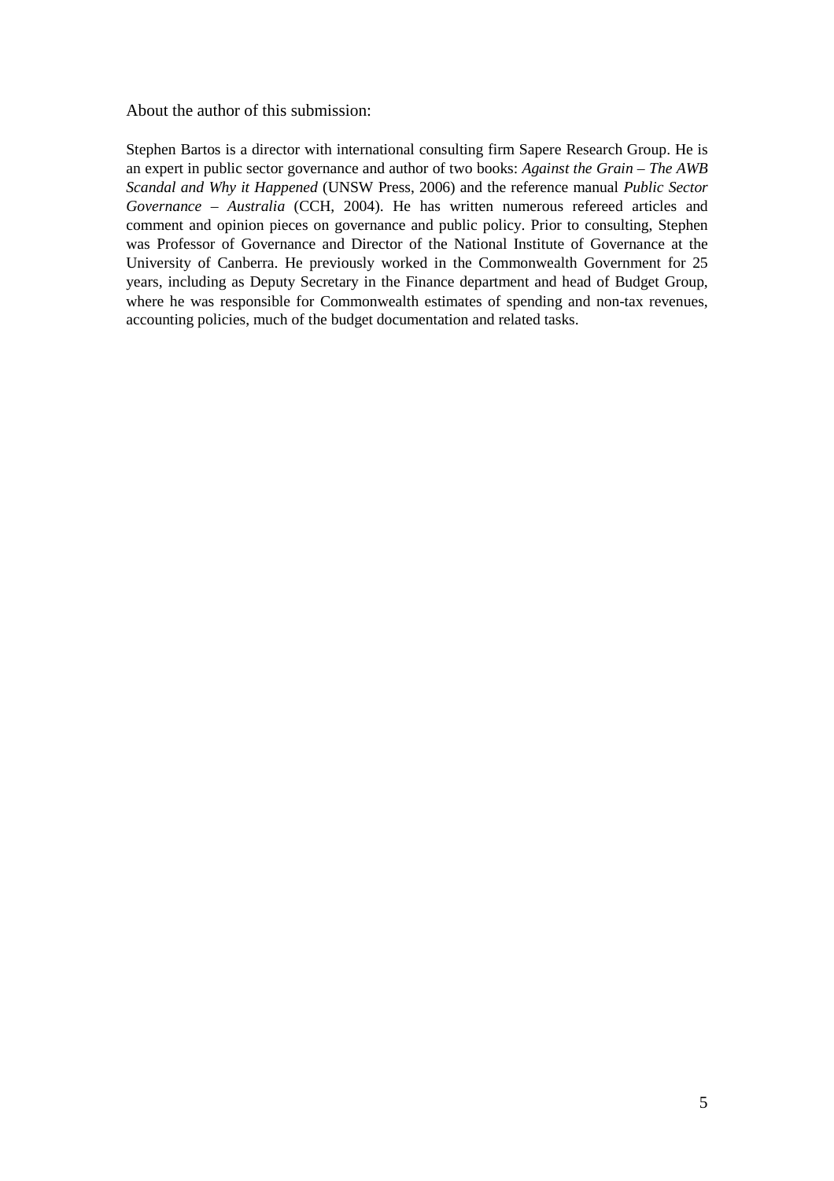About the author of this submission:

Stephen Bartos is a director with international consulting firm Sapere Research Group. He is an expert in public sector governance and author of two books: *Against the Grain – The AWB Scandal and Why it Happened* (UNSW Press, 2006) and the reference manual *Public Sector Governance – Australia* (CCH, 2004). He has written numerous refereed articles and comment and opinion pieces on governance and public policy. Prior to consulting, Stephen was Professor of Governance and Director of the National Institute of Governance at the University of Canberra. He previously worked in the Commonwealth Government for 25 years, including as Deputy Secretary in the Finance department and head of Budget Group, where he was responsible for Commonwealth estimates of spending and non-tax revenues, accounting policies, much of the budget documentation and related tasks.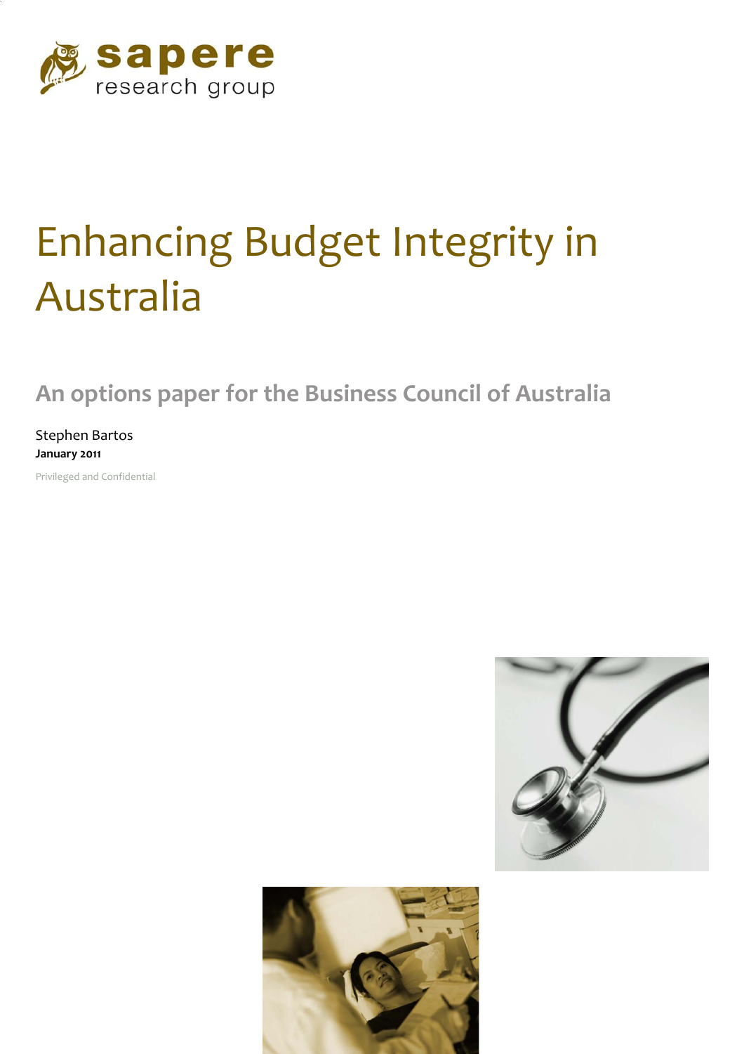sapere
research group

# Enhancing Budget Integrity in Australia

## An options paper for the Business Council of Australia

Stephen Bartos

**January 2011**

Privileged and Confidential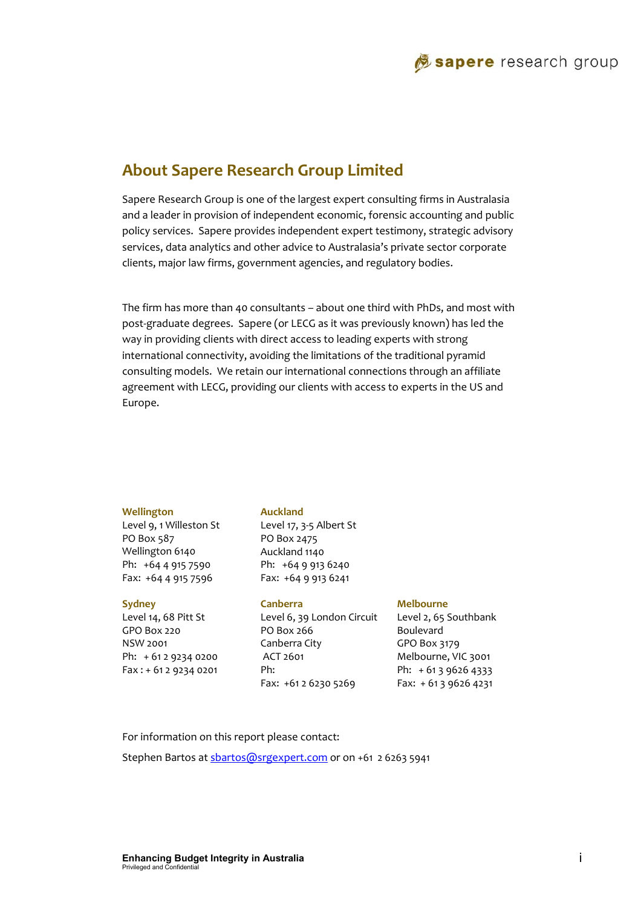## About Sapere Research Group Limited

Sapere Research Group is one of the largest expert consulting firms in Australasia and a leader in provision of independent economic, forensic accounting and public policy services. Sapere provides independent expert testimony, strategic advisory services, data analytics and other advice to Australasia's private sector corporate clients, major law firms, government agencies, and regulatory bodies.

The firm has more than 40 consultants – about one third with PhDs, and most with post-graduate degrees. Sapere (or LECG as it was previously known) has led the way in providing clients with direct access to leading experts with strong international connectivity, avoiding the limitations of the traditional pyramid consulting models. We retain our international connections through an affiliate agreement with LECG, providing our clients with access to experts in the US and Europe.

**Wellington**
Level 9, 1 Willeston St
PO Box 587
Wellington 6140
Ph: +64 4 915 7590
Fax: +64 4 915 7596

**Auckland**
Level 17, 3-5 Albert St
PO Box 2475
Auckland 1140
Ph: +64 9 913 6240
Fax: +64 9 913 6241

**Sydney**
Level 14, 68 Pitt St
GPO Box 220
NSW 2001
Ph: + 61 2 9234 0200
Fax : + 61 2 9234 0201

**Canberra**
Level 6, 39 London Circuit
PO Box 266
Canberra City
ACT 2601
Ph:
Fax: +61 2 6230 5269

**Melbourne**
Level 2, 65 Southbank Boulevard
GPO Box 3179
Melbourne, VIC 3001
Ph: + 61 3 9626 4333
Fax: + 61 3 9626 4231

For information on this report please contact:

Stephen Bartos at sbartos@srgexpert.com or on +61 2 6263 5941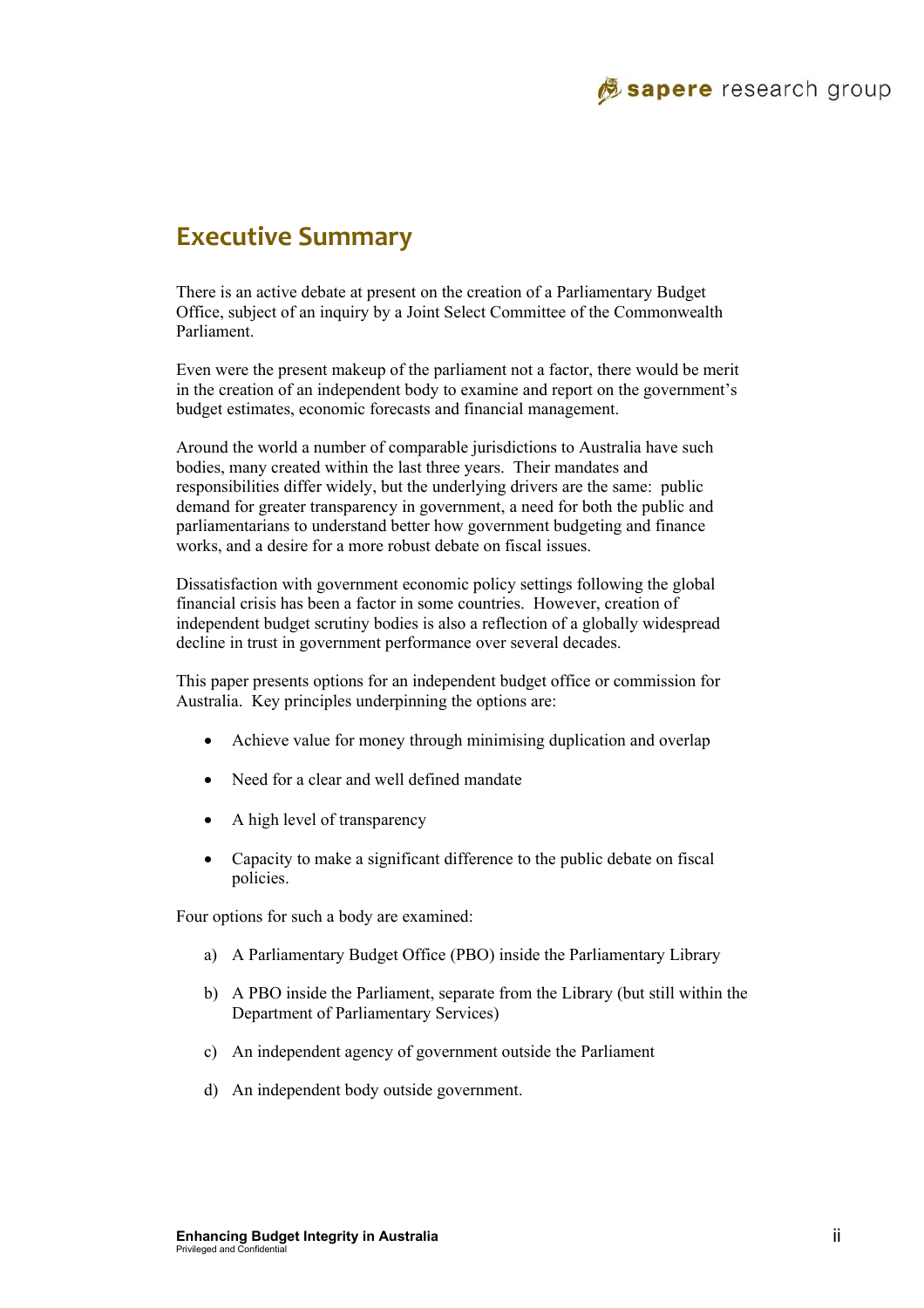# Executive Summary

There is an active debate at present on the creation of a Parliamentary Budget Office, subject of an inquiry by a Joint Select Committee of the Commonwealth Parliament.

Even were the present makeup of the parliament not a factor, there would be merit in the creation of an independent body to examine and report on the government's budget estimates, economic forecasts and financial management.

Around the world a number of comparable jurisdictions to Australia have such bodies, many created within the last three years. Their mandates and responsibilities differ widely, but the underlying drivers are the same: public demand for greater transparency in government, a need for both the public and parliamentarians to understand better how government budgeting and finance works, and a desire for a more robust debate on fiscal issues.

Dissatisfaction with government economic policy settings following the global financial crisis has been a factor in some countries. However, creation of independent budget scrutiny bodies is also a reflection of a globally widespread decline in trust in government performance over several decades.

This paper presents options for an independent budget office or commission for Australia. Key principles underpinning the options are:

- Achieve value for money through minimising duplication and overlap
- Need for a clear and well defined mandate
- A high level of transparency
- Capacity to make a significant difference to the public debate on fiscal policies.

Four options for such a body are examined:

a) A Parliamentary Budget Office (PBO) inside the Parliamentary Library

b) A PBO inside the Parliament, separate from the Library (but still within the Department of Parliamentary Services)

c) An independent agency of government outside the Parliament

d) An independent body outside government.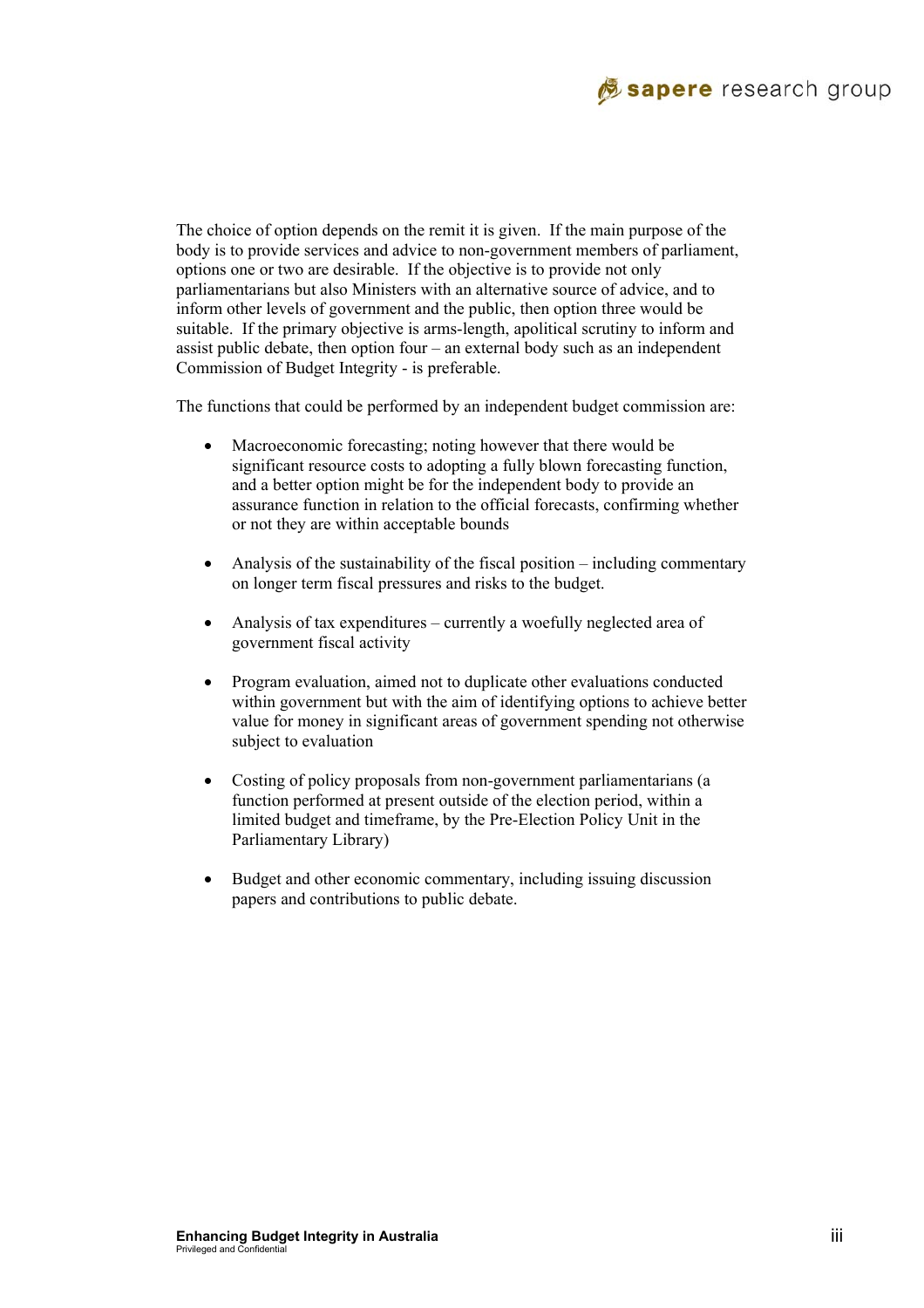The choice of option depends on the remit it is given. If the main purpose of the body is to provide services and advice to non-government members of parliament, options one or two are desirable. If the objective is to provide not only parliamentarians but also Ministers with an alternative source of advice, and to inform other levels of government and the public, then option three would be suitable. If the primary objective is arms-length, apolitical scrutiny to inform and assist public debate, then option four – an external body such as an independent Commission of Budget Integrity - is preferable.

The functions that could be performed by an independent budget commission are:

- Macroeconomic forecasting; noting however that there would be significant resource costs to adopting a fully blown forecasting function, and a better option might be for the independent body to provide an assurance function in relation to the official forecasts, confirming whether or not they are within acceptable bounds
- Analysis of the sustainability of the fiscal position – including commentary on longer term fiscal pressures and risks to the budget.
- Analysis of tax expenditures – currently a woefully neglected area of government fiscal activity
- Program evaluation, aimed not to duplicate other evaluations conducted within government but with the aim of identifying options to achieve better value for money in significant areas of government spending not otherwise subject to evaluation
- Costing of policy proposals from non-government parliamentarians (a function performed at present outside of the election period, within a limited budget and timeframe, by the Pre-Election Policy Unit in the Parliamentary Library)
- Budget and other economic commentary, including issuing discussion papers and contributions to public debate.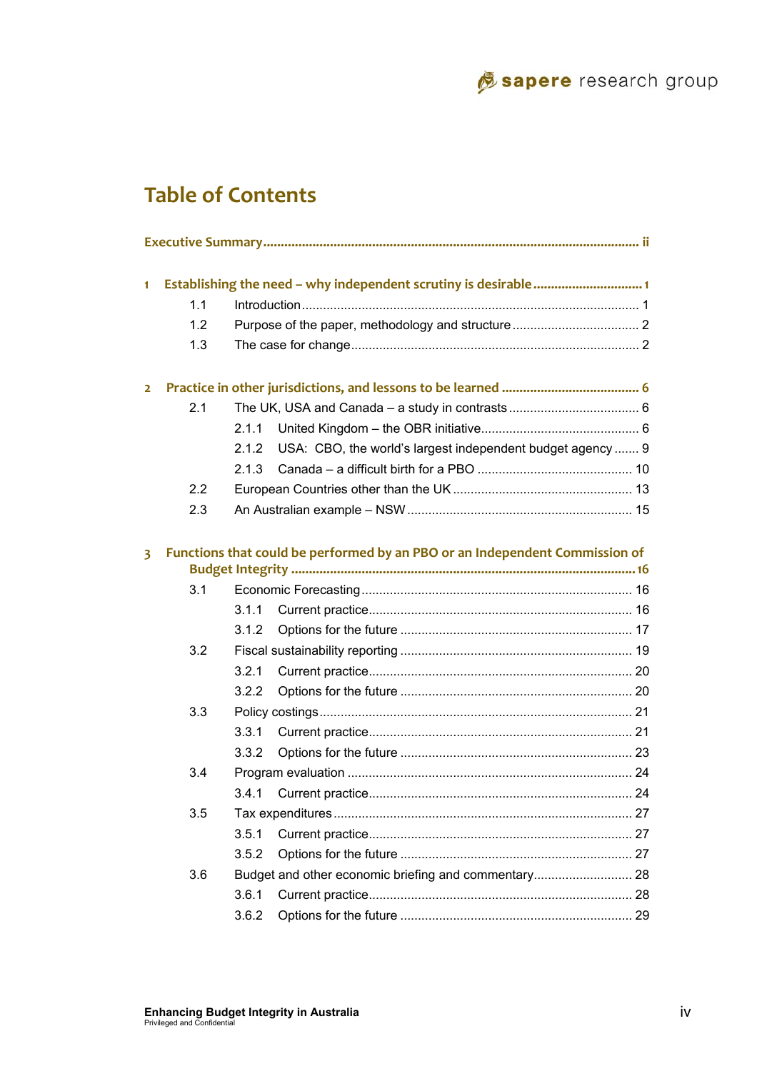# Table of Contents

**Executive Summary** ........................................................................................................ ii

**1 Establishing the need – why independent scrutiny is desirable** .............................. 1

- 1.1 Introduction ............................................................................................. 1
- 1.2 Purpose of the paper, methodology and structure .................................... 2
- 1.3 The case for change ................................................................................ 2

**2 Practice in other jurisdictions, and lessons to be learned** ...................................... 6

- 2.1 The UK, USA and Canada – a study in contrasts ..................................... 6
  - 2.1.1 United Kingdom – the OBR initiative ............................................ 6
  - 2.1.2 USA: CBO, the world's largest independent budget agency ....... 9
  - 2.1.3 Canada – a difficult birth for a PBO ............................................ 10
- 2.2 European Countries other than the UK .................................................. 13
- 2.3 An Australian example – NSW ............................................................... 15

**3 Functions that could be performed by an PBO or an Independent Commission of Budget Integrity** ................................................................................................ 16

- 3.1 Economic Forecasting ........................................................................... 16
  - 3.1.1 Current practice .......................................................................... 16
  - 3.1.2 Options for the future ................................................................. 17
- 3.2 Fiscal sustainability reporting ................................................................. 19
  - 3.2.1 Current practice .......................................................................... 20
  - 3.2.2 Options for the future ................................................................. 20
- 3.3 Policy costings ........................................................................................ 21
  - 3.3.1 Current practice .......................................................................... 21
  - 3.3.2 Options for the future ................................................................. 23
- 3.4 Program evaluation ................................................................................ 24
  - 3.4.1 Current practice .......................................................................... 24
- 3.5 Tax expenditures .................................................................................... 27
  - 3.5.1 Current practice .......................................................................... 27
  - 3.5.2 Options for the future ................................................................. 27
- 3.6 Budget and other economic briefing and commentary ............................ 28
  - 3.6.1 Current practice .......................................................................... 28
  - 3.6.2 Options for the future ................................................................. 29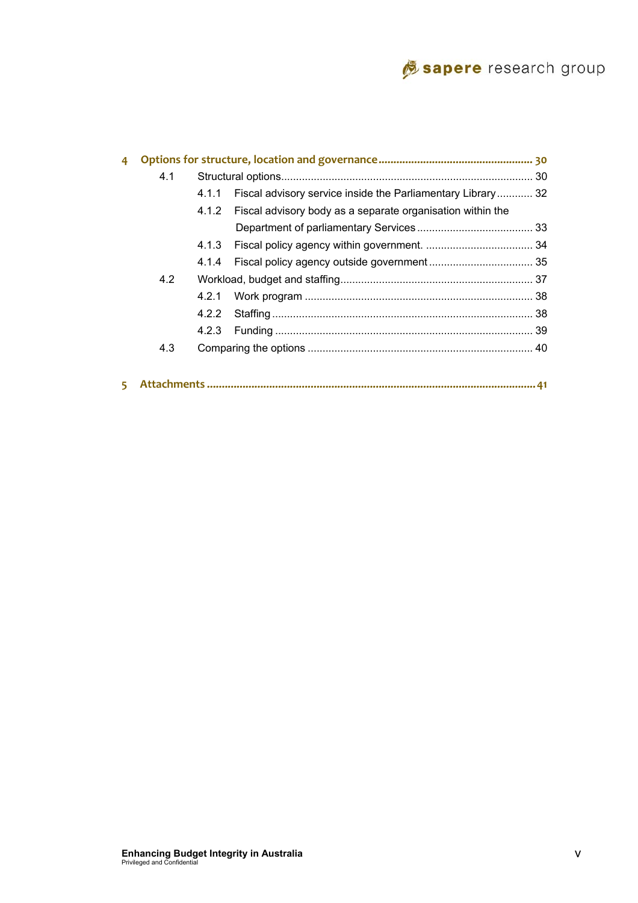4 Options for structure, location and governance ........ 30

- 4.1 Structural options ........ 30
  - 4.1.1 Fiscal advisory service inside the Parliamentary Library ........ 32
  - 4.1.2 Fiscal advisory body as a separate organisation within the Department of parliamentary Services ........ 33
  - 4.1.3 Fiscal policy agency within government. ........ 34
  - 4.1.4 Fiscal policy agency outside government ........ 35
- 4.2 Workload, budget and staffing ........ 37
  - 4.2.1 Work program ........ 38
  - 4.2.2 Staffing ........ 38
  - 4.2.3 Funding ........ 39
- 4.3 Comparing the options ........ 40

5 Attachments ........ 41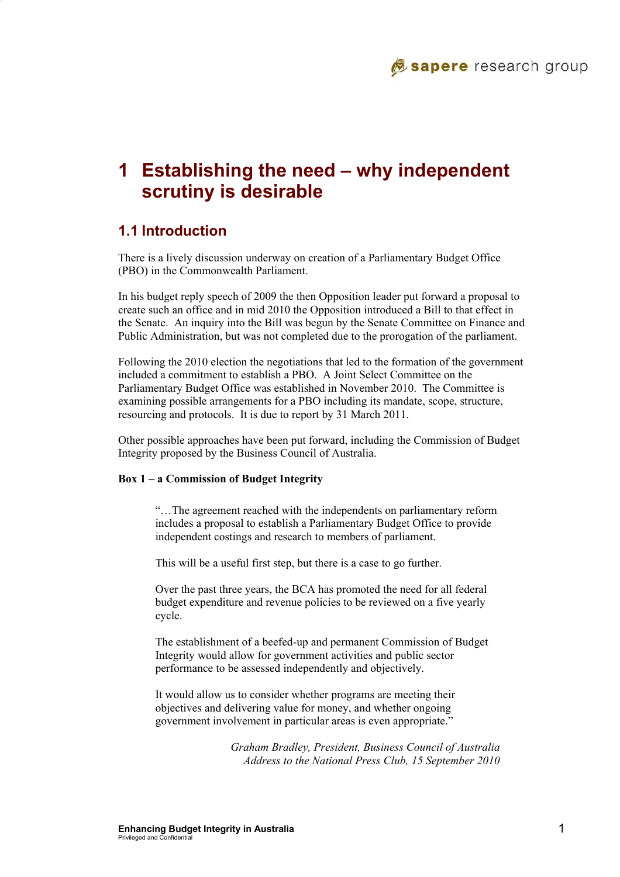# 1 Establishing the need – why independent scrutiny is desirable

## 1.1 Introduction

There is a lively discussion underway on creation of a Parliamentary Budget Office (PBO) in the Commonwealth Parliament.

In his budget reply speech of 2009 the then Opposition leader put forward a proposal to create such an office and in mid 2010 the Opposition introduced a Bill to that effect in the Senate. An inquiry into the Bill was begun by the Senate Committee on Finance and Public Administration, but was not completed due to the prorogation of the parliament.

Following the 2010 election the negotiations that led to the formation of the government included a commitment to establish a PBO. A Joint Select Committee on the Parliamentary Budget Office was established in November 2010. The Committee is examining possible arrangements for a PBO including its mandate, scope, structure, resourcing and protocols. It is due to report by 31 March 2011.

Other possible approaches have been put forward, including the Commission of Budget Integrity proposed by the Business Council of Australia.

**Box 1 – a Commission of Budget Integrity**

> "…The agreement reached with the independents on parliamentary reform includes a proposal to establish a Parliamentary Budget Office to provide independent costings and research to members of parliament.
>
> This will be a useful first step, but there is a case to go further.
>
> Over the past three years, the BCA has promoted the need for all federal budget expenditure and revenue policies to be reviewed on a five yearly cycle.
>
> The establishment of a beefed-up and permanent Commission of Budget Integrity would allow for government activities and public sector performance to be assessed independently and objectively.
>
> It would allow us to consider whether programs are meeting their objectives and delivering value for money, and whether ongoing government involvement in particular areas is even appropriate."
>
> *Graham Bradley, President, Business Council of Australia*
> *Address to the National Press Club, 15 September 2010*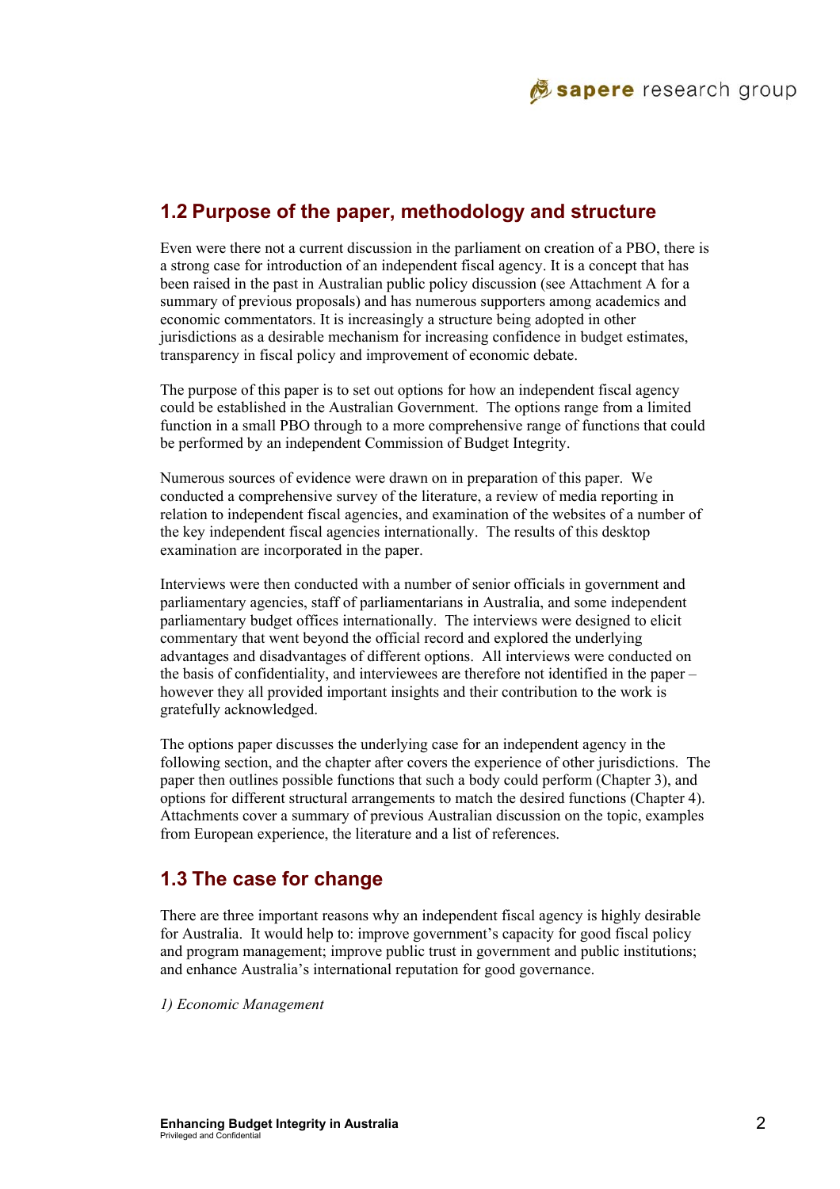## 1.2 Purpose of the paper, methodology and structure

Even were there not a current discussion in the parliament on creation of a PBO, there is a strong case for introduction of an independent fiscal agency. It is a concept that has been raised in the past in Australian public policy discussion (see Attachment A for a summary of previous proposals) and has numerous supporters among academics and economic commentators. It is increasingly a structure being adopted in other jurisdictions as a desirable mechanism for increasing confidence in budget estimates, transparency in fiscal policy and improvement of economic debate.

The purpose of this paper is to set out options for how an independent fiscal agency could be established in the Australian Government. The options range from a limited function in a small PBO through to a more comprehensive range of functions that could be performed by an independent Commission of Budget Integrity.

Numerous sources of evidence were drawn on in preparation of this paper. We conducted a comprehensive survey of the literature, a review of media reporting in relation to independent fiscal agencies, and examination of the websites of a number of the key independent fiscal agencies internationally. The results of this desktop examination are incorporated in the paper.

Interviews were then conducted with a number of senior officials in government and parliamentary agencies, staff of parliamentarians in Australia, and some independent parliamentary budget offices internationally. The interviews were designed to elicit commentary that went beyond the official record and explored the underlying advantages and disadvantages of different options. All interviews were conducted on the basis of confidentiality, and interviewees are therefore not identified in the paper – however they all provided important insights and their contribution to the work is gratefully acknowledged.

The options paper discusses the underlying case for an independent agency in the following section, and the chapter after covers the experience of other jurisdictions. The paper then outlines possible functions that such a body could perform (Chapter 3), and options for different structural arrangements to match the desired functions (Chapter 4). Attachments cover a summary of previous Australian discussion on the topic, examples from European experience, the literature and a list of references.

## 1.3 The case for change

There are three important reasons why an independent fiscal agency is highly desirable for Australia. It would help to: improve government's capacity for good fiscal policy and program management; improve public trust in government and public institutions; and enhance Australia's international reputation for good governance.

*1) Economic Management*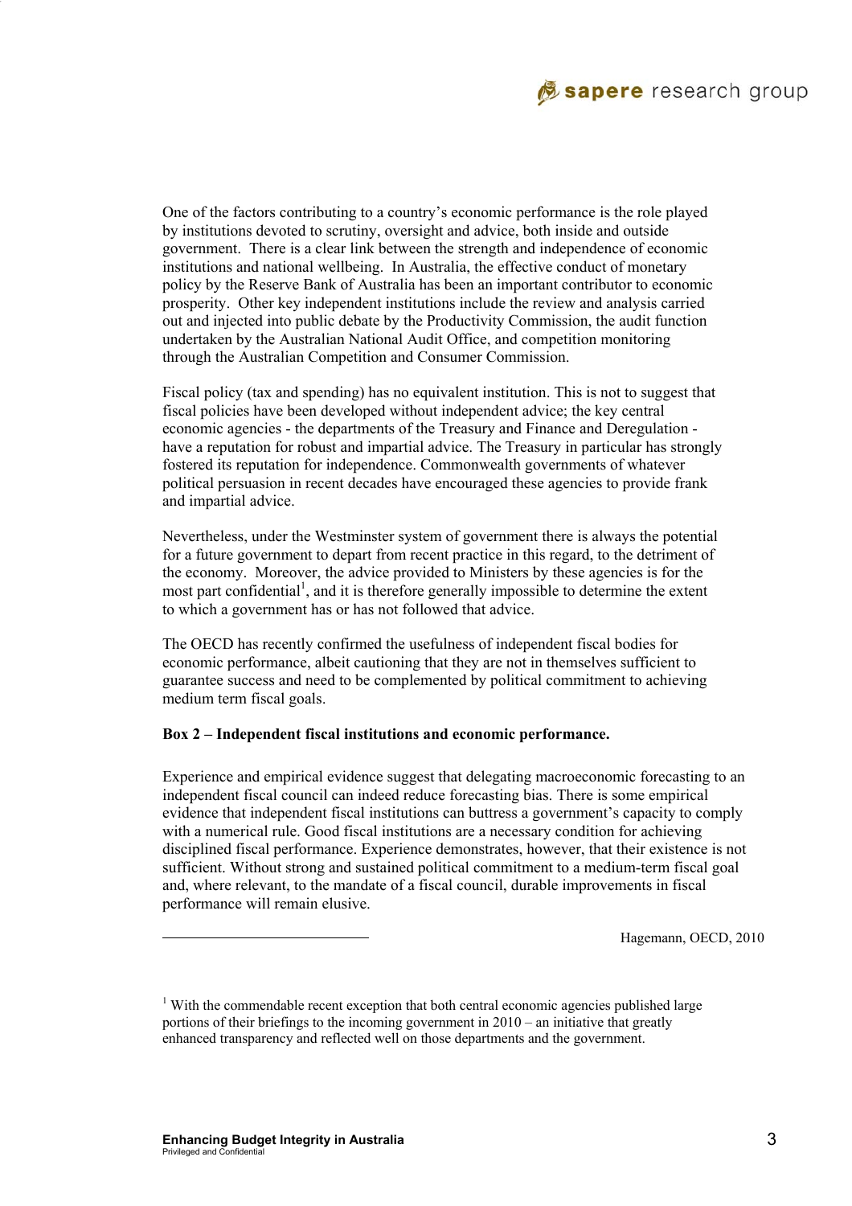One of the factors contributing to a country's economic performance is the role played by institutions devoted to scrutiny, oversight and advice, both inside and outside government. There is a clear link between the strength and independence of economic institutions and national wellbeing. In Australia, the effective conduct of monetary policy by the Reserve Bank of Australia has been an important contributor to economic prosperity. Other key independent institutions include the review and analysis carried out and injected into public debate by the Productivity Commission, the audit function undertaken by the Australian National Audit Office, and competition monitoring through the Australian Competition and Consumer Commission.

Fiscal policy (tax and spending) has no equivalent institution. This is not to suggest that fiscal policies have been developed without independent advice; the key central economic agencies - the departments of the Treasury and Finance and Deregulation - have a reputation for robust and impartial advice. The Treasury in particular has strongly fostered its reputation for independence. Commonwealth governments of whatever political persuasion in recent decades have encouraged these agencies to provide frank and impartial advice.

Nevertheless, under the Westminster system of government there is always the potential for a future government to depart from recent practice in this regard, to the detriment of the economy. Moreover, the advice provided to Ministers by these agencies is for the most part confidential[1], and it is therefore generally impossible to determine the extent to which a government has or has not followed that advice.

The OECD has recently confirmed the usefulness of independent fiscal bodies for economic performance, albeit cautioning that they are not in themselves sufficient to guarantee success and need to be complemented by political commitment to achieving medium term fiscal goals.

**Box 2 – Independent fiscal institutions and economic performance.**

Experience and empirical evidence suggest that delegating macroeconomic forecasting to an independent fiscal council can indeed reduce forecasting bias. There is some empirical evidence that independent fiscal institutions can buttress a government's capacity to comply with a numerical rule. Good fiscal institutions are a necessary condition for achieving disciplined fiscal performance. Experience demonstrates, however, that their existence is not sufficient. Without strong and sustained political commitment to a medium-term fiscal goal and, where relevant, to the mandate of a fiscal council, durable improvements in fiscal performance will remain elusive.

Hagemann, OECD, 2010

---

[1] With the commendable recent exception that both central economic agencies published large portions of their briefings to the incoming government in 2010 – an initiative that greatly enhanced transparency and reflected well on those departments and the government.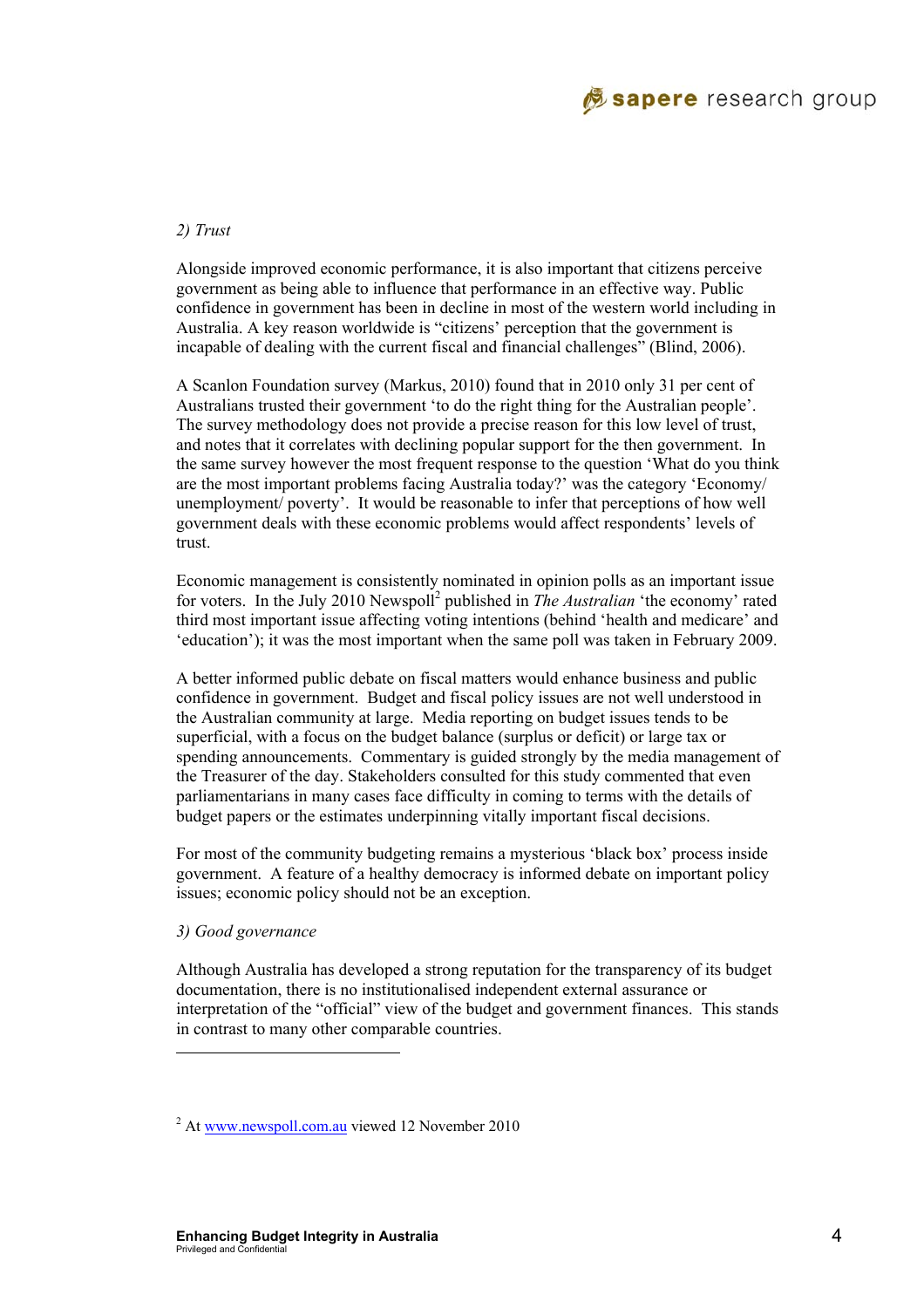*2) Trust*

Alongside improved economic performance, it is also important that citizens perceive government as being able to influence that performance in an effective way. Public confidence in government has been in decline in most of the western world including in Australia. A key reason worldwide is "citizens' perception that the government is incapable of dealing with the current fiscal and financial challenges" (Blind, 2006).

A Scanlon Foundation survey (Markus, 2010) found that in 2010 only 31 per cent of Australians trusted their government 'to do the right thing for the Australian people'. The survey methodology does not provide a precise reason for this low level of trust, and notes that it correlates with declining popular support for the then government. In the same survey however the most frequent response to the question 'What do you think are the most important problems facing Australia today?' was the category 'Economy/ unemployment/ poverty'. It would be reasonable to infer that perceptions of how well government deals with these economic problems would affect respondents' levels of trust.

Economic management is consistently nominated in opinion polls as an important issue for voters. In the July 2010 Newspoll[2] published in *The Australian* 'the economy' rated third most important issue affecting voting intentions (behind 'health and medicare' and 'education'); it was the most important when the same poll was taken in February 2009.

A better informed public debate on fiscal matters would enhance business and public confidence in government. Budget and fiscal policy issues are not well understood in the Australian community at large. Media reporting on budget issues tends to be superficial, with a focus on the budget balance (surplus or deficit) or large tax or spending announcements. Commentary is guided strongly by the media management of the Treasurer of the day. Stakeholders consulted for this study commented that even parliamentarians in many cases face difficulty in coming to terms with the details of budget papers or the estimates underpinning vitally important fiscal decisions.

For most of the community budgeting remains a mysterious 'black box' process inside government. A feature of a healthy democracy is informed debate on important policy issues; economic policy should not be an exception.

*3) Good governance*

Although Australia has developed a strong reputation for the transparency of its budget documentation, there is no institutionalised independent external assurance or interpretation of the "official" view of the budget and government finances. This stands in contrast to many other comparable countries.

---

[2] At www.newspoll.com.au viewed 12 November 2010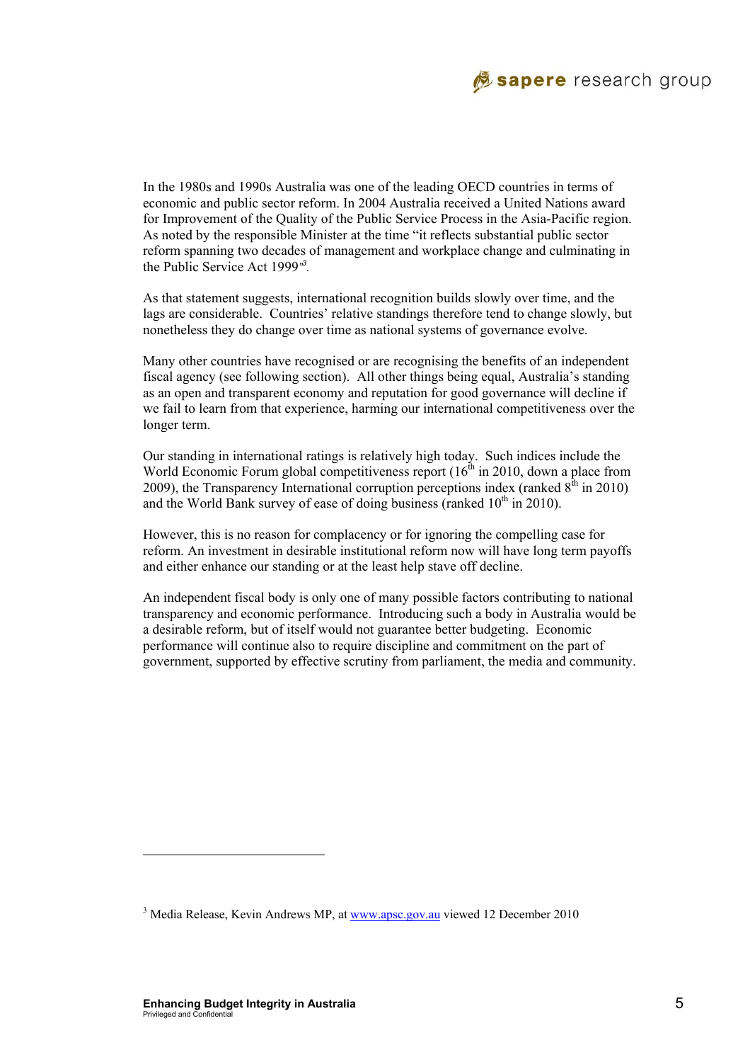In the 1980s and 1990s Australia was one of the leading OECD countries in terms of economic and public sector reform. In 2004 Australia received a United Nations award for Improvement of the Quality of the Public Service Process in the Asia-Pacific region. As noted by the responsible Minister at the time "it reflects substantial public sector reform spanning two decades of management and workplace change and culminating in the Public Service Act 1999"[3].

As that statement suggests, international recognition builds slowly over time, and the lags are considerable. Countries' relative standings therefore tend to change slowly, but nonetheless they do change over time as national systems of governance evolve.

Many other countries have recognised or are recognising the benefits of an independent fiscal agency (see following section). All other things being equal, Australia's standing as an open and transparent economy and reputation for good governance will decline if we fail to learn from that experience, harming our international competitiveness over the longer term.

Our standing in international ratings is relatively high today. Such indices include the World Economic Forum global competitiveness report (16th in 2010, down a place from 2009), the Transparency International corruption perceptions index (ranked 8th in 2010) and the World Bank survey of ease of doing business (ranked 10th in 2010).

However, this is no reason for complacency or for ignoring the compelling case for reform. An investment in desirable institutional reform now will have long term payoffs and either enhance our standing or at the least help stave off decline.

An independent fiscal body is only one of many possible factors contributing to national transparency and economic performance. Introducing such a body in Australia would be a desirable reform, but of itself would not guarantee better budgeting. Economic performance will continue also to require discipline and commitment on the part of government, supported by effective scrutiny from parliament, the media and community.

---

[3] Media Release, Kevin Andrews MP, at www.apsc.gov.au viewed 12 December 2010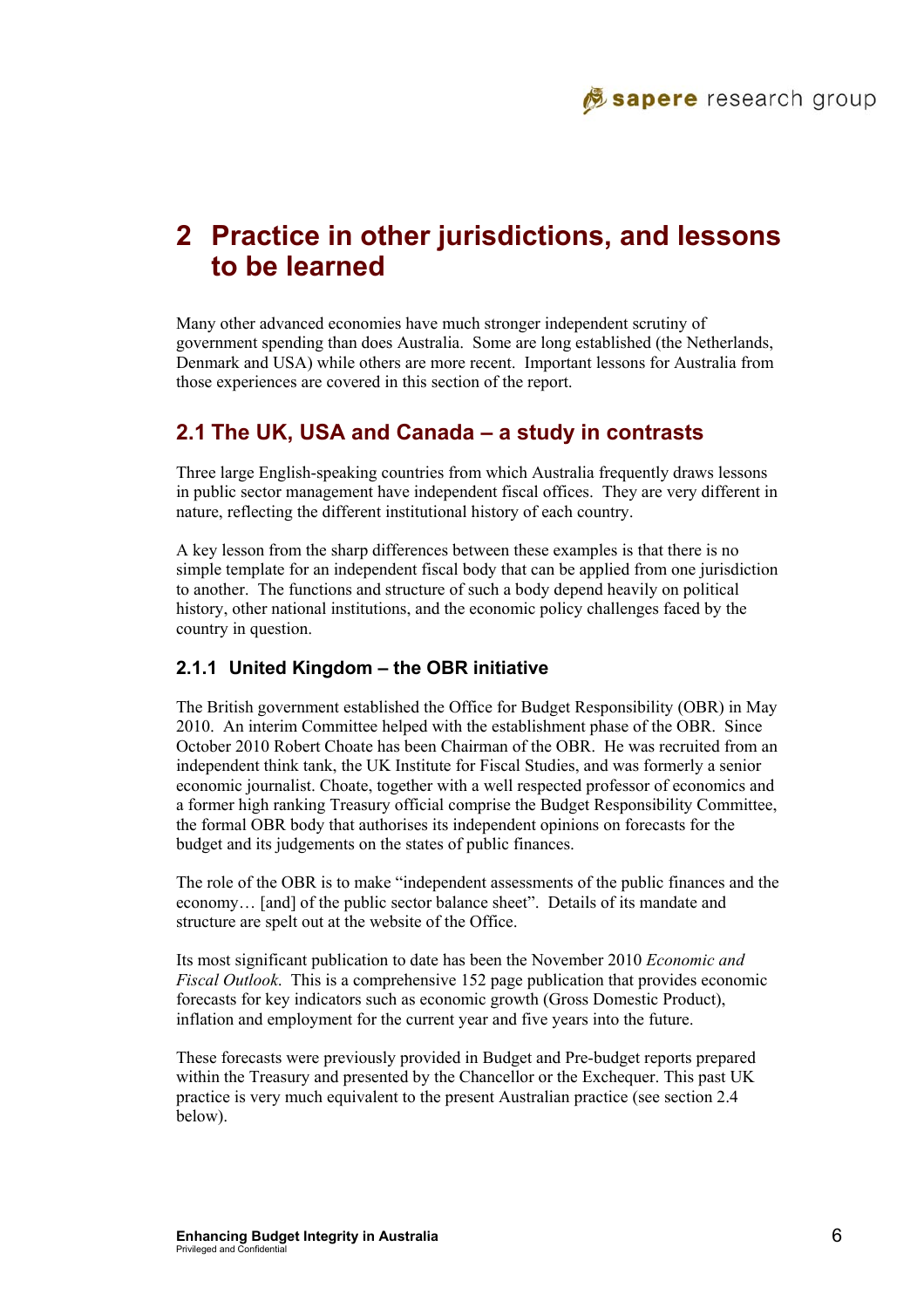# 2 Practice in other jurisdictions, and lessons to be learned

Many other advanced economies have much stronger independent scrutiny of government spending than does Australia. Some are long established (the Netherlands, Denmark and USA) while others are more recent. Important lessons for Australia from those experiences are covered in this section of the report.

## 2.1 The UK, USA and Canada – a study in contrasts

Three large English-speaking countries from which Australia frequently draws lessons in public sector management have independent fiscal offices. They are very different in nature, reflecting the different institutional history of each country.

A key lesson from the sharp differences between these examples is that there is no simple template for an independent fiscal body that can be applied from one jurisdiction to another. The functions and structure of such a body depend heavily on political history, other national institutions, and the economic policy challenges faced by the country in question.

### 2.1.1 United Kingdom – the OBR initiative

The British government established the Office for Budget Responsibility (OBR) in May 2010. An interim Committee helped with the establishment phase of the OBR. Since October 2010 Robert Choate has been Chairman of the OBR. He was recruited from an independent think tank, the UK Institute for Fiscal Studies, and was formerly a senior economic journalist. Choate, together with a well respected professor of economics and a former high ranking Treasury official comprise the Budget Responsibility Committee, the formal OBR body that authorises its independent opinions on forecasts for the budget and its judgements on the states of public finances.

The role of the OBR is to make "independent assessments of the public finances and the economy… [and] of the public sector balance sheet". Details of its mandate and structure are spelt out at the website of the Office.

Its most significant publication to date has been the November 2010 *Economic and Fiscal Outlook*. This is a comprehensive 152 page publication that provides economic forecasts for key indicators such as economic growth (Gross Domestic Product), inflation and employment for the current year and five years into the future.

These forecasts were previously provided in Budget and Pre-budget reports prepared within the Treasury and presented by the Chancellor or the Exchequer. This past UK practice is very much equivalent to the present Australian practice (see section 2.4 below).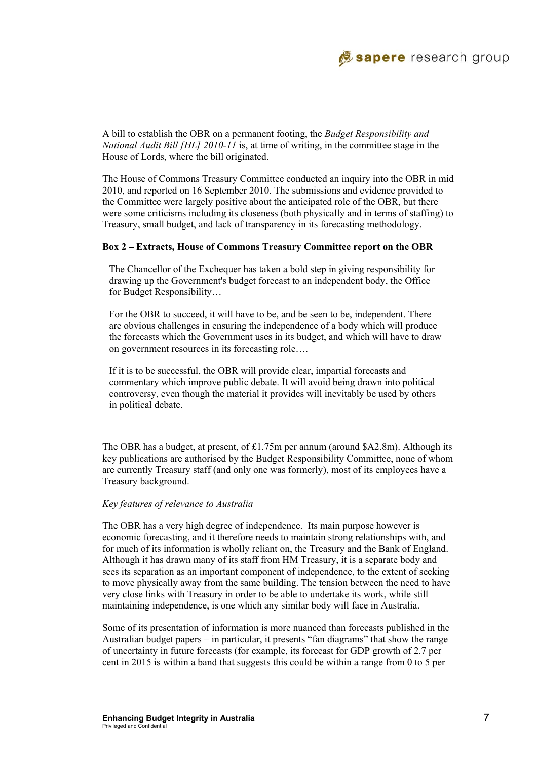A bill to establish the OBR on a permanent footing, the *Budget Responsibility and National Audit Bill [HL] 2010-11* is, at time of writing, in the committee stage in the House of Lords, where the bill originated.

The House of Commons Treasury Committee conducted an inquiry into the OBR in mid 2010, and reported on 16 September 2010. The submissions and evidence provided to the Committee were largely positive about the anticipated role of the OBR, but there were some criticisms including its closeness (both physically and in terms of staffing) to Treasury, small budget, and lack of transparency in its forecasting methodology.

**Box 2 – Extracts, House of Commons Treasury Committee report on the OBR**

> The Chancellor of the Exchequer has taken a bold step in giving responsibility for drawing up the Government's budget forecast to an independent body, the Office for Budget Responsibility…
>
> For the OBR to succeed, it will have to be, and be seen to be, independent. There are obvious challenges in ensuring the independence of a body which will produce the forecasts which the Government uses in its budget, and which will have to draw on government resources in its forecasting role….
>
> If it is to be successful, the OBR will provide clear, impartial forecasts and commentary which improve public debate. It will avoid being drawn into political controversy, even though the material it provides will inevitably be used by others in political debate.

The OBR has a budget, at present, of £1.75m per annum (around $A2.8m). Although its key publications are authorised by the Budget Responsibility Committee, none of whom are currently Treasury staff (and only one was formerly), most of its employees have a Treasury background.

*Key features of relevance to Australia*

The OBR has a very high degree of independence. Its main purpose however is economic forecasting, and it therefore needs to maintain strong relationships with, and for much of its information is wholly reliant on, the Treasury and the Bank of England. Although it has drawn many of its staff from HM Treasury, it is a separate body and sees its separation as an important component of independence, to the extent of seeking to move physically away from the same building. The tension between the need to have very close links with Treasury in order to be able to undertake its work, while still maintaining independence, is one which any similar body will face in Australia.

Some of its presentation of information is more nuanced than forecasts published in the Australian budget papers – in particular, it presents "fan diagrams" that show the range of uncertainty in future forecasts (for example, its forecast for GDP growth of 2.7 per cent in 2015 is within a band that suggests this could be within a range from 0 to 5 per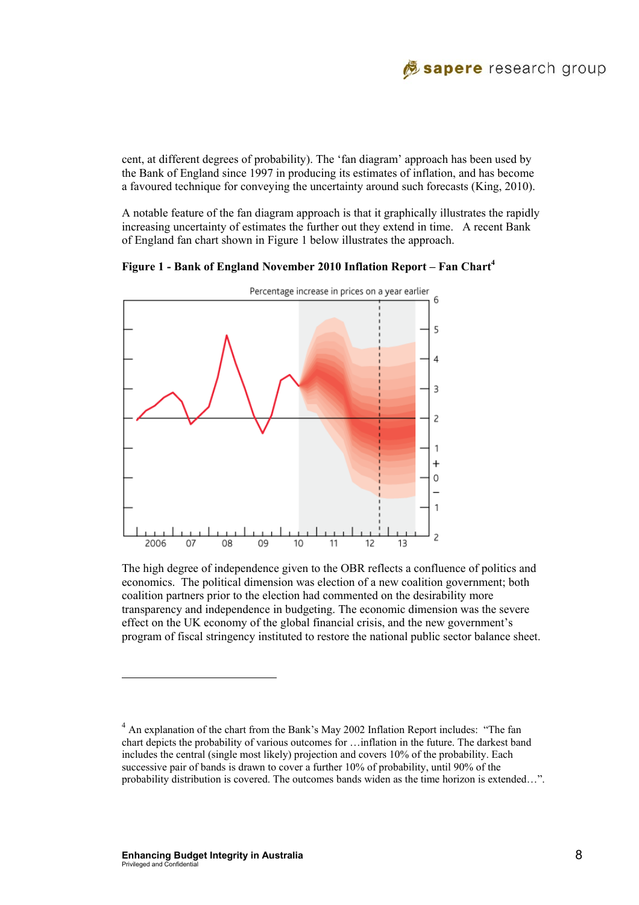cent, at different degrees of probability). The 'fan diagram' approach has been used by the Bank of England since 1997 in producing its estimates of inflation, and has become a favoured technique for conveying the uncertainty around such forecasts (King, 2010).

A notable feature of the fan diagram approach is that it graphically illustrates the rapidly increasing uncertainty of estimates the further out they extend in time. A recent Bank of England fan chart shown in Figure 1 below illustrates the approach.

**Figure 1 - Bank of England November 2010 Inflation Report – Fan Chart**[4]

The high degree of independence given to the OBR reflects a confluence of politics and economics. The political dimension was election of a new coalition government; both coalition partners prior to the election had commented on the desirability more transparency and independence in budgeting. The economic dimension was the severe effect on the UK economy of the global financial crisis, and the new government's program of fiscal stringency instituted to restore the national public sector balance sheet.

---

[4] An explanation of the chart from the Bank's May 2002 Inflation Report includes: "The fan chart depicts the probability of various outcomes for …inflation in the future. The darkest band includes the central (single most likely) projection and covers 10% of the probability. Each successive pair of bands is drawn to cover a further 10% of probability, until 90% of the probability distribution is covered. The outcomes bands widen as the time horizon is extended…".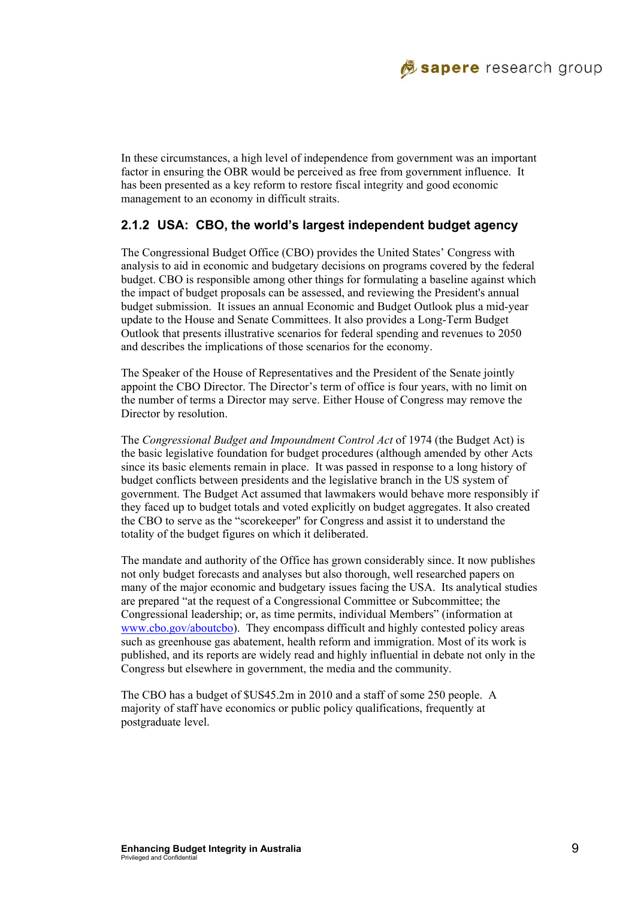In these circumstances, a high level of independence from government was an important factor in ensuring the OBR would be perceived as free from government influence. It has been presented as a key reform to restore fiscal integrity and good economic management to an economy in difficult straits.

### 2.1.2 USA: CBO, the world's largest independent budget agency

The Congressional Budget Office (CBO) provides the United States' Congress with analysis to aid in economic and budgetary decisions on programs covered by the federal budget. CBO is responsible among other things for formulating a baseline against which the impact of budget proposals can be assessed, and reviewing the President's annual budget submission. It issues an annual Economic and Budget Outlook plus a mid-year update to the House and Senate Committees. It also provides a Long-Term Budget Outlook that presents illustrative scenarios for federal spending and revenues to 2050 and describes the implications of those scenarios for the economy.

The Speaker of the House of Representatives and the President of the Senate jointly appoint the CBO Director. The Director's term of office is four years, with no limit on the number of terms a Director may serve. Either House of Congress may remove the Director by resolution.

The *Congressional Budget and Impoundment Control Act* of 1974 (the Budget Act) is the basic legislative foundation for budget procedures (although amended by other Acts since its basic elements remain in place. It was passed in response to a long history of budget conflicts between presidents and the legislative branch in the US system of government. The Budget Act assumed that lawmakers would behave more responsibly if they faced up to budget totals and voted explicitly on budget aggregates. It also created the CBO to serve as the "scorekeeper" for Congress and assist it to understand the totality of the budget figures on which it deliberated.

The mandate and authority of the Office has grown considerably since. It now publishes not only budget forecasts and analyses but also thorough, well researched papers on many of the major economic and budgetary issues facing the USA. Its analytical studies are prepared "at the request of a Congressional Committee or Subcommittee; the Congressional leadership; or, as time permits, individual Members" (information at www.cbo.gov/aboutcbo). They encompass difficult and highly contested policy areas such as greenhouse gas abatement, health reform and immigration. Most of its work is published, and its reports are widely read and highly influential in debate not only in the Congress but elsewhere in government, the media and the community.

The CBO has a budget of $US45.2m in 2010 and a staff of some 250 people. A majority of staff have economics or public policy qualifications, frequently at postgraduate level.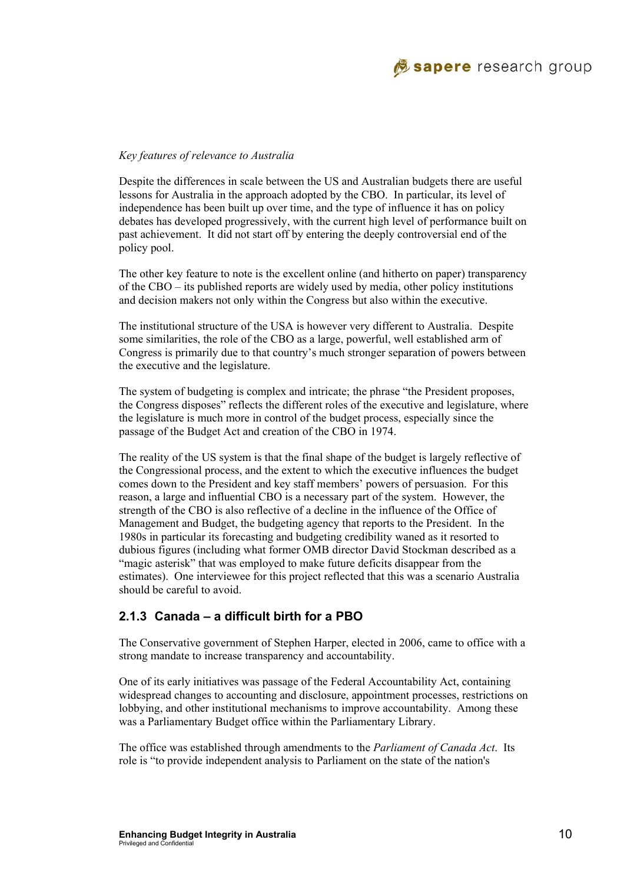*Key features of relevance to Australia*

Despite the differences in scale between the US and Australian budgets there are useful lessons for Australia in the approach adopted by the CBO. In particular, its level of independence has been built up over time, and the type of influence it has on policy debates has developed progressively, with the current high level of performance built on past achievement. It did not start off by entering the deeply controversial end of the policy pool.

The other key feature to note is the excellent online (and hitherto on paper) transparency of the CBO – its published reports are widely used by media, other policy institutions and decision makers not only within the Congress but also within the executive.

The institutional structure of the USA is however very different to Australia. Despite some similarities, the role of the CBO as a large, powerful, well established arm of Congress is primarily due to that country's much stronger separation of powers between the executive and the legislature.

The system of budgeting is complex and intricate; the phrase "the President proposes, the Congress disposes" reflects the different roles of the executive and legislature, where the legislature is much more in control of the budget process, especially since the passage of the Budget Act and creation of the CBO in 1974.

The reality of the US system is that the final shape of the budget is largely reflective of the Congressional process, and the extent to which the executive influences the budget comes down to the President and key staff members' powers of persuasion. For this reason, a large and influential CBO is a necessary part of the system. However, the strength of the CBO is also reflective of a decline in the influence of the Office of Management and Budget, the budgeting agency that reports to the President. In the 1980s in particular its forecasting and budgeting credibility waned as it resorted to dubious figures (including what former OMB director David Stockman described as a "magic asterisk" that was employed to make future deficits disappear from the estimates). One interviewee for this project reflected that this was a scenario Australia should be careful to avoid.

### 2.1.3 Canada – a difficult birth for a PBO

The Conservative government of Stephen Harper, elected in 2006, came to office with a strong mandate to increase transparency and accountability.

One of its early initiatives was passage of the Federal Accountability Act, containing widespread changes to accounting and disclosure, appointment processes, restrictions on lobbying, and other institutional mechanisms to improve accountability. Among these was a Parliamentary Budget office within the Parliamentary Library.

The office was established through amendments to the *Parliament of Canada Act*. Its role is "to provide independent analysis to Parliament on the state of the nation's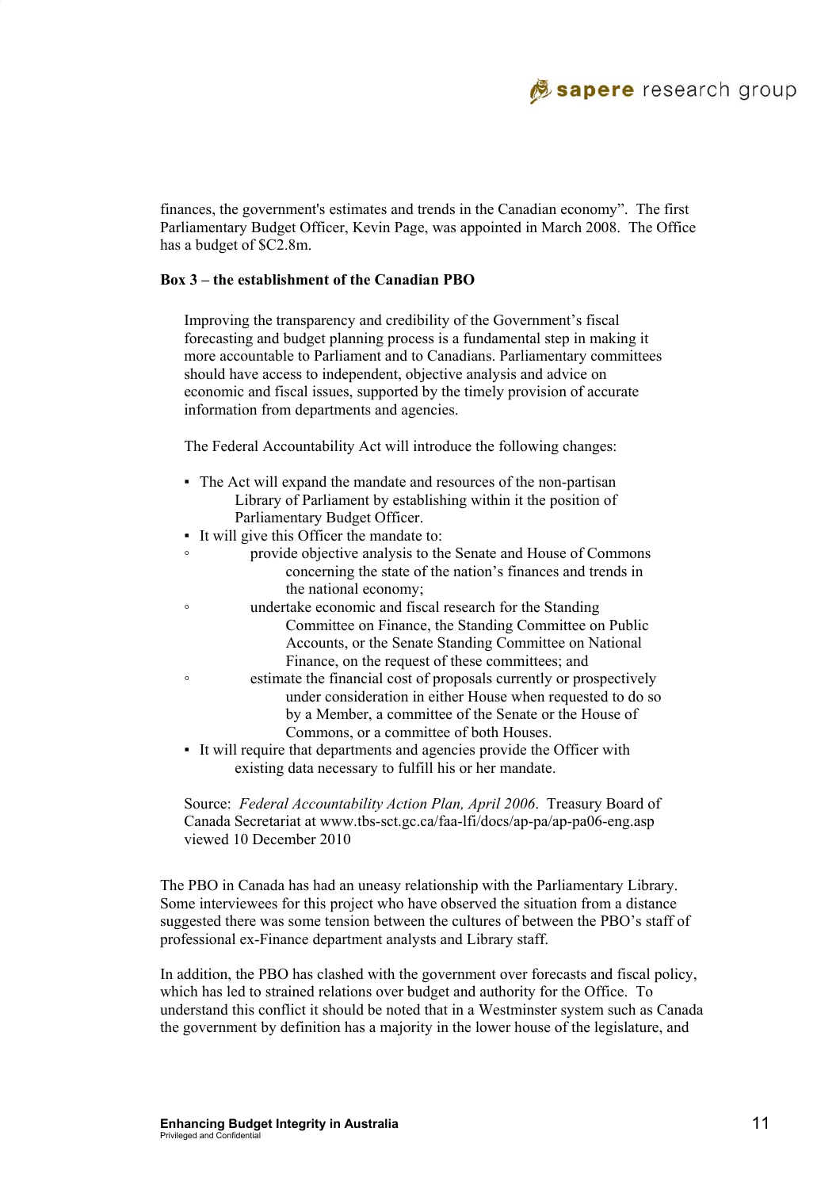finances, the government's estimates and trends in the Canadian economy". The first Parliamentary Budget Officer, Kevin Page, was appointed in March 2008. The Office has a budget of $C2.8m.

**Box 3 – the establishment of the Canadian PBO**

> Improving the transparency and credibility of the Government's fiscal forecasting and budget planning process is a fundamental step in making it more accountable to Parliament and to Canadians. Parliamentary committees should have access to independent, objective analysis and advice on economic and fiscal issues, supported by the timely provision of accurate information from departments and agencies.
>
> The Federal Accountability Act will introduce the following changes:
>
> - The Act will expand the mandate and resources of the non-partisan Library of Parliament by establishing within it the position of Parliamentary Budget Officer.
> - It will give this Officer the mandate to:
>   - provide objective analysis to the Senate and House of Commons concerning the state of the nation's finances and trends in the national economy;
>   - undertake economic and fiscal research for the Standing Committee on Finance, the Standing Committee on Public Accounts, or the Senate Standing Committee on National Finance, on the request of these committees; and
>   - estimate the financial cost of proposals currently or prospectively under consideration in either House when requested to do so by a Member, a committee of the Senate or the House of Commons, or a committee of both Houses.
> - It will require that departments and agencies provide the Officer with existing data necessary to fulfill his or her mandate.
>
> Source: *Federal Accountability Action Plan, April 2006*. Treasury Board of Canada Secretariat at www.tbs-sct.gc.ca/faa-lfi/docs/ap-pa/ap-pa06-eng.asp viewed 10 December 2010

The PBO in Canada has had an uneasy relationship with the Parliamentary Library. Some interviewees for this project who have observed the situation from a distance suggested there was some tension between the cultures of between the PBO's staff of professional ex-Finance department analysts and Library staff.

In addition, the PBO has clashed with the government over forecasts and fiscal policy, which has led to strained relations over budget and authority for the Office. To understand this conflict it should be noted that in a Westminster system such as Canada the government by definition has a majority in the lower house of the legislature, and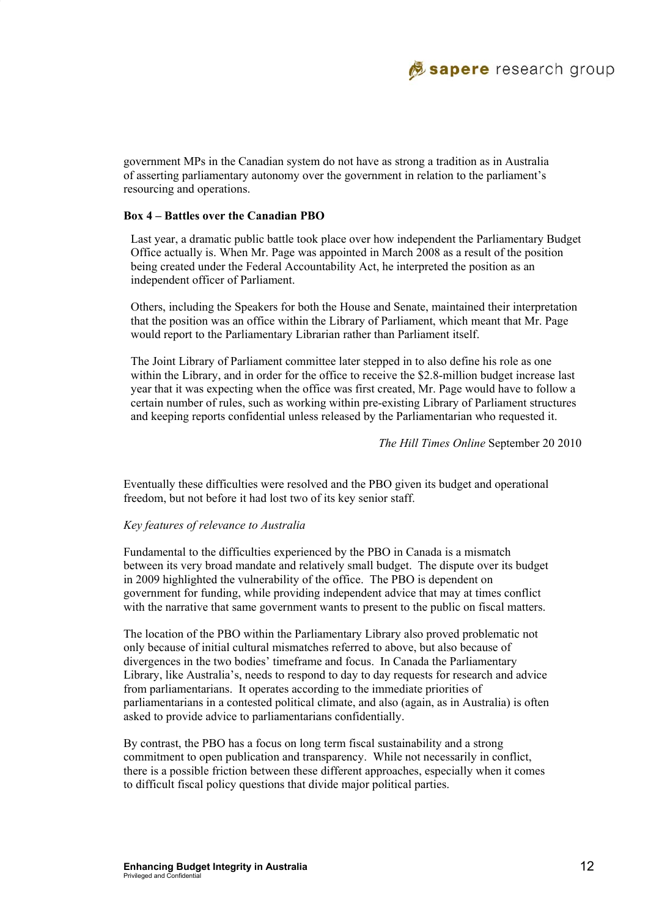government MPs in the Canadian system do not have as strong a tradition as in Australia of asserting parliamentary autonomy over the government in relation to the parliament's resourcing and operations.

**Box 4 – Battles over the Canadian PBO**

> Last year, a dramatic public battle took place over how independent the Parliamentary Budget Office actually is. When Mr. Page was appointed in March 2008 as a result of the position being created under the Federal Accountability Act, he interpreted the position as an independent officer of Parliament.
>
> Others, including the Speakers for both the House and Senate, maintained their interpretation that the position was an office within the Library of Parliament, which meant that Mr. Page would report to the Parliamentary Librarian rather than Parliament itself.
>
> The Joint Library of Parliament committee later stepped in to also define his role as one within the Library, and in order for the office to receive the $2.8-million budget increase last year that it was expecting when the office was first created, Mr. Page would have to follow a certain number of rules, such as working within pre-existing Library of Parliament structures and keeping reports confidential unless released by the Parliamentarian who requested it.
>
> *The Hill Times Online* September 20 2010

Eventually these difficulties were resolved and the PBO given its budget and operational freedom, but not before it had lost two of its key senior staff.

*Key features of relevance to Australia*

Fundamental to the difficulties experienced by the PBO in Canada is a mismatch between its very broad mandate and relatively small budget. The dispute over its budget in 2009 highlighted the vulnerability of the office. The PBO is dependent on government for funding, while providing independent advice that may at times conflict with the narrative that same government wants to present to the public on fiscal matters.

The location of the PBO within the Parliamentary Library also proved problematic not only because of initial cultural mismatches referred to above, but also because of divergences in the two bodies' timeframe and focus. In Canada the Parliamentary Library, like Australia's, needs to respond to day to day requests for research and advice from parliamentarians. It operates according to the immediate priorities of parliamentarians in a contested political climate, and also (again, as in Australia) is often asked to provide advice to parliamentarians confidentially.

By contrast, the PBO has a focus on long term fiscal sustainability and a strong commitment to open publication and transparency. While not necessarily in conflict, there is a possible friction between these different approaches, especially when it comes to difficult fiscal policy questions that divide major political parties.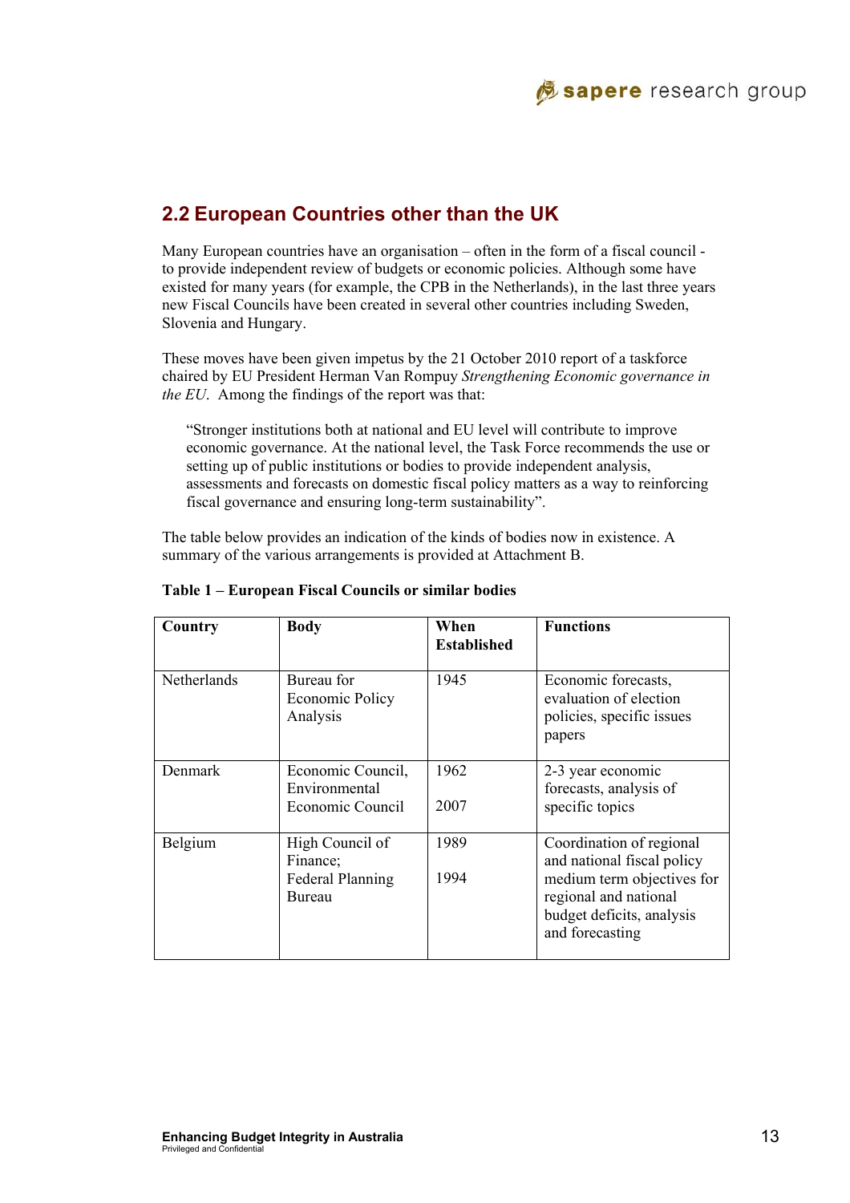## 2.2 European Countries other than the UK

Many European countries have an organisation – often in the form of a fiscal council - to provide independent review of budgets or economic policies. Although some have existed for many years (for example, the CPB in the Netherlands), in the last three years new Fiscal Councils have been created in several other countries including Sweden, Slovenia and Hungary.

These moves have been given impetus by the 21 October 2010 report of a taskforce chaired by EU President Herman Van Rompuy *Strengthening Economic governance in the EU*. Among the findings of the report was that:

> "Stronger institutions both at national and EU level will contribute to improve economic governance. At the national level, the Task Force recommends the use or setting up of public institutions or bodies to provide independent analysis, assessments and forecasts on domestic fiscal policy matters as a way to reinforcing fiscal governance and ensuring long-term sustainability".

The table below provides an indication of the kinds of bodies now in existence. A summary of the various arrangements is provided at Attachment B.

**Table 1 – European Fiscal Councils or similar bodies**

| Country | Body | When Established | Functions |
|---|---|---|---|
| Netherlands | Bureau for Economic Policy Analysis | 1945 | Economic forecasts, evaluation of election policies, specific issues papers |
| Denmark | Economic Council, Environmental Economic Council | 1962<br>2007 | 2-3 year economic forecasts, analysis of specific topics |
| Belgium | High Council of Finance;<br>Federal Planning Bureau | 1989<br>1994 | Coordination of regional and national fiscal policy medium term objectives for regional and national budget deficits, analysis and forecasting |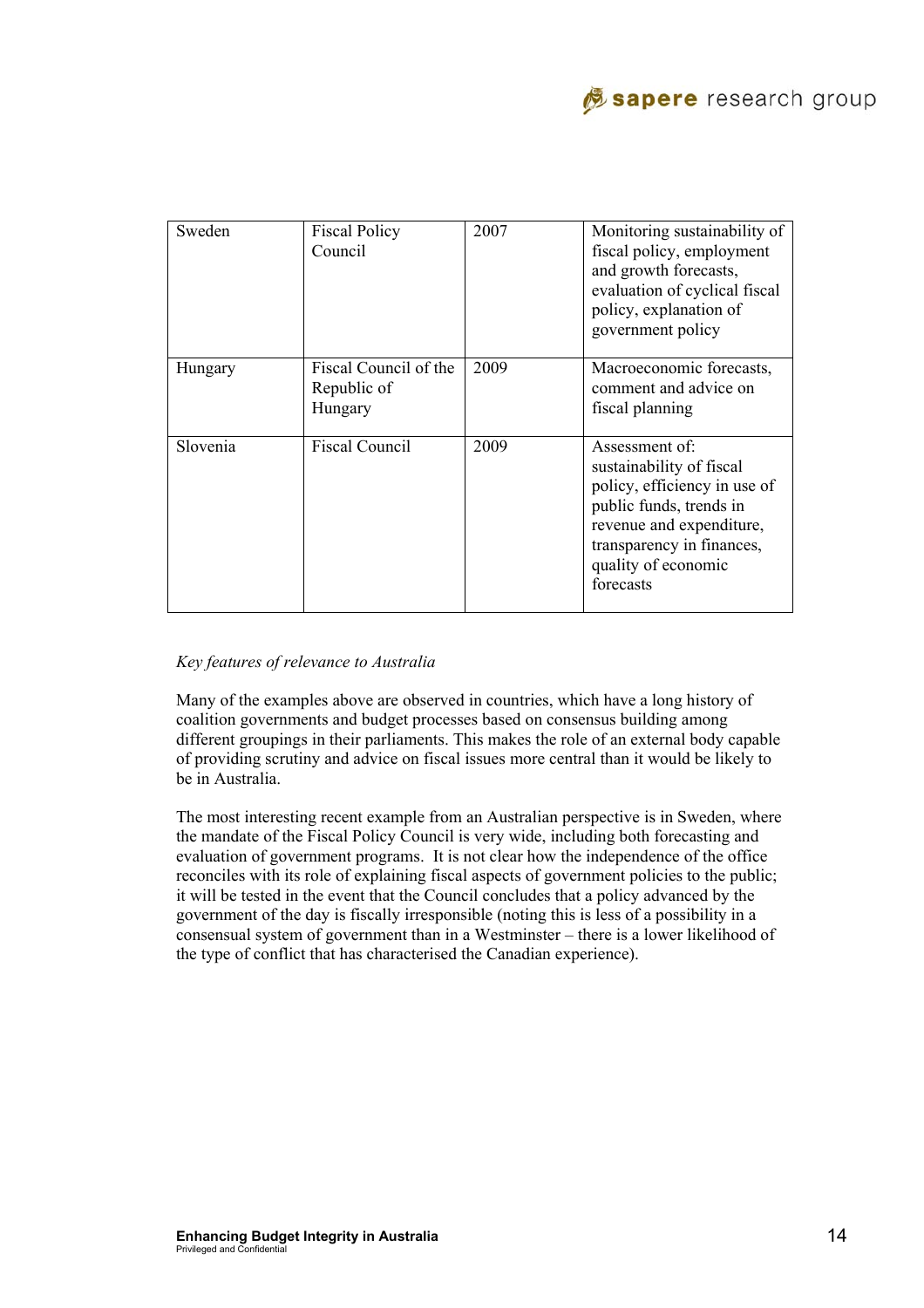| Sweden | Fiscal Policy Council | 2007 | Monitoring sustainability of fiscal policy, employment and growth forecasts, evaluation of cyclical fiscal policy, explanation of government policy |
|---|---|---|---|
| Hungary | Fiscal Council of the Republic of Hungary | 2009 | Macroeconomic forecasts, comment and advice on fiscal planning |
| Slovenia | Fiscal Council | 2009 | Assessment of: sustainability of fiscal policy, efficiency in use of public funds, trends in revenue and expenditure, transparency in finances, quality of economic forecasts |

*Key features of relevance to Australia*

Many of the examples above are observed in countries, which have a long history of coalition governments and budget processes based on consensus building among different groupings in their parliaments. This makes the role of an external body capable of providing scrutiny and advice on fiscal issues more central than it would be likely to be in Australia.

The most interesting recent example from an Australian perspective is in Sweden, where the mandate of the Fiscal Policy Council is very wide, including both forecasting and evaluation of government programs. It is not clear how the independence of the office reconciles with its role of explaining fiscal aspects of government policies to the public; it will be tested in the event that the Council concludes that a policy advanced by the government of the day is fiscally irresponsible (noting this is less of a possibility in a consensual system of government than in a Westminster – there is a lower likelihood of the type of conflict that has characterised the Canadian experience).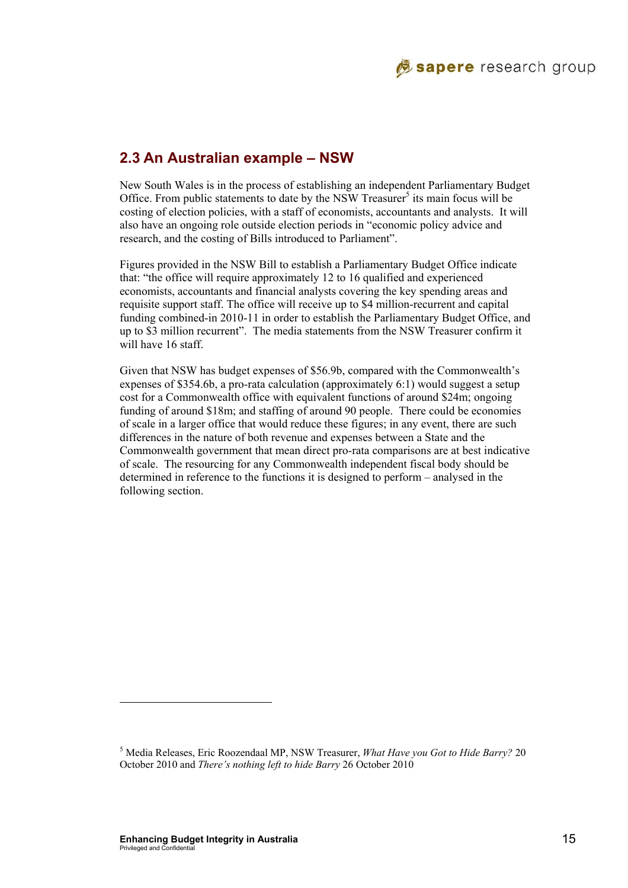## 2.3 An Australian example – NSW

New South Wales is in the process of establishing an independent Parliamentary Budget Office. From public statements to date by the NSW Treasurer[5] its main focus will be costing of election policies, with a staff of economists, accountants and analysts. It will also have an ongoing role outside election periods in "economic policy advice and research, and the costing of Bills introduced to Parliament".

Figures provided in the NSW Bill to establish a Parliamentary Budget Office indicate that: "the office will require approximately 12 to 16 qualified and experienced economists, accountants and financial analysts covering the key spending areas and requisite support staff. The office will receive up to $4 million-recurrent and capital funding combined-in 2010-11 in order to establish the Parliamentary Budget Office, and up to $3 million recurrent". The media statements from the NSW Treasurer confirm it will have 16 staff.

Given that NSW has budget expenses of $56.9b, compared with the Commonwealth's expenses of $354.6b, a pro-rata calculation (approximately 6:1) would suggest a setup cost for a Commonwealth office with equivalent functions of around $24m; ongoing funding of around $18m; and staffing of around 90 people. There could be economies of scale in a larger office that would reduce these figures; in any event, there are such differences in the nature of both revenue and expenses between a State and the Commonwealth government that mean direct pro-rata comparisons are at best indicative of scale. The resourcing for any Commonwealth independent fiscal body should be determined in reference to the functions it is designed to perform – analysed in the following section.

---

[5] Media Releases, Eric Roozendaal MP, NSW Treasurer, *What Have you Got to Hide Barry?* 20 October 2010 and *There's nothing left to hide Barry* 26 October 2010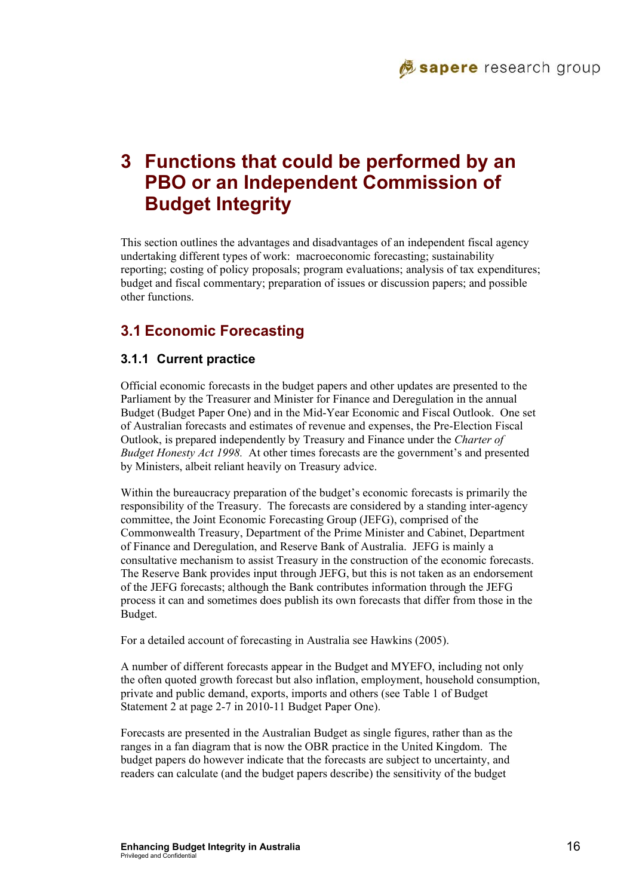# 3 Functions that could be performed by an PBO or an Independent Commission of Budget Integrity

This section outlines the advantages and disadvantages of an independent fiscal agency undertaking different types of work: macroeconomic forecasting; sustainability reporting; costing of policy proposals; program evaluations; analysis of tax expenditures; budget and fiscal commentary; preparation of issues or discussion papers; and possible other functions.

## 3.1 Economic Forecasting

### 3.1.1 Current practice

Official economic forecasts in the budget papers and other updates are presented to the Parliament by the Treasurer and Minister for Finance and Deregulation in the annual Budget (Budget Paper One) and in the Mid-Year Economic and Fiscal Outlook. One set of Australian forecasts and estimates of revenue and expenses, the Pre-Election Fiscal Outlook, is prepared independently by Treasury and Finance under the *Charter of Budget Honesty Act 1998.* At other times forecasts are the government's and presented by Ministers, albeit reliant heavily on Treasury advice.

Within the bureaucracy preparation of the budget's economic forecasts is primarily the responsibility of the Treasury. The forecasts are considered by a standing inter-agency committee, the Joint Economic Forecasting Group (JEFG), comprised of the Commonwealth Treasury, Department of the Prime Minister and Cabinet, Department of Finance and Deregulation, and Reserve Bank of Australia. JEFG is mainly a consultative mechanism to assist Treasury in the construction of the economic forecasts. The Reserve Bank provides input through JEFG, but this is not taken as an endorsement of the JEFG forecasts; although the Bank contributes information through the JEFG process it can and sometimes does publish its own forecasts that differ from those in the Budget.

For a detailed account of forecasting in Australia see Hawkins (2005).

A number of different forecasts appear in the Budget and MYEFO, including not only the often quoted growth forecast but also inflation, employment, household consumption, private and public demand, exports, imports and others (see Table 1 of Budget Statement 2 at page 2-7 in 2010-11 Budget Paper One).

Forecasts are presented in the Australian Budget as single figures, rather than as the ranges in a fan diagram that is now the OBR practice in the United Kingdom. The budget papers do however indicate that the forecasts are subject to uncertainty, and readers can calculate (and the budget papers describe) the sensitivity of the budget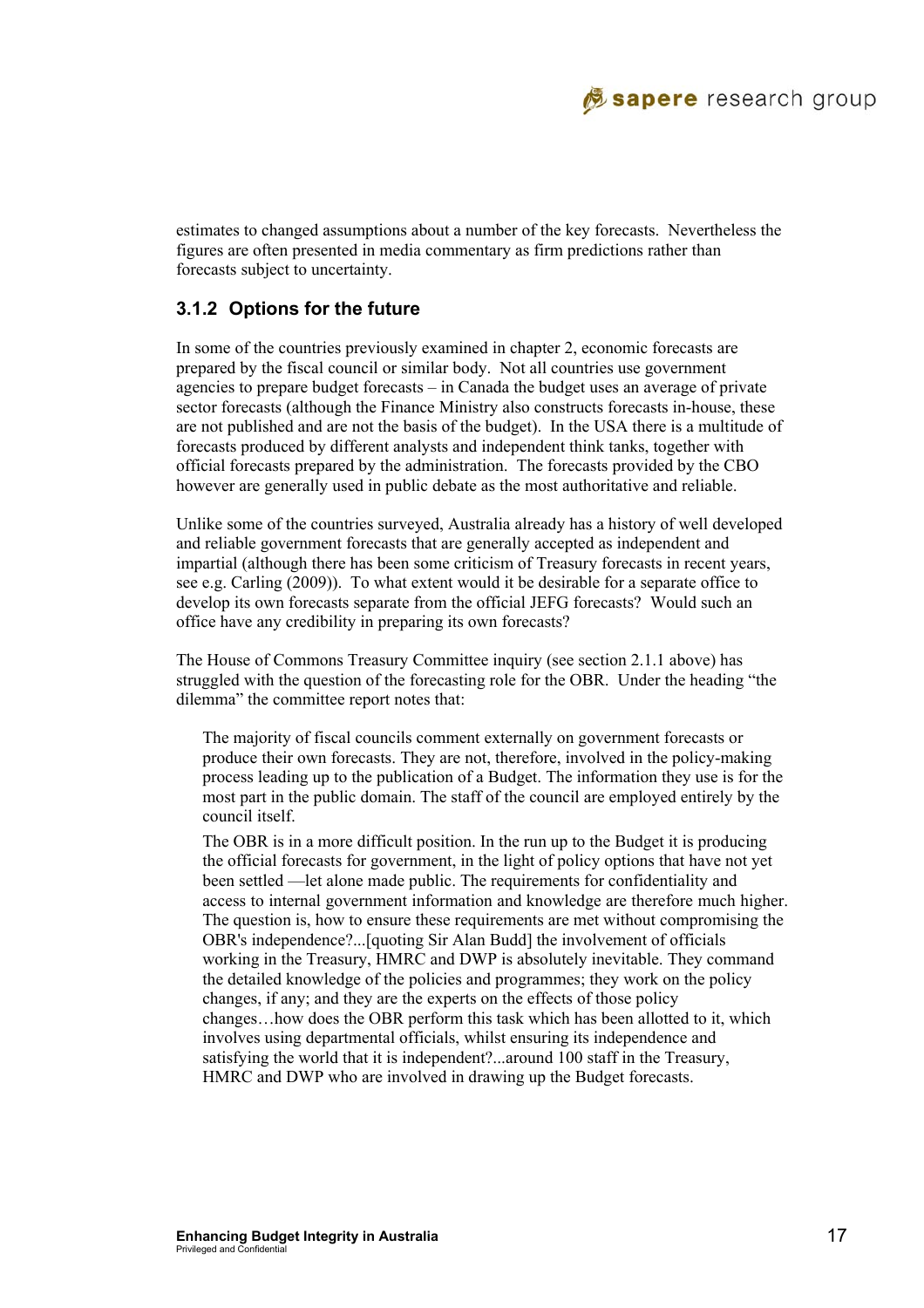estimates to changed assumptions about a number of the key forecasts. Nevertheless the figures are often presented in media commentary as firm predictions rather than forecasts subject to uncertainty.

### 3.1.2 Options for the future

In some of the countries previously examined in chapter 2, economic forecasts are prepared by the fiscal council or similar body. Not all countries use government agencies to prepare budget forecasts – in Canada the budget uses an average of private sector forecasts (although the Finance Ministry also constructs forecasts in-house, these are not published and are not the basis of the budget). In the USA there is a multitude of forecasts produced by different analysts and independent think tanks, together with official forecasts prepared by the administration. The forecasts provided by the CBO however are generally used in public debate as the most authoritative and reliable.

Unlike some of the countries surveyed, Australia already has a history of well developed and reliable government forecasts that are generally accepted as independent and impartial (although there has been some criticism of Treasury forecasts in recent years, see e.g. Carling (2009)). To what extent would it be desirable for a separate office to develop its own forecasts separate from the official JEFG forecasts? Would such an office have any credibility in preparing its own forecasts?

The House of Commons Treasury Committee inquiry (see section 2.1.1 above) has struggled with the question of the forecasting role for the OBR. Under the heading "the dilemma" the committee report notes that:

> The majority of fiscal councils comment externally on government forecasts or produce their own forecasts. They are not, therefore, involved in the policy-making process leading up to the publication of a Budget. The information they use is for the most part in the public domain. The staff of the council are employed entirely by the council itself.
>
> The OBR is in a more difficult position. In the run up to the Budget it is producing the official forecasts for government, in the light of policy options that have not yet been settled —let alone made public. The requirements for confidentiality and access to internal government information and knowledge are therefore much higher. The question is, how to ensure these requirements are met without compromising the OBR's independence?...[quoting Sir Alan Budd] the involvement of officials working in the Treasury, HMRC and DWP is absolutely inevitable. They command the detailed knowledge of the policies and programmes; they work on the policy changes, if any; and they are the experts on the effects of those policy changes…how does the OBR perform this task which has been allotted to it, which involves using departmental officials, whilst ensuring its independence and satisfying the world that it is independent?...around 100 staff in the Treasury, HMRC and DWP who are involved in drawing up the Budget forecasts.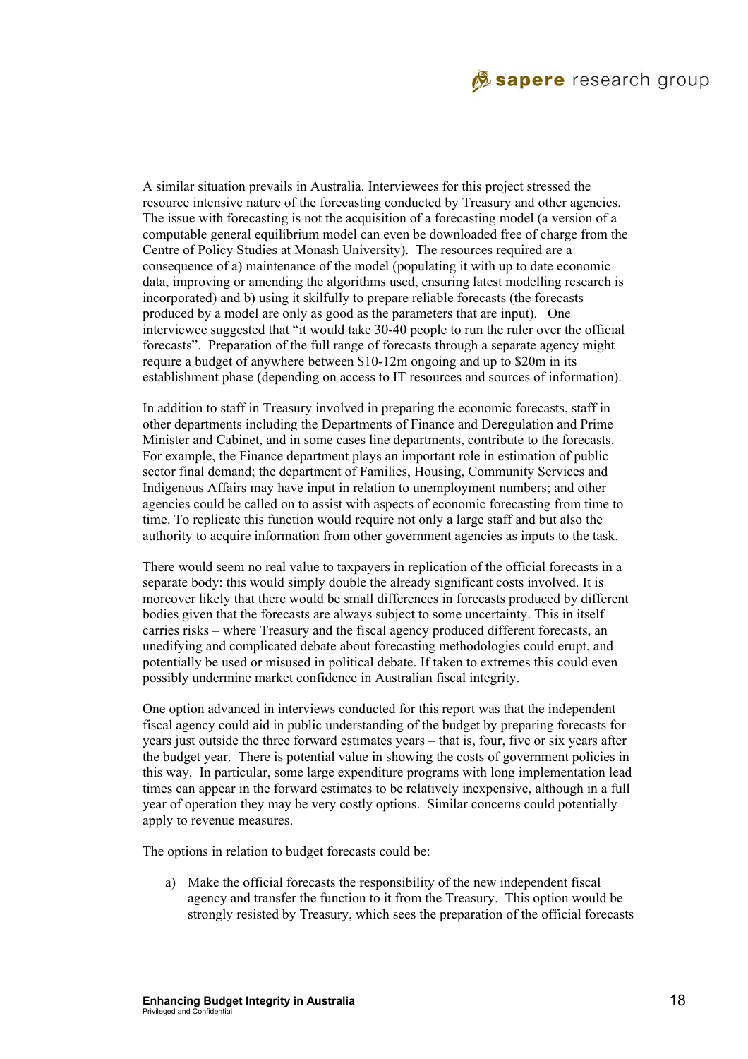A similar situation prevails in Australia. Interviewees for this project stressed the resource intensive nature of the forecasting conducted by Treasury and other agencies. The issue with forecasting is not the acquisition of a forecasting model (a version of a computable general equilibrium model can even be downloaded free of charge from the Centre of Policy Studies at Monash University). The resources required are a consequence of a) maintenance of the model (populating it with up to date economic data, improving or amending the algorithms used, ensuring latest modelling research is incorporated) and b) using it skilfully to prepare reliable forecasts (the forecasts produced by a model are only as good as the parameters that are input). One interviewee suggested that "it would take 30-40 people to run the ruler over the official forecasts". Preparation of the full range of forecasts through a separate agency might require a budget of anywhere between $10-12m ongoing and up to $20m in its establishment phase (depending on access to IT resources and sources of information).

In addition to staff in Treasury involved in preparing the economic forecasts, staff in other departments including the Departments of Finance and Deregulation and Prime Minister and Cabinet, and in some cases line departments, contribute to the forecasts. For example, the Finance department plays an important role in estimation of public sector final demand; the department of Families, Housing, Community Services and Indigenous Affairs may have input in relation to unemployment numbers; and other agencies could be called on to assist with aspects of economic forecasting from time to time. To replicate this function would require not only a large staff and but also the authority to acquire information from other government agencies as inputs to the task.

There would seem no real value to taxpayers in replication of the official forecasts in a separate body: this would simply double the already significant costs involved. It is moreover likely that there would be small differences in forecasts produced by different bodies given that the forecasts are always subject to some uncertainty. This in itself carries risks – where Treasury and the fiscal agency produced different forecasts, an unedifying and complicated debate about forecasting methodologies could erupt, and potentially be used or misused in political debate. If taken to extremes this could even possibly undermine market confidence in Australian fiscal integrity.

One option advanced in interviews conducted for this report was that the independent fiscal agency could aid in public understanding of the budget by preparing forecasts for years just outside the three forward estimates years – that is, four, five or six years after the budget year. There is potential value in showing the costs of government policies in this way. In particular, some large expenditure programs with long implementation lead times can appear in the forward estimates to be relatively inexpensive, although in a full year of operation they may be very costly options. Similar concerns could potentially apply to revenue measures.

The options in relation to budget forecasts could be:

a) Make the official forecasts the responsibility of the new independent fiscal agency and transfer the function to it from the Treasury. This option would be strongly resisted by Treasury, which sees the preparation of the official forecasts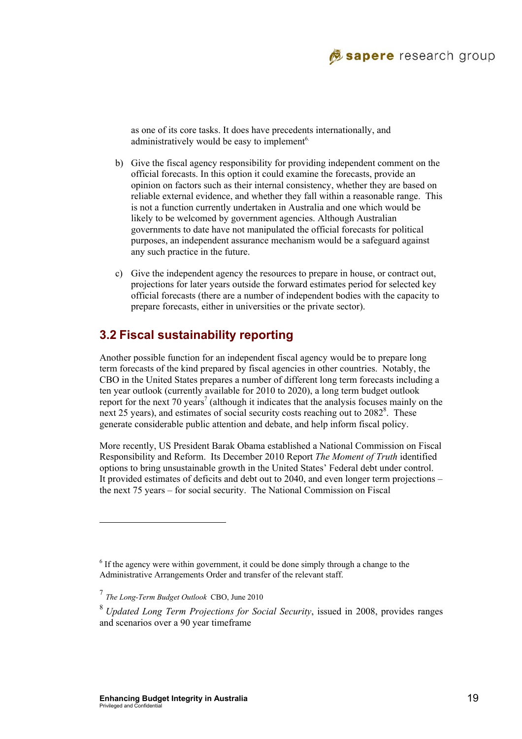as one of its core tasks. It does have precedents internationally, and administratively would be easy to implement[6].

b) Give the fiscal agency responsibility for providing independent comment on the official forecasts. In this option it could examine the forecasts, provide an opinion on factors such as their internal consistency, whether they are based on reliable external evidence, and whether they fall within a reasonable range. This is not a function currently undertaken in Australia and one which would be likely to be welcomed by government agencies. Although Australian governments to date have not manipulated the official forecasts for political purposes, an independent assurance mechanism would be a safeguard against any such practice in the future.

c) Give the independent agency the resources to prepare in house, or contract out, projections for later years outside the forward estimates period for selected key official forecasts (there are a number of independent bodies with the capacity to prepare forecasts, either in universities or the private sector).

## 3.2 Fiscal sustainability reporting

Another possible function for an independent fiscal agency would be to prepare long term forecasts of the kind prepared by fiscal agencies in other countries. Notably, the CBO in the United States prepares a number of different long term forecasts including a ten year outlook (currently available for 2010 to 2020), a long term budget outlook report for the next 70 years[7] (although it indicates that the analysis focuses mainly on the next 25 years), and estimates of social security costs reaching out to 2082[8]. These generate considerable public attention and debate, and help inform fiscal policy.

More recently, US President Barak Obama established a National Commission on Fiscal Responsibility and Reform. Its December 2010 Report *The Moment of Truth* identified options to bring unsustainable growth in the United States' Federal debt under control. It provided estimates of deficits and debt out to 2040, and even longer term projections – the next 75 years – for social security. The National Commission on Fiscal

---

[6] If the agency were within government, it could be done simply through a change to the Administrative Arrangements Order and transfer of the relevant staff.

[7] *The Long-Term Budget Outlook* CBO, June 2010

[8] *Updated Long Term Projections for Social Security*, issued in 2008, provides ranges and scenarios over a 90 year timeframe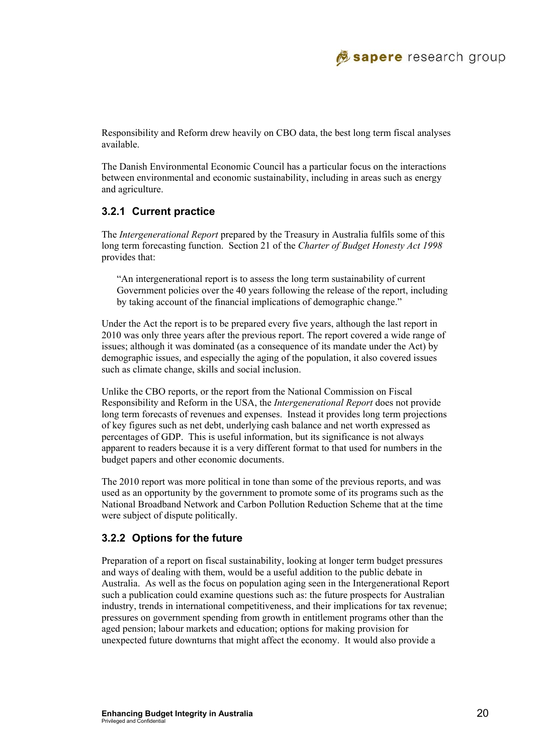Responsibility and Reform drew heavily on CBO data, the best long term fiscal analyses available.

The Danish Environmental Economic Council has a particular focus on the interactions between environmental and economic sustainability, including in areas such as energy and agriculture.

### 3.2.1 Current practice

The *Intergenerational Report* prepared by the Treasury in Australia fulfils some of this long term forecasting function. Section 21 of the *Charter of Budget Honesty Act 1998* provides that:

> "An intergenerational report is to assess the long term sustainability of current Government policies over the 40 years following the release of the report, including by taking account of the financial implications of demographic change."

Under the Act the report is to be prepared every five years, although the last report in 2010 was only three years after the previous report. The report covered a wide range of issues; although it was dominated (as a consequence of its mandate under the Act) by demographic issues, and especially the aging of the population, it also covered issues such as climate change, skills and social inclusion.

Unlike the CBO reports, or the report from the National Commission on Fiscal Responsibility and Reform in the USA, the *Intergenerational Report* does not provide long term forecasts of revenues and expenses. Instead it provides long term projections of key figures such as net debt, underlying cash balance and net worth expressed as percentages of GDP. This is useful information, but its significance is not always apparent to readers because it is a very different format to that used for numbers in the budget papers and other economic documents.

The 2010 report was more political in tone than some of the previous reports, and was used as an opportunity by the government to promote some of its programs such as the National Broadband Network and Carbon Pollution Reduction Scheme that at the time were subject of dispute politically.

### 3.2.2 Options for the future

Preparation of a report on fiscal sustainability, looking at longer term budget pressures and ways of dealing with them, would be a useful addition to the public debate in Australia. As well as the focus on population aging seen in the Intergenerational Report such a publication could examine questions such as: the future prospects for Australian industry, trends in international competitiveness, and their implications for tax revenue; pressures on government spending from growth in entitlement programs other than the aged pension; labour markets and education; options for making provision for unexpected future downturns that might affect the economy. It would also provide a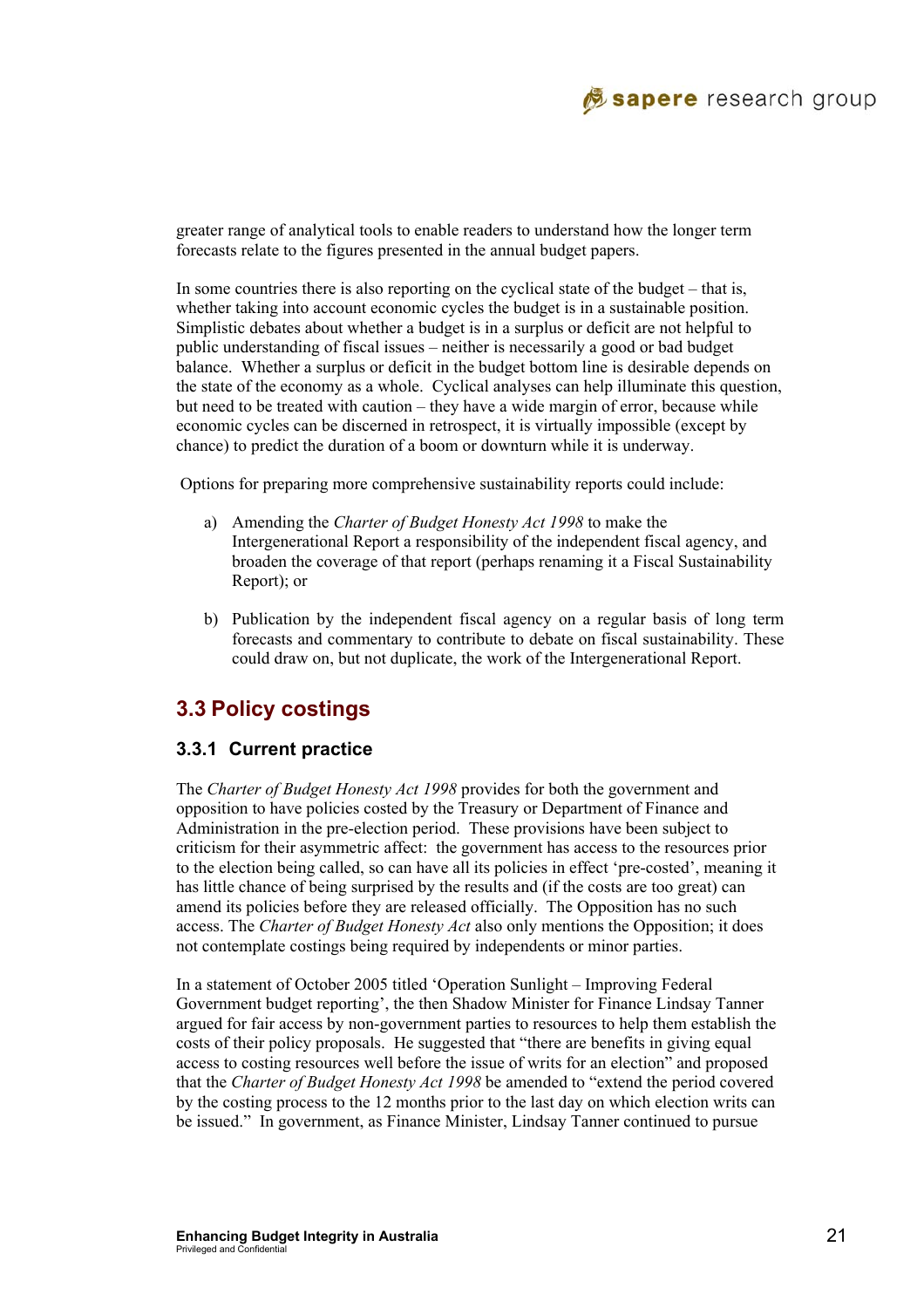greater range of analytical tools to enable readers to understand how the longer term forecasts relate to the figures presented in the annual budget papers.

In some countries there is also reporting on the cyclical state of the budget – that is, whether taking into account economic cycles the budget is in a sustainable position. Simplistic debates about whether a budget is in a surplus or deficit are not helpful to public understanding of fiscal issues – neither is necessarily a good or bad budget balance. Whether a surplus or deficit in the budget bottom line is desirable depends on the state of the economy as a whole. Cyclical analyses can help illuminate this question, but need to be treated with caution – they have a wide margin of error, because while economic cycles can be discerned in retrospect, it is virtually impossible (except by chance) to predict the duration of a boom or downturn while it is underway.

Options for preparing more comprehensive sustainability reports could include:

a) Amending the *Charter of Budget Honesty Act 1998* to make the Intergenerational Report a responsibility of the independent fiscal agency, and broaden the coverage of that report (perhaps renaming it a Fiscal Sustainability Report); or

b) Publication by the independent fiscal agency on a regular basis of long term forecasts and commentary to contribute to debate on fiscal sustainability. These could draw on, but not duplicate, the work of the Intergenerational Report.

## 3.3 Policy costings

### 3.3.1 Current practice

The *Charter of Budget Honesty Act 1998* provides for both the government and opposition to have policies costed by the Treasury or Department of Finance and Administration in the pre-election period. These provisions have been subject to criticism for their asymmetric affect: the government has access to the resources prior to the election being called, so can have all its policies in effect 'pre-costed', meaning it has little chance of being surprised by the results and (if the costs are too great) can amend its policies before they are released officially. The Opposition has no such access. The *Charter of Budget Honesty Act* also only mentions the Opposition; it does not contemplate costings being required by independents or minor parties.

In a statement of October 2005 titled 'Operation Sunlight – Improving Federal Government budget reporting', the then Shadow Minister for Finance Lindsay Tanner argued for fair access by non-government parties to resources to help them establish the costs of their policy proposals. He suggested that "there are benefits in giving equal access to costing resources well before the issue of writs for an election" and proposed that the *Charter of Budget Honesty Act 1998* be amended to "extend the period covered by the costing process to the 12 months prior to the last day on which election writs can be issued." In government, as Finance Minister, Lindsay Tanner continued to pursue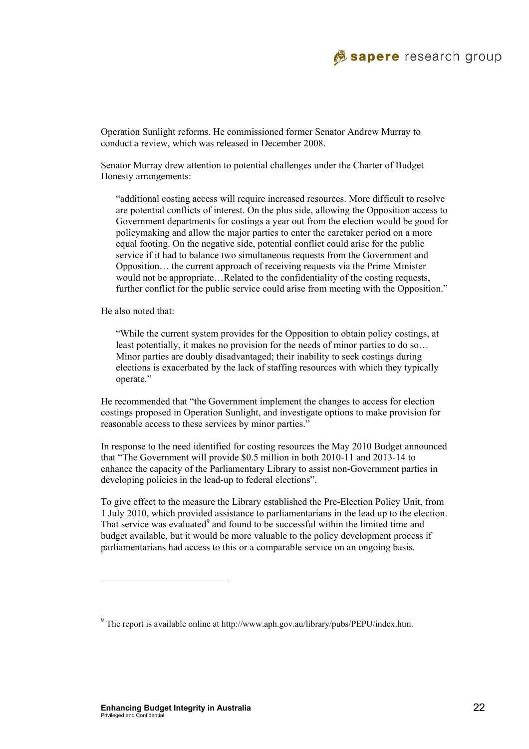Operation Sunlight reforms. He commissioned former Senator Andrew Murray to conduct a review, which was released in December 2008.

Senator Murray drew attention to potential challenges under the Charter of Budget Honesty arrangements:

> "additional costing access will require increased resources. More difficult to resolve are potential conflicts of interest. On the plus side, allowing the Opposition access to Government departments for costings a year out from the election would be good for policymaking and allow the major parties to enter the caretaker period on a more equal footing. On the negative side, potential conflict could arise for the public service if it had to balance two simultaneous requests from the Government and Opposition… the current approach of receiving requests via the Prime Minister would not be appropriate…Related to the confidentiality of the costing requests, further conflict for the public service could arise from meeting with the Opposition."

He also noted that:

> "While the current system provides for the Opposition to obtain policy costings, at least potentially, it makes no provision for the needs of minor parties to do so… Minor parties are doubly disadvantaged; their inability to seek costings during elections is exacerbated by the lack of staffing resources with which they typically operate."

He recommended that "the Government implement the changes to access for election costings proposed in Operation Sunlight, and investigate options to make provision for reasonable access to these services by minor parties."

In response to the need identified for costing resources the May 2010 Budget announced that "The Government will provide $0.5 million in both 2010-11 and 2013-14 to enhance the capacity of the Parliamentary Library to assist non-Government parties in developing policies in the lead-up to federal elections".

To give effect to the measure the Library established the Pre-Election Policy Unit, from 1 July 2010, which provided assistance to parliamentarians in the lead up to the election. That service was evaluated[9] and found to be successful within the limited time and budget available, but it would be more valuable to the policy development process if parliamentarians had access to this or a comparable service on an ongoing basis.

---

[9] The report is available online at http://www.aph.gov.au/library/pubs/PEPU/index.htm.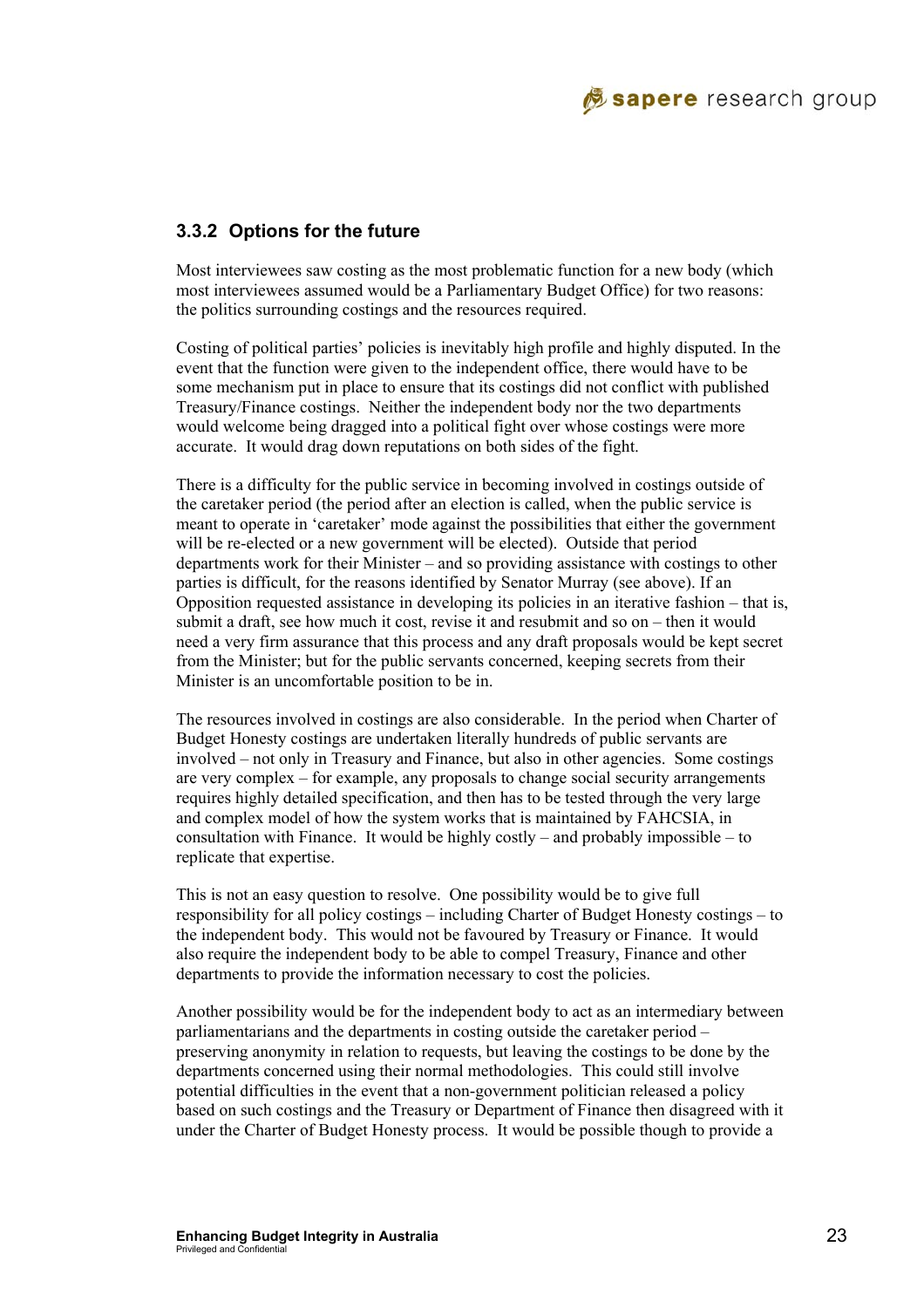### 3.3.2 Options for the future

Most interviewees saw costing as the most problematic function for a new body (which most interviewees assumed would be a Parliamentary Budget Office) for two reasons: the politics surrounding costings and the resources required.

Costing of political parties' policies is inevitably high profile and highly disputed. In the event that the function were given to the independent office, there would have to be some mechanism put in place to ensure that its costings did not conflict with published Treasury/Finance costings. Neither the independent body nor the two departments would welcome being dragged into a political fight over whose costings were more accurate. It would drag down reputations on both sides of the fight.

There is a difficulty for the public service in becoming involved in costings outside of the caretaker period (the period after an election is called, when the public service is meant to operate in 'caretaker' mode against the possibilities that either the government will be re-elected or a new government will be elected). Outside that period departments work for their Minister – and so providing assistance with costings to other parties is difficult, for the reasons identified by Senator Murray (see above). If an Opposition requested assistance in developing its policies in an iterative fashion – that is, submit a draft, see how much it cost, revise it and resubmit and so on – then it would need a very firm assurance that this process and any draft proposals would be kept secret from the Minister; but for the public servants concerned, keeping secrets from their Minister is an uncomfortable position to be in.

The resources involved in costings are also considerable. In the period when Charter of Budget Honesty costings are undertaken literally hundreds of public servants are involved – not only in Treasury and Finance, but also in other agencies. Some costings are very complex – for example, any proposals to change social security arrangements requires highly detailed specification, and then has to be tested through the very large and complex model of how the system works that is maintained by FAHCSIA, in consultation with Finance. It would be highly costly – and probably impossible – to replicate that expertise.

This is not an easy question to resolve. One possibility would be to give full responsibility for all policy costings – including Charter of Budget Honesty costings – to the independent body. This would not be favoured by Treasury or Finance. It would also require the independent body to be able to compel Treasury, Finance and other departments to provide the information necessary to cost the policies.

Another possibility would be for the independent body to act as an intermediary between parliamentarians and the departments in costing outside the caretaker period – preserving anonymity in relation to requests, but leaving the costings to be done by the departments concerned using their normal methodologies. This could still involve potential difficulties in the event that a non-government politician released a policy based on such costings and the Treasury or Department of Finance then disagreed with it under the Charter of Budget Honesty process. It would be possible though to provide a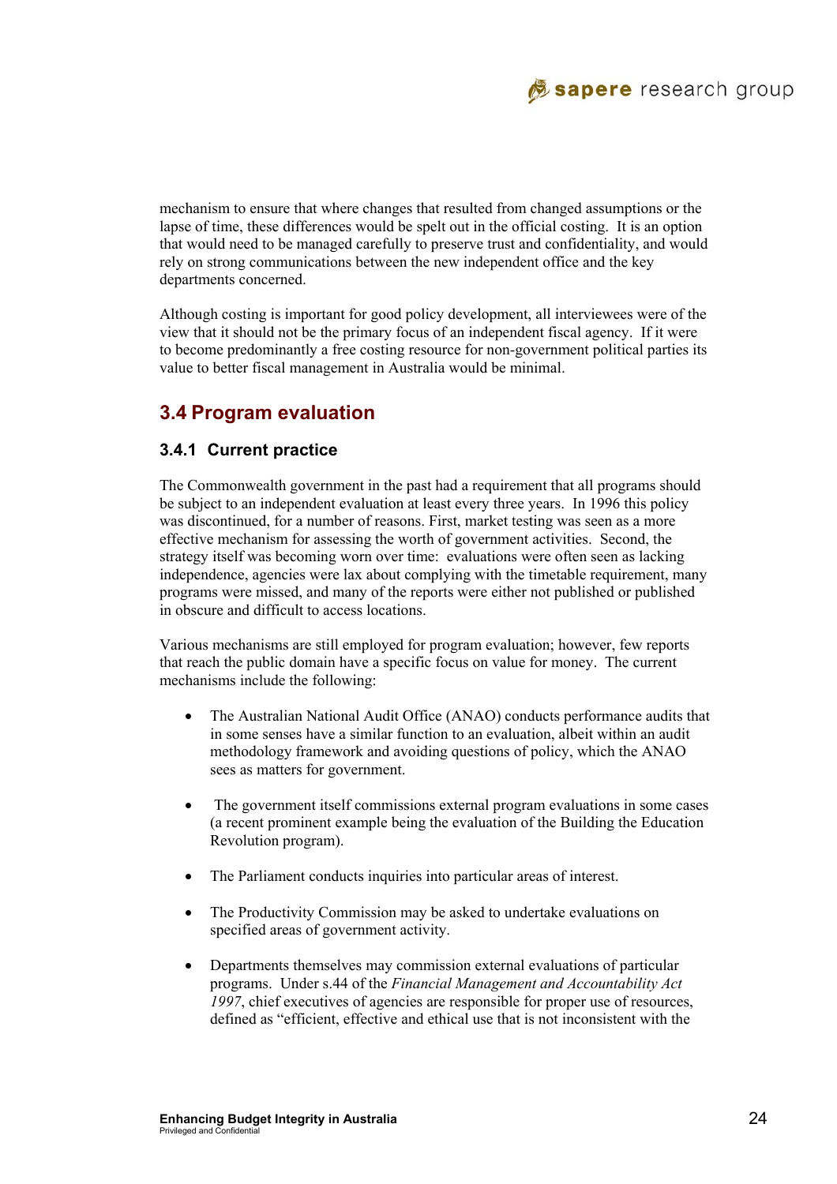mechanism to ensure that where changes that resulted from changed assumptions or the lapse of time, these differences would be spelt out in the official costing. It is an option that would need to be managed carefully to preserve trust and confidentiality, and would rely on strong communications between the new independent office and the key departments concerned.

Although costing is important for good policy development, all interviewees were of the view that it should not be the primary focus of an independent fiscal agency. If it were to become predominantly a free costing resource for non-government political parties its value to better fiscal management in Australia would be minimal.

## 3.4 Program evaluation

### 3.4.1 Current practice

The Commonwealth government in the past had a requirement that all programs should be subject to an independent evaluation at least every three years. In 1996 this policy was discontinued, for a number of reasons. First, market testing was seen as a more effective mechanism for assessing the worth of government activities. Second, the strategy itself was becoming worn over time: evaluations were often seen as lacking independence, agencies were lax about complying with the timetable requirement, many programs were missed, and many of the reports were either not published or published in obscure and difficult to access locations.

Various mechanisms are still employed for program evaluation; however, few reports that reach the public domain have a specific focus on value for money. The current mechanisms include the following:

- The Australian National Audit Office (ANAO) conducts performance audits that in some senses have a similar function to an evaluation, albeit within an audit methodology framework and avoiding questions of policy, which the ANAO sees as matters for government.
- The government itself commissions external program evaluations in some cases (a recent prominent example being the evaluation of the Building the Education Revolution program).
- The Parliament conducts inquiries into particular areas of interest.
- The Productivity Commission may be asked to undertake evaluations on specified areas of government activity.
- Departments themselves may commission external evaluations of particular programs. Under s.44 of the *Financial Management and Accountability Act 1997*, chief executives of agencies are responsible for proper use of resources, defined as "efficient, effective and ethical use that is not inconsistent with the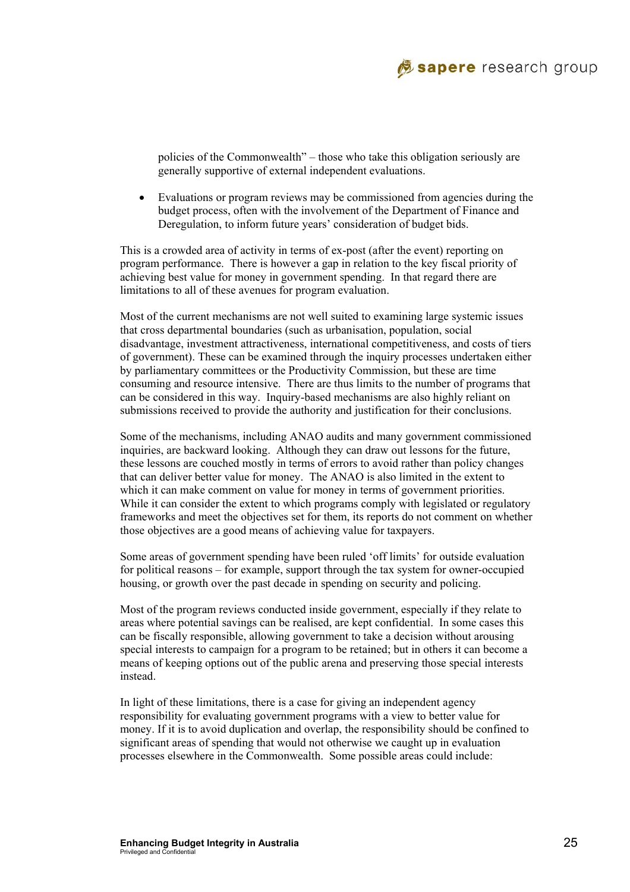policies of the Commonwealth" – those who take this obligation seriously are generally supportive of external independent evaluations.

- Evaluations or program reviews may be commissioned from agencies during the budget process, often with the involvement of the Department of Finance and Deregulation, to inform future years' consideration of budget bids.

This is a crowded area of activity in terms of ex-post (after the event) reporting on program performance. There is however a gap in relation to the key fiscal priority of achieving best value for money in government spending. In that regard there are limitations to all of these avenues for program evaluation.

Most of the current mechanisms are not well suited to examining large systemic issues that cross departmental boundaries (such as urbanisation, population, social disadvantage, investment attractiveness, international competitiveness, and costs of tiers of government). These can be examined through the inquiry processes undertaken either by parliamentary committees or the Productivity Commission, but these are time consuming and resource intensive. There are thus limits to the number of programs that can be considered in this way. Inquiry-based mechanisms are also highly reliant on submissions received to provide the authority and justification for their conclusions.

Some of the mechanisms, including ANAO audits and many government commissioned inquiries, are backward looking. Although they can draw out lessons for the future, these lessons are couched mostly in terms of errors to avoid rather than policy changes that can deliver better value for money. The ANAO is also limited in the extent to which it can make comment on value for money in terms of government priorities. While it can consider the extent to which programs comply with legislated or regulatory frameworks and meet the objectives set for them, its reports do not comment on whether those objectives are a good means of achieving value for taxpayers.

Some areas of government spending have been ruled 'off limits' for outside evaluation for political reasons – for example, support through the tax system for owner-occupied housing, or growth over the past decade in spending on security and policing.

Most of the program reviews conducted inside government, especially if they relate to areas where potential savings can be realised, are kept confidential. In some cases this can be fiscally responsible, allowing government to take a decision without arousing special interests to campaign for a program to be retained; but in others it can become a means of keeping options out of the public arena and preserving those special interests instead.

In light of these limitations, there is a case for giving an independent agency responsibility for evaluating government programs with a view to better value for money. If it is to avoid duplication and overlap, the responsibility should be confined to significant areas of spending that would not otherwise we caught up in evaluation processes elsewhere in the Commonwealth. Some possible areas could include: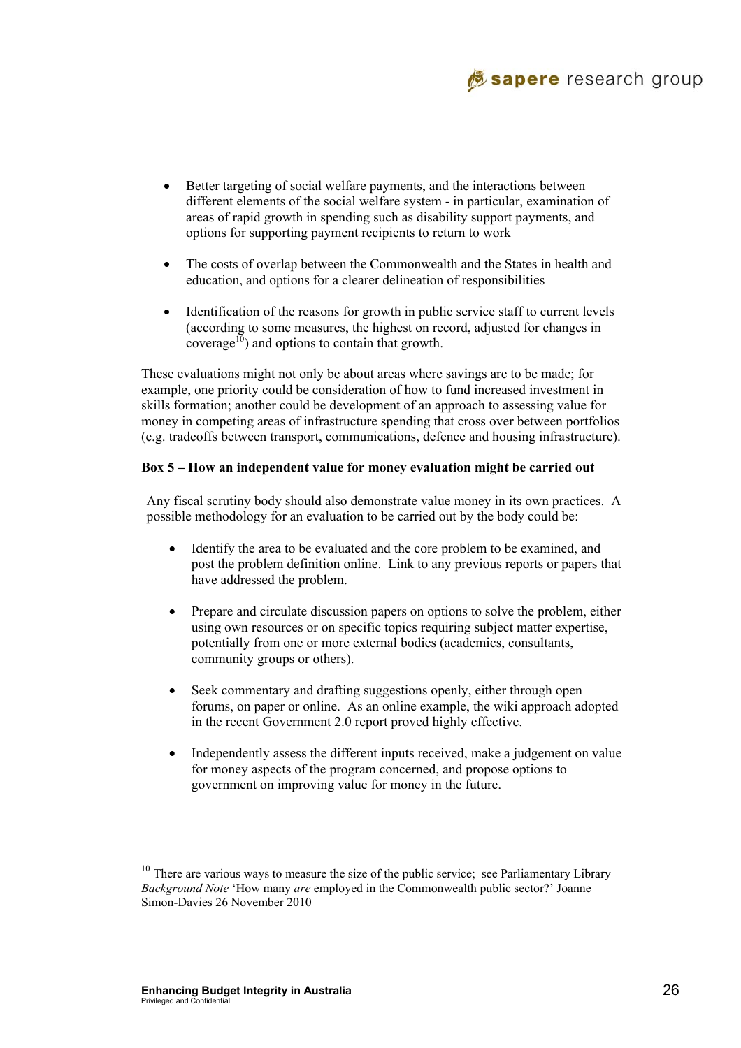- Better targeting of social welfare payments, and the interactions between different elements of the social welfare system - in particular, examination of areas of rapid growth in spending such as disability support payments, and options for supporting payment recipients to return to work

- The costs of overlap between the Commonwealth and the States in health and education, and options for a clearer delineation of responsibilities

- Identification of the reasons for growth in public service staff to current levels (according to some measures, the highest on record, adjusted for changes in coverage[10]) and options to contain that growth.

These evaluations might not only be about areas where savings are to be made; for example, one priority could be consideration of how to fund increased investment in skills formation; another could be development of an approach to assessing value for money in competing areas of infrastructure spending that cross over between portfolios (e.g. tradeoffs between transport, communications, defence and housing infrastructure).

**Box 5 – How an independent value for money evaluation might be carried out**

Any fiscal scrutiny body should also demonstrate value money in its own practices. A possible methodology for an evaluation to be carried out by the body could be:

- Identify the area to be evaluated and the core problem to be examined, and post the problem definition online. Link to any previous reports or papers that have addressed the problem.

- Prepare and circulate discussion papers on options to solve the problem, either using own resources or on specific topics requiring subject matter expertise, potentially from one or more external bodies (academics, consultants, community groups or others).

- Seek commentary and drafting suggestions openly, either through open forums, on paper or online. As an online example, the wiki approach adopted in the recent Government 2.0 report proved highly effective.

- Independently assess the different inputs received, make a judgement on value for money aspects of the program concerned, and propose options to government on improving value for money in the future.

---

[10] There are various ways to measure the size of the public service; see Parliamentary Library *Background Note* 'How many *are* employed in the Commonwealth public sector?' Joanne Simon-Davies 26 November 2010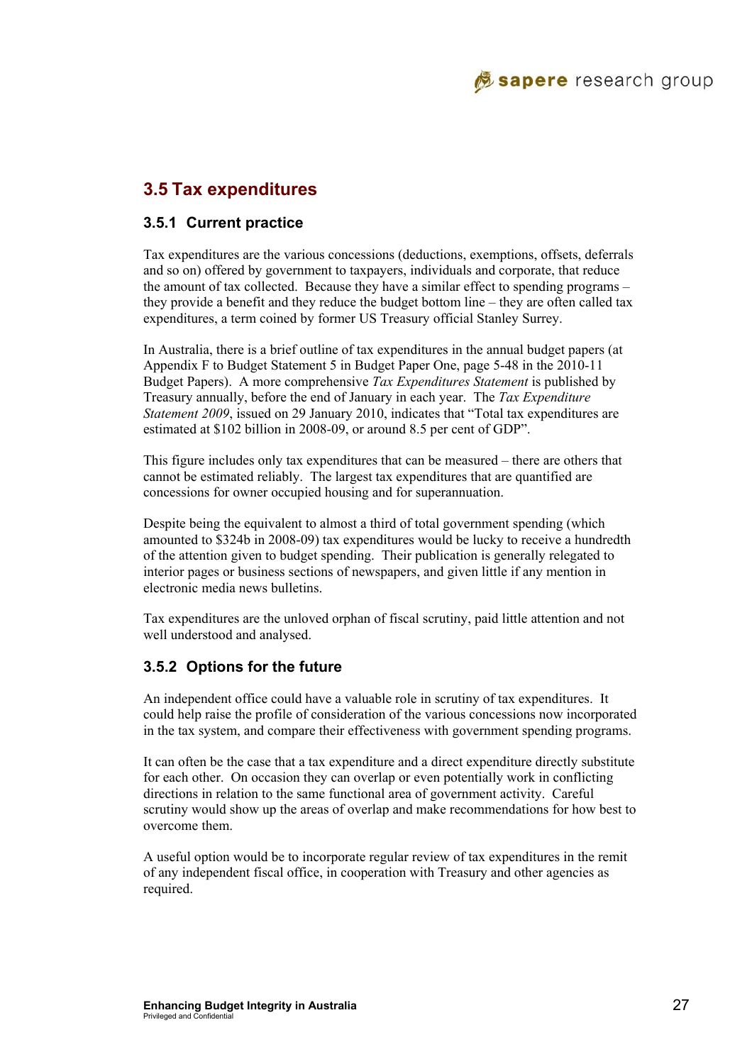## 3.5 Tax expenditures

### 3.5.1 Current practice

Tax expenditures are the various concessions (deductions, exemptions, offsets, deferrals and so on) offered by government to taxpayers, individuals and corporate, that reduce the amount of tax collected. Because they have a similar effect to spending programs – they provide a benefit and they reduce the budget bottom line – they are often called tax expenditures, a term coined by former US Treasury official Stanley Surrey.

In Australia, there is a brief outline of tax expenditures in the annual budget papers (at Appendix F to Budget Statement 5 in Budget Paper One, page 5-48 in the 2010-11 Budget Papers). A more comprehensive *Tax Expenditures Statement* is published by Treasury annually, before the end of January in each year. The *Tax Expenditure Statement 2009*, issued on 29 January 2010, indicates that "Total tax expenditures are estimated at $102 billion in 2008-09, or around 8.5 per cent of GDP".

This figure includes only tax expenditures that can be measured – there are others that cannot be estimated reliably. The largest tax expenditures that are quantified are concessions for owner occupied housing and for superannuation.

Despite being the equivalent to almost a third of total government spending (which amounted to $324b in 2008-09) tax expenditures would be lucky to receive a hundredth of the attention given to budget spending. Their publication is generally relegated to interior pages or business sections of newspapers, and given little if any mention in electronic media news bulletins.

Tax expenditures are the unloved orphan of fiscal scrutiny, paid little attention and not well understood and analysed.

### 3.5.2 Options for the future

An independent office could have a valuable role in scrutiny of tax expenditures. It could help raise the profile of consideration of the various concessions now incorporated in the tax system, and compare their effectiveness with government spending programs.

It can often be the case that a tax expenditure and a direct expenditure directly substitute for each other. On occasion they can overlap or even potentially work in conflicting directions in relation to the same functional area of government activity. Careful scrutiny would show up the areas of overlap and make recommendations for how best to overcome them.

A useful option would be to incorporate regular review of tax expenditures in the remit of any independent fiscal office, in cooperation with Treasury and other agencies as required.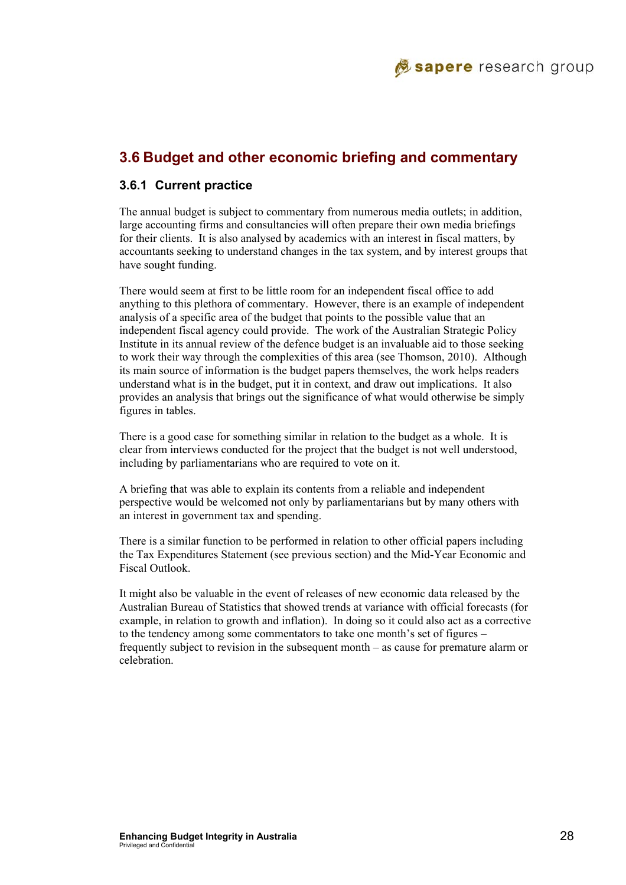## 3.6 Budget and other economic briefing and commentary

### 3.6.1 Current practice

The annual budget is subject to commentary from numerous media outlets; in addition, large accounting firms and consultancies will often prepare their own media briefings for their clients. It is also analysed by academics with an interest in fiscal matters, by accountants seeking to understand changes in the tax system, and by interest groups that have sought funding.

There would seem at first to be little room for an independent fiscal office to add anything to this plethora of commentary. However, there is an example of independent analysis of a specific area of the budget that points to the possible value that an independent fiscal agency could provide. The work of the Australian Strategic Policy Institute in its annual review of the defence budget is an invaluable aid to those seeking to work their way through the complexities of this area (see Thomson, 2010). Although its main source of information is the budget papers themselves, the work helps readers understand what is in the budget, put it in context, and draw out implications. It also provides an analysis that brings out the significance of what would otherwise be simply figures in tables.

There is a good case for something similar in relation to the budget as a whole. It is clear from interviews conducted for the project that the budget is not well understood, including by parliamentarians who are required to vote on it.

A briefing that was able to explain its contents from a reliable and independent perspective would be welcomed not only by parliamentarians but by many others with an interest in government tax and spending.

There is a similar function to be performed in relation to other official papers including the Tax Expenditures Statement (see previous section) and the Mid-Year Economic and Fiscal Outlook.

It might also be valuable in the event of releases of new economic data released by the Australian Bureau of Statistics that showed trends at variance with official forecasts (for example, in relation to growth and inflation). In doing so it could also act as a corrective to the tendency among some commentators to take one month's set of figures – frequently subject to revision in the subsequent month – as cause for premature alarm or celebration.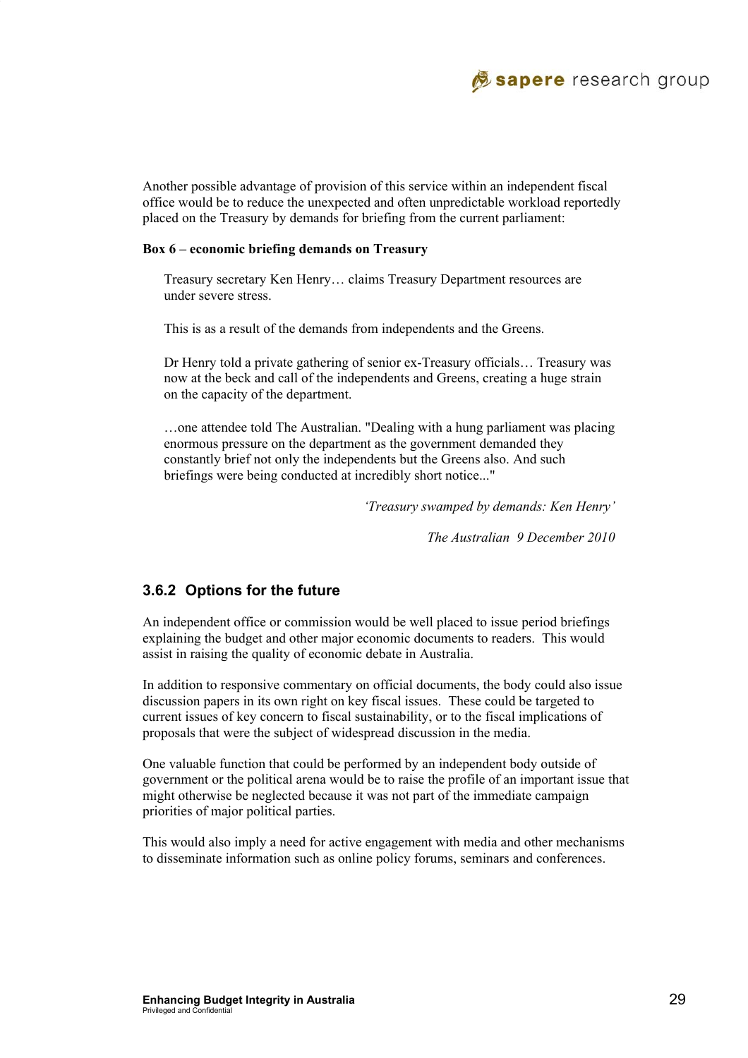Another possible advantage of provision of this service within an independent fiscal office would be to reduce the unexpected and often unpredictable workload reportedly placed on the Treasury by demands for briefing from the current parliament:

**Box 6 – economic briefing demands on Treasury**

> Treasury secretary Ken Henry… claims Treasury Department resources are under severe stress.
>
> This is as a result of the demands from independents and the Greens.
>
> Dr Henry told a private gathering of senior ex-Treasury officials… Treasury was now at the beck and call of the independents and Greens, creating a huge strain on the capacity of the department.
>
> …one attendee told The Australian. "Dealing with a hung parliament was placing enormous pressure on the department as the government demanded they constantly brief not only the independents but the Greens also. And such briefings were being conducted at incredibly short notice..."
>
> *'Treasury swamped by demands: Ken Henry'*
>
> *The Australian 9 December 2010*

### 3.6.2 Options for the future

An independent office or commission would be well placed to issue period briefings explaining the budget and other major economic documents to readers. This would assist in raising the quality of economic debate in Australia.

In addition to responsive commentary on official documents, the body could also issue discussion papers in its own right on key fiscal issues. These could be targeted to current issues of key concern to fiscal sustainability, or to the fiscal implications of proposals that were the subject of widespread discussion in the media.

One valuable function that could be performed by an independent body outside of government or the political arena would be to raise the profile of an important issue that might otherwise be neglected because it was not part of the immediate campaign priorities of major political parties.

This would also imply a need for active engagement with media and other mechanisms to disseminate information such as online policy forums, seminars and conferences.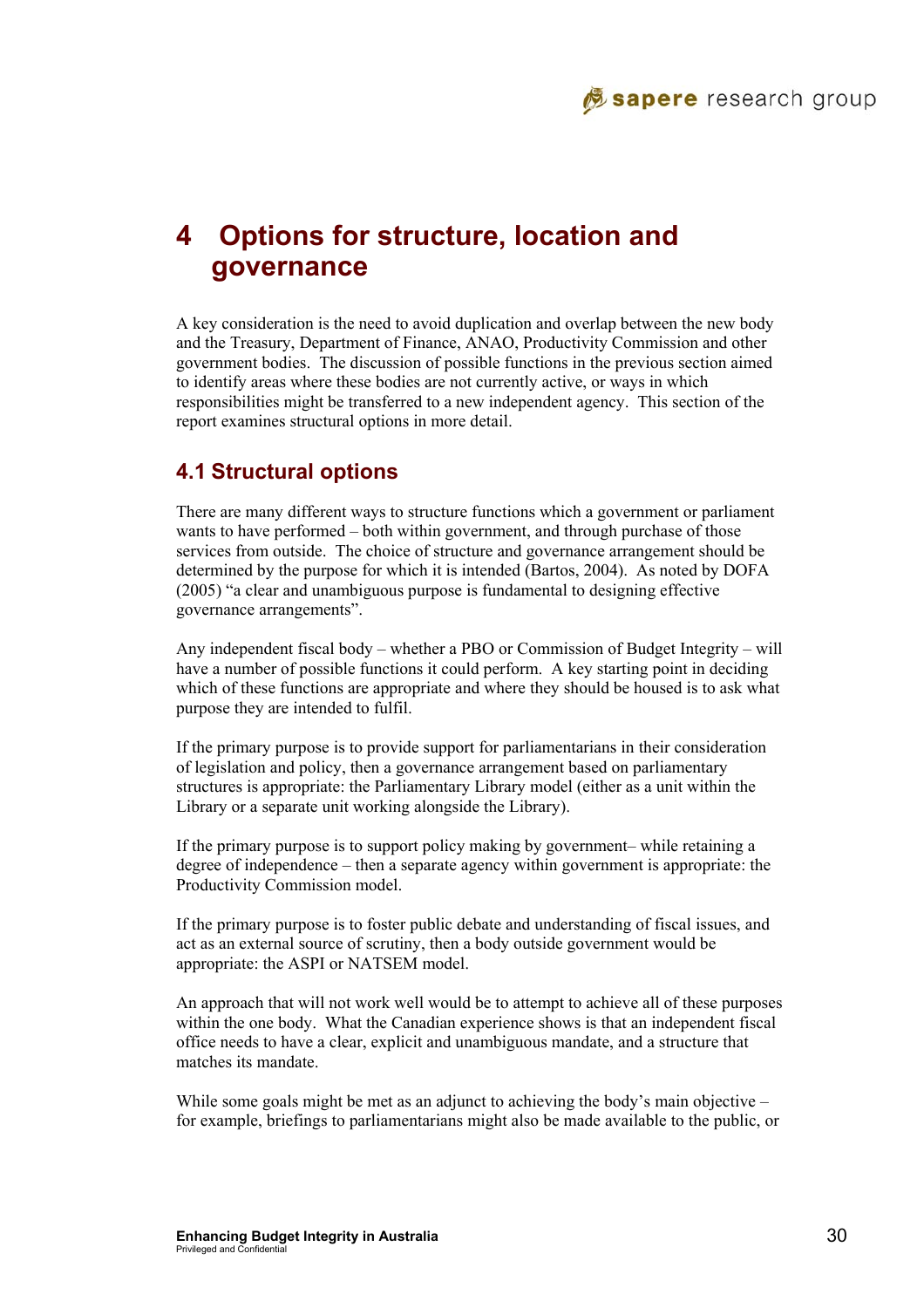# 4 Options for structure, location and governance

A key consideration is the need to avoid duplication and overlap between the new body and the Treasury, Department of Finance, ANAO, Productivity Commission and other government bodies. The discussion of possible functions in the previous section aimed to identify areas where these bodies are not currently active, or ways in which responsibilities might be transferred to a new independent agency. This section of the report examines structural options in more detail.

## 4.1 Structural options

There are many different ways to structure functions which a government or parliament wants to have performed – both within government, and through purchase of those services from outside. The choice of structure and governance arrangement should be determined by the purpose for which it is intended (Bartos, 2004). As noted by DOFA (2005) "a clear and unambiguous purpose is fundamental to designing effective governance arrangements".

Any independent fiscal body – whether a PBO or Commission of Budget Integrity – will have a number of possible functions it could perform. A key starting point in deciding which of these functions are appropriate and where they should be housed is to ask what purpose they are intended to fulfil.

If the primary purpose is to provide support for parliamentarians in their consideration of legislation and policy, then a governance arrangement based on parliamentary structures is appropriate: the Parliamentary Library model (either as a unit within the Library or a separate unit working alongside the Library).

If the primary purpose is to support policy making by government– while retaining a degree of independence – then a separate agency within government is appropriate: the Productivity Commission model.

If the primary purpose is to foster public debate and understanding of fiscal issues, and act as an external source of scrutiny, then a body outside government would be appropriate: the ASPI or NATSEM model.

An approach that will not work well would be to attempt to achieve all of these purposes within the one body. What the Canadian experience shows is that an independent fiscal office needs to have a clear, explicit and unambiguous mandate, and a structure that matches its mandate.

While some goals might be met as an adjunct to achieving the body's main objective – for example, briefings to parliamentarians might also be made available to the public, or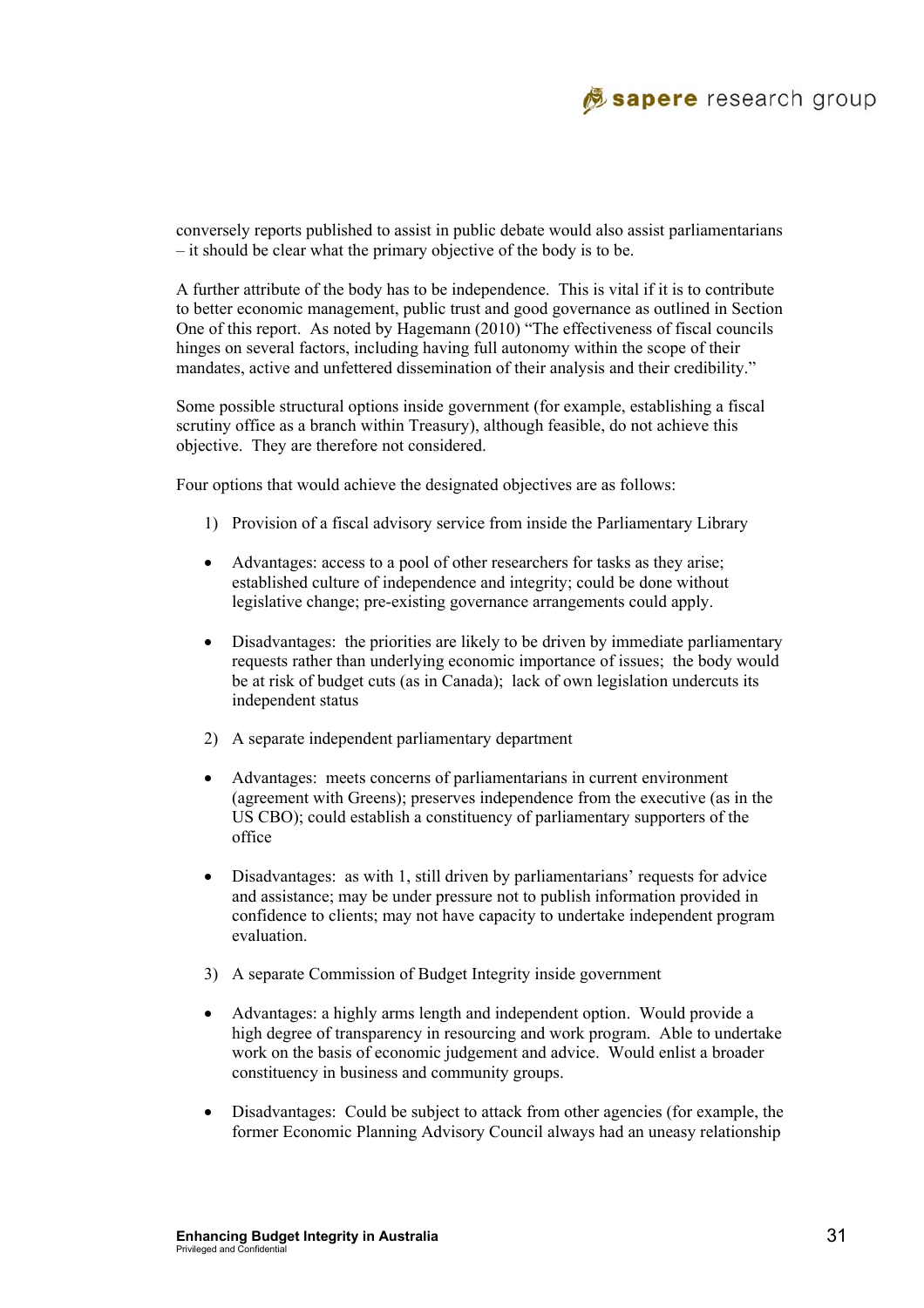conversely reports published to assist in public debate would also assist parliamentarians – it should be clear what the primary objective of the body is to be.

A further attribute of the body has to be independence. This is vital if it is to contribute to better economic management, public trust and good governance as outlined in Section One of this report. As noted by Hagemann (2010) "The effectiveness of fiscal councils hinges on several factors, including having full autonomy within the scope of their mandates, active and unfettered dissemination of their analysis and their credibility."

Some possible structural options inside government (for example, establishing a fiscal scrutiny office as a branch within Treasury), although feasible, do not achieve this objective. They are therefore not considered.

Four options that would achieve the designated objectives are as follows:

1) Provision of a fiscal advisory service from inside the Parliamentary Library

- Advantages: access to a pool of other researchers for tasks as they arise; established culture of independence and integrity; could be done without legislative change; pre-existing governance arrangements could apply.

- Disadvantages: the priorities are likely to be driven by immediate parliamentary requests rather than underlying economic importance of issues; the body would be at risk of budget cuts (as in Canada); lack of own legislation undercuts its independent status

2) A separate independent parliamentary department

- Advantages: meets concerns of parliamentarians in current environment (agreement with Greens); preserves independence from the executive (as in the US CBO); could establish a constituency of parliamentary supporters of the office

- Disadvantages: as with 1, still driven by parliamentarians' requests for advice and assistance; may be under pressure not to publish information provided in confidence to clients; may not have capacity to undertake independent program evaluation.

3) A separate Commission of Budget Integrity inside government

- Advantages: a highly arms length and independent option. Would provide a high degree of transparency in resourcing and work program. Able to undertake work on the basis of economic judgement and advice. Would enlist a broader constituency in business and community groups.

- Disadvantages: Could be subject to attack from other agencies (for example, the former Economic Planning Advisory Council always had an uneasy relationship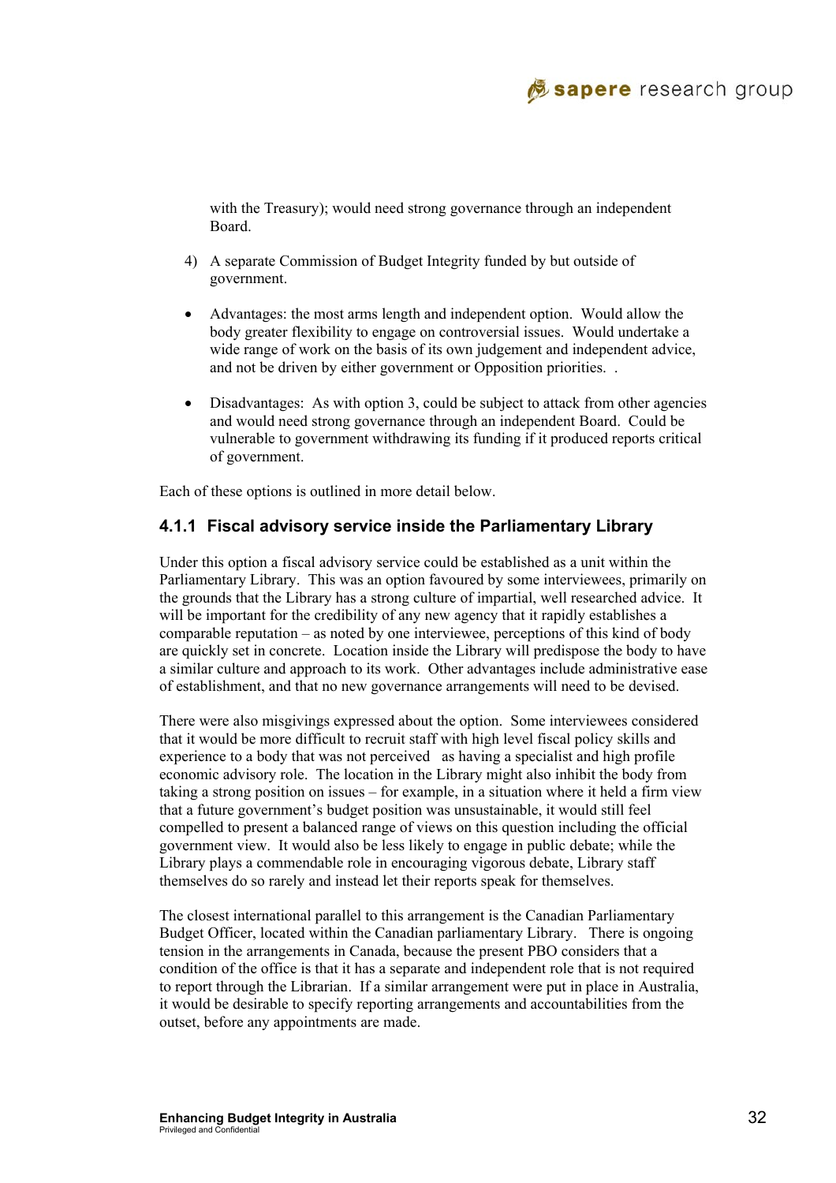with the Treasury); would need strong governance through an independent Board.

4) A separate Commission of Budget Integrity funded by but outside of government.

- Advantages: the most arms length and independent option. Would allow the body greater flexibility to engage on controversial issues. Would undertake a wide range of work on the basis of its own judgement and independent advice, and not be driven by either government or Opposition priorities. .

- Disadvantages: As with option 3, could be subject to attack from other agencies and would need strong governance through an independent Board. Could be vulnerable to government withdrawing its funding if it produced reports critical of government.

Each of these options is outlined in more detail below.

### 4.1.1 Fiscal advisory service inside the Parliamentary Library

Under this option a fiscal advisory service could be established as a unit within the Parliamentary Library. This was an option favoured by some interviewees, primarily on the grounds that the Library has a strong culture of impartial, well researched advice. It will be important for the credibility of any new agency that it rapidly establishes a comparable reputation – as noted by one interviewee, perceptions of this kind of body are quickly set in concrete. Location inside the Library will predispose the body to have a similar culture and approach to its work. Other advantages include administrative ease of establishment, and that no new governance arrangements will need to be devised.

There were also misgivings expressed about the option. Some interviewees considered that it would be more difficult to recruit staff with high level fiscal policy skills and experience to a body that was not perceived as having a specialist and high profile economic advisory role. The location in the Library might also inhibit the body from taking a strong position on issues – for example, in a situation where it held a firm view that a future government's budget position was unsustainable, it would still feel compelled to present a balanced range of views on this question including the official government view. It would also be less likely to engage in public debate; while the Library plays a commendable role in encouraging vigorous debate, Library staff themselves do so rarely and instead let their reports speak for themselves.

The closest international parallel to this arrangement is the Canadian Parliamentary Budget Officer, located within the Canadian parliamentary Library. There is ongoing tension in the arrangements in Canada, because the present PBO considers that a condition of the office is that it has a separate and independent role that is not required to report through the Librarian. If a similar arrangement were put in place in Australia, it would be desirable to specify reporting arrangements and accountabilities from the outset, before any appointments are made.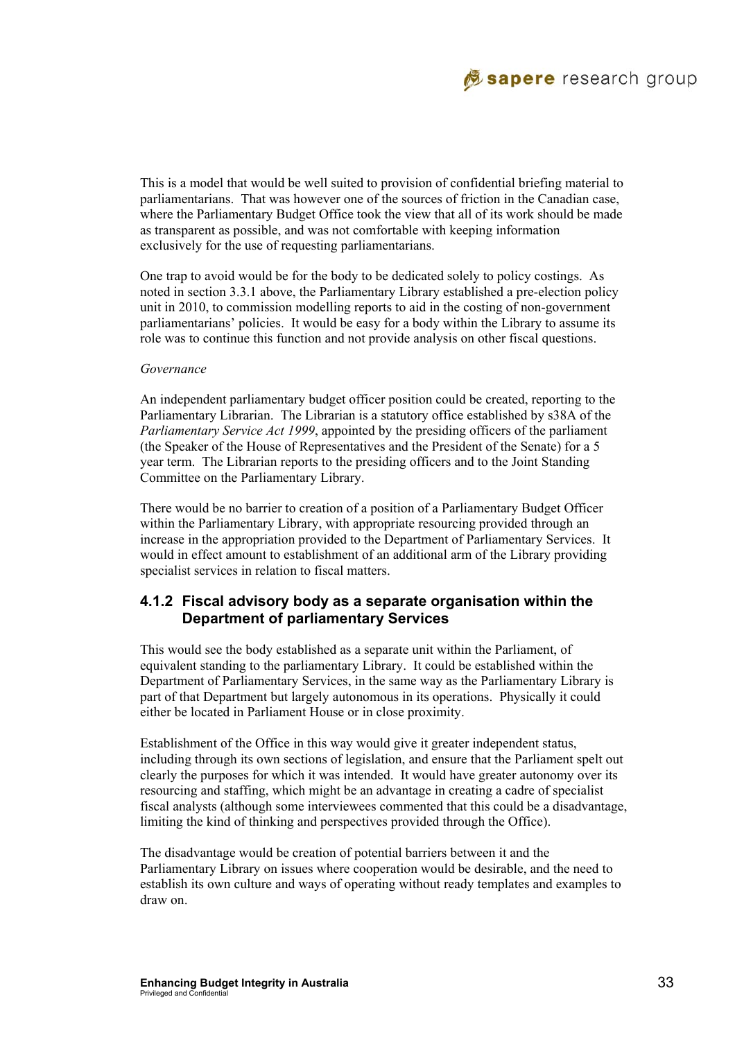This is a model that would be well suited to provision of confidential briefing material to parliamentarians. That was however one of the sources of friction in the Canadian case, where the Parliamentary Budget Office took the view that all of its work should be made as transparent as possible, and was not comfortable with keeping information exclusively for the use of requesting parliamentarians.

One trap to avoid would be for the body to be dedicated solely to policy costings. As noted in section 3.3.1 above, the Parliamentary Library established a pre-election policy unit in 2010, to commission modelling reports to aid in the costing of non-government parliamentarians' policies. It would be easy for a body within the Library to assume its role was to continue this function and not provide analysis on other fiscal questions.

*Governance*

An independent parliamentary budget officer position could be created, reporting to the Parliamentary Librarian. The Librarian is a statutory office established by s38A of the *Parliamentary Service Act 1999*, appointed by the presiding officers of the parliament (the Speaker of the House of Representatives and the President of the Senate) for a 5 year term. The Librarian reports to the presiding officers and to the Joint Standing Committee on the Parliamentary Library.

There would be no barrier to creation of a position of a Parliamentary Budget Officer within the Parliamentary Library, with appropriate resourcing provided through an increase in the appropriation provided to the Department of Parliamentary Services. It would in effect amount to establishment of an additional arm of the Library providing specialist services in relation to fiscal matters.

### 4.1.2 Fiscal advisory body as a separate organisation within the Department of parliamentary Services

This would see the body established as a separate unit within the Parliament, of equivalent standing to the parliamentary Library. It could be established within the Department of Parliamentary Services, in the same way as the Parliamentary Library is part of that Department but largely autonomous in its operations. Physically it could either be located in Parliament House or in close proximity.

Establishment of the Office in this way would give it greater independent status, including through its own sections of legislation, and ensure that the Parliament spelt out clearly the purposes for which it was intended. It would have greater autonomy over its resourcing and staffing, which might be an advantage in creating a cadre of specialist fiscal analysts (although some interviewees commented that this could be a disadvantage, limiting the kind of thinking and perspectives provided through the Office).

The disadvantage would be creation of potential barriers between it and the Parliamentary Library on issues where cooperation would be desirable, and the need to establish its own culture and ways of operating without ready templates and examples to draw on.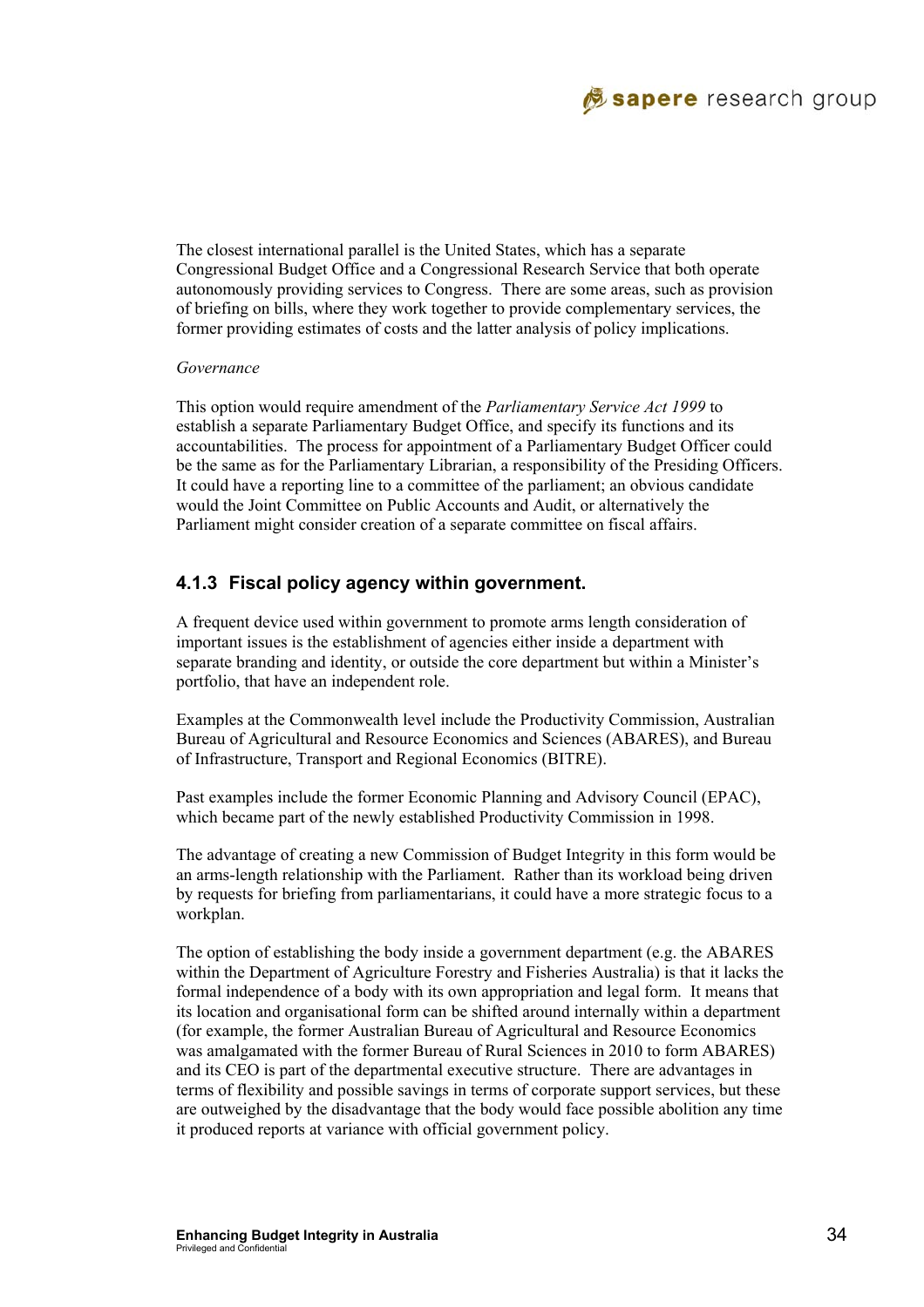The closest international parallel is the United States, which has a separate Congressional Budget Office and a Congressional Research Service that both operate autonomously providing services to Congress. There are some areas, such as provision of briefing on bills, where they work together to provide complementary services, the former providing estimates of costs and the latter analysis of policy implications.

*Governance*

This option would require amendment of the *Parliamentary Service Act 1999* to establish a separate Parliamentary Budget Office, and specify its functions and its accountabilities. The process for appointment of a Parliamentary Budget Officer could be the same as for the Parliamentary Librarian, a responsibility of the Presiding Officers. It could have a reporting line to a committee of the parliament; an obvious candidate would the Joint Committee on Public Accounts and Audit, or alternatively the Parliament might consider creation of a separate committee on fiscal affairs.

### 4.1.3 Fiscal policy agency within government.

A frequent device used within government to promote arms length consideration of important issues is the establishment of agencies either inside a department with separate branding and identity, or outside the core department but within a Minister's portfolio, that have an independent role.

Examples at the Commonwealth level include the Productivity Commission, Australian Bureau of Agricultural and Resource Economics and Sciences (ABARES), and Bureau of Infrastructure, Transport and Regional Economics (BITRE).

Past examples include the former Economic Planning and Advisory Council (EPAC), which became part of the newly established Productivity Commission in 1998.

The advantage of creating a new Commission of Budget Integrity in this form would be an arms-length relationship with the Parliament. Rather than its workload being driven by requests for briefing from parliamentarians, it could have a more strategic focus to a workplan.

The option of establishing the body inside a government department (e.g. the ABARES within the Department of Agriculture Forestry and Fisheries Australia) is that it lacks the formal independence of a body with its own appropriation and legal form. It means that its location and organisational form can be shifted around internally within a department (for example, the former Australian Bureau of Agricultural and Resource Economics was amalgamated with the former Bureau of Rural Sciences in 2010 to form ABARES) and its CEO is part of the departmental executive structure. There are advantages in terms of flexibility and possible savings in terms of corporate support services, but these are outweighed by the disadvantage that the body would face possible abolition any time it produced reports at variance with official government policy.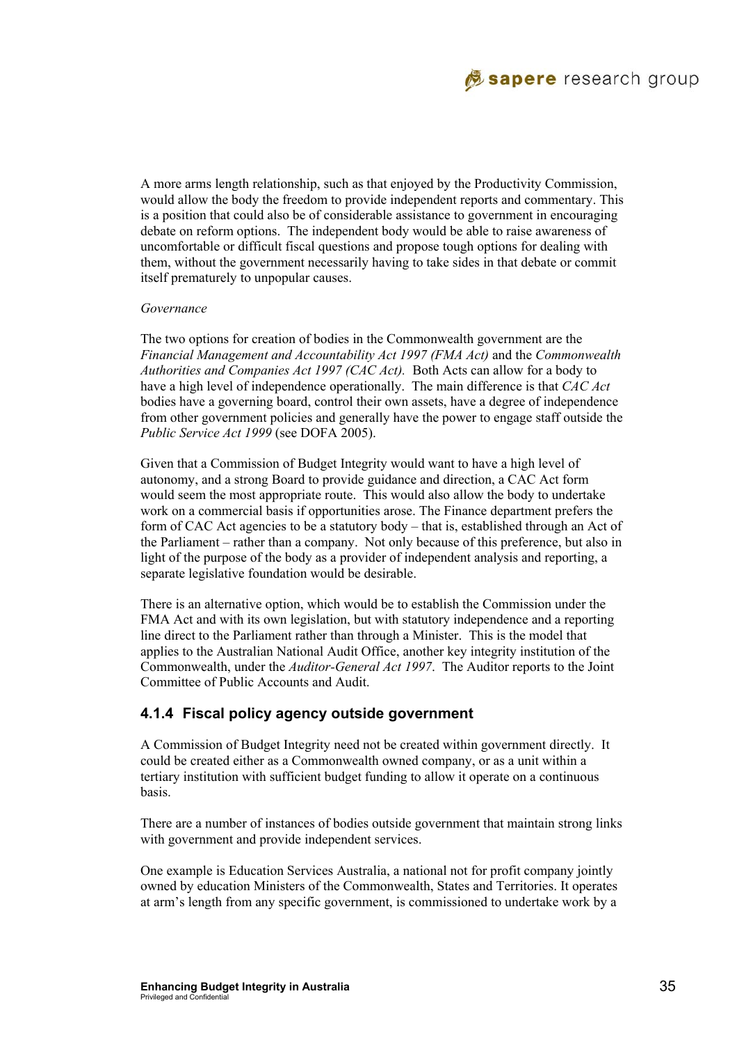A more arms length relationship, such as that enjoyed by the Productivity Commission, would allow the body the freedom to provide independent reports and commentary. This is a position that could also be of considerable assistance to government in encouraging debate on reform options. The independent body would be able to raise awareness of uncomfortable or difficult fiscal questions and propose tough options for dealing with them, without the government necessarily having to take sides in that debate or commit itself prematurely to unpopular causes.

*Governance*

The two options for creation of bodies in the Commonwealth government are the *Financial Management and Accountability Act 1997 (FMA Act)* and the *Commonwealth Authorities and Companies Act 1997 (CAC Act).* Both Acts can allow for a body to have a high level of independence operationally. The main difference is that *CAC Act* bodies have a governing board, control their own assets, have a degree of independence from other government policies and generally have the power to engage staff outside the *Public Service Act 1999* (see DOFA 2005).

Given that a Commission of Budget Integrity would want to have a high level of autonomy, and a strong Board to provide guidance and direction, a CAC Act form would seem the most appropriate route. This would also allow the body to undertake work on a commercial basis if opportunities arose. The Finance department prefers the form of CAC Act agencies to be a statutory body – that is, established through an Act of the Parliament – rather than a company. Not only because of this preference, but also in light of the purpose of the body as a provider of independent analysis and reporting, a separate legislative foundation would be desirable.

There is an alternative option, which would be to establish the Commission under the FMA Act and with its own legislation, but with statutory independence and a reporting line direct to the Parliament rather than through a Minister. This is the model that applies to the Australian National Audit Office, another key integrity institution of the Commonwealth, under the *Auditor-General Act 1997*. The Auditor reports to the Joint Committee of Public Accounts and Audit.

### 4.1.4 Fiscal policy agency outside government

A Commission of Budget Integrity need not be created within government directly. It could be created either as a Commonwealth owned company, or as a unit within a tertiary institution with sufficient budget funding to allow it operate on a continuous basis.

There are a number of instances of bodies outside government that maintain strong links with government and provide independent services.

One example is Education Services Australia, a national not for profit company jointly owned by education Ministers of the Commonwealth, States and Territories. It operates at arm's length from any specific government, is commissioned to undertake work by a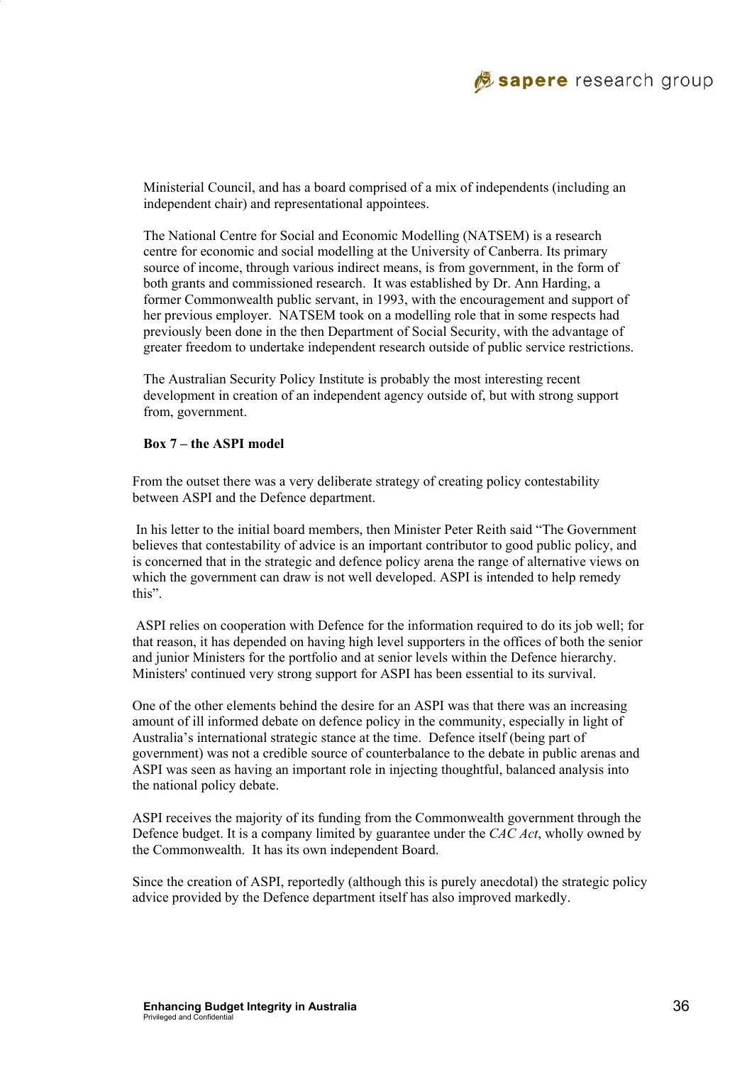Ministerial Council, and has a board comprised of a mix of independents (including an independent chair) and representational appointees.

The National Centre for Social and Economic Modelling (NATSEM) is a research centre for economic and social modelling at the University of Canberra. Its primary source of income, through various indirect means, is from government, in the form of both grants and commissioned research. It was established by Dr. Ann Harding, a former Commonwealth public servant, in 1993, with the encouragement and support of her previous employer. NATSEM took on a modelling role that in some respects had previously been done in the then Department of Social Security, with the advantage of greater freedom to undertake independent research outside of public service restrictions.

The Australian Security Policy Institute is probably the most interesting recent development in creation of an independent agency outside of, but with strong support from, government.

**Box 7 – the ASPI model**

From the outset there was a very deliberate strategy of creating policy contestability between ASPI and the Defence department.

In his letter to the initial board members, then Minister Peter Reith said "The Government believes that contestability of advice is an important contributor to good public policy, and is concerned that in the strategic and defence policy arena the range of alternative views on which the government can draw is not well developed. ASPI is intended to help remedy this".

ASPI relies on cooperation with Defence for the information required to do its job well; for that reason, it has depended on having high level supporters in the offices of both the senior and junior Ministers for the portfolio and at senior levels within the Defence hierarchy. Ministers' continued very strong support for ASPI has been essential to its survival.

One of the other elements behind the desire for an ASPI was that there was an increasing amount of ill informed debate on defence policy in the community, especially in light of Australia's international strategic stance at the time. Defence itself (being part of government) was not a credible source of counterbalance to the debate in public arenas and ASPI was seen as having an important role in injecting thoughtful, balanced analysis into the national policy debate.

ASPI receives the majority of its funding from the Commonwealth government through the Defence budget. It is a company limited by guarantee under the *CAC Act*, wholly owned by the Commonwealth. It has its own independent Board.

Since the creation of ASPI, reportedly (although this is purely anecdotal) the strategic policy advice provided by the Defence department itself has also improved markedly.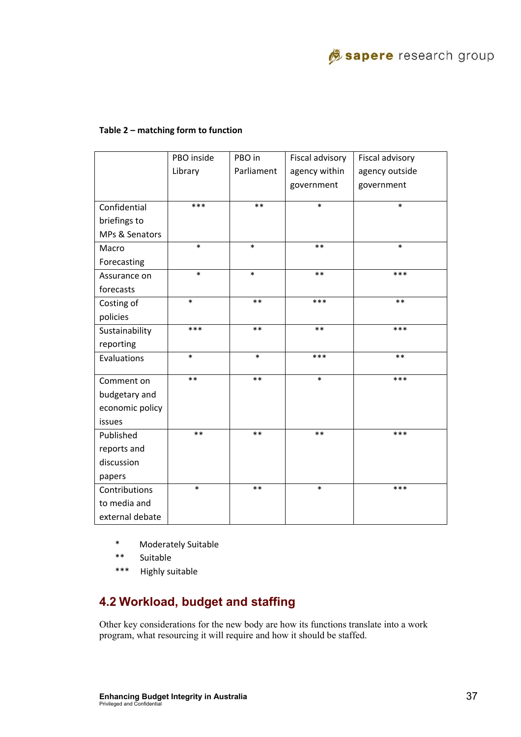**Table 2 – matching form to function**

| | PBO inside Library | PBO in Parliament | Fiscal advisory agency within government | Fiscal advisory agency outside government |
|---|---|---|---|---|
| Confidential briefings to MPs & Senators | *** | ** | * | * |
| Macro Forecasting | * | * | ** | * |
| Assurance on forecasts | * | * | ** | *** |
| Costing of policies | * | ** | *** | ** |
| Sustainability reporting | *** | ** | ** | *** |
| Evaluations | * | * | *** | ** |
| Comment on budgetary and economic policy issues | ** | ** | * | *** |
| Published reports and discussion papers | ** | ** | ** | *** |
| Contributions to media and external debate | * | ** | * | *** |

- * Moderately Suitable
- ** Suitable
- *** Highly suitable

## 4.2 Workload, budget and staffing

Other key considerations for the new body are how its functions translate into a work program, what resourcing it will require and how it should be staffed.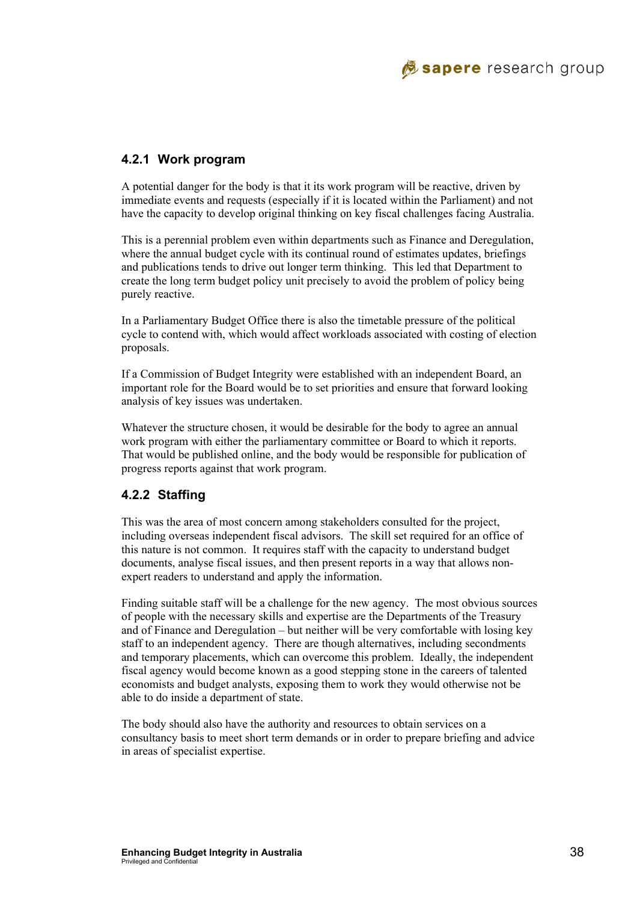### 4.2.1 Work program

A potential danger for the body is that it its work program will be reactive, driven by immediate events and requests (especially if it is located within the Parliament) and not have the capacity to develop original thinking on key fiscal challenges facing Australia.

This is a perennial problem even within departments such as Finance and Deregulation, where the annual budget cycle with its continual round of estimates updates, briefings and publications tends to drive out longer term thinking. This led that Department to create the long term budget policy unit precisely to avoid the problem of policy being purely reactive.

In a Parliamentary Budget Office there is also the timetable pressure of the political cycle to contend with, which would affect workloads associated with costing of election proposals.

If a Commission of Budget Integrity were established with an independent Board, an important role for the Board would be to set priorities and ensure that forward looking analysis of key issues was undertaken.

Whatever the structure chosen, it would be desirable for the body to agree an annual work program with either the parliamentary committee or Board to which it reports. That would be published online, and the body would be responsible for publication of progress reports against that work program.

### 4.2.2 Staffing

This was the area of most concern among stakeholders consulted for the project, including overseas independent fiscal advisors. The skill set required for an office of this nature is not common. It requires staff with the capacity to understand budget documents, analyse fiscal issues, and then present reports in a way that allows non-expert readers to understand and apply the information.

Finding suitable staff will be a challenge for the new agency. The most obvious sources of people with the necessary skills and expertise are the Departments of the Treasury and of Finance and Deregulation – but neither will be very comfortable with losing key staff to an independent agency. There are though alternatives, including secondments and temporary placements, which can overcome this problem. Ideally, the independent fiscal agency would become known as a good stepping stone in the careers of talented economists and budget analysts, exposing them to work they would otherwise not be able to do inside a department of state.

The body should also have the authority and resources to obtain services on a consultancy basis to meet short term demands or in order to prepare briefing and advice in areas of specialist expertise.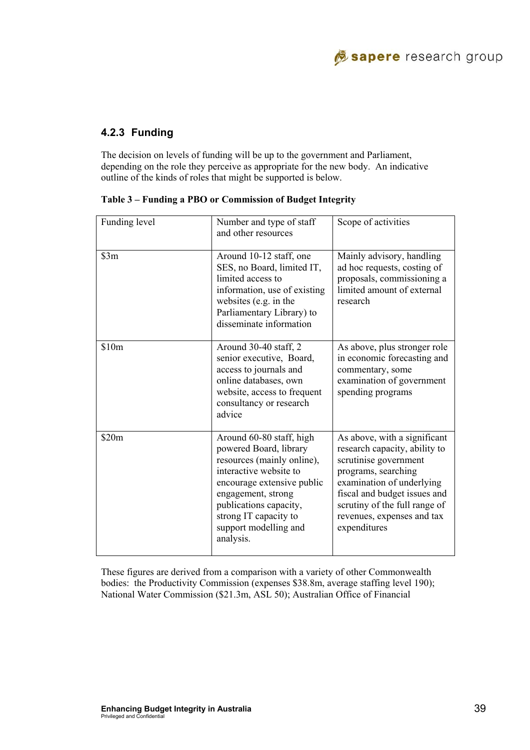### 4.2.3 Funding

The decision on levels of funding will be up to the government and Parliament, depending on the role they perceive as appropriate for the new body. An indicative outline of the kinds of roles that might be supported is below.

**Table 3 – Funding a PBO or Commission of Budget Integrity**

| Funding level | Number and type of staff and other resources | Scope of activities |
|---|---|---|
| $3m | Around 10-12 staff, one SES, no Board, limited IT, limited access to information, use of existing websites (e.g. in the Parliamentary Library) to disseminate information | Mainly advisory, handling ad hoc requests, costing of proposals, commissioning a limited amount of external research |
| $10m | Around 30-40 staff, 2 senior executive, Board, access to journals and online databases, own website, access to frequent consultancy or research advice | As above, plus stronger role in economic forecasting and commentary, some examination of government spending programs |
| $20m | Around 60-80 staff, high powered Board, library resources (mainly online), interactive website to encourage extensive public engagement, strong publications capacity, strong IT capacity to support modelling and analysis. | As above, with a significant research capacity, ability to scrutinise government programs, searching examination of underlying fiscal and budget issues and scrutiny of the full range of revenues, expenses and tax expenditures |

These figures are derived from a comparison with a variety of other Commonwealth bodies: the Productivity Commission (expenses $38.8m, average staffing level 190); National Water Commission ($21.3m, ASL 50); Australian Office of Financial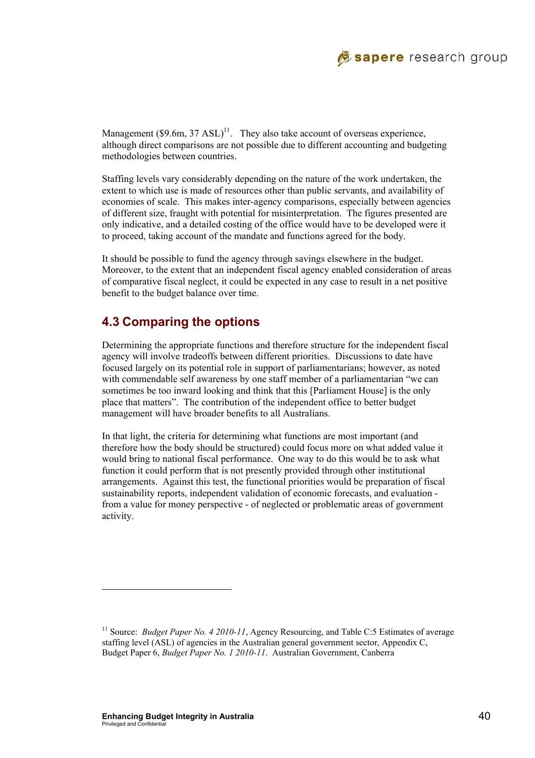Management ($9.6m, 37 ASL)[11]. They also take account of overseas experience, although direct comparisons are not possible due to different accounting and budgeting methodologies between countries.

Staffing levels vary considerably depending on the nature of the work undertaken, the extent to which use is made of resources other than public servants, and availability of economies of scale. This makes inter-agency comparisons, especially between agencies of different size, fraught with potential for misinterpretation. The figures presented are only indicative, and a detailed costing of the office would have to be developed were it to proceed, taking account of the mandate and functions agreed for the body.

It should be possible to fund the agency through savings elsewhere in the budget. Moreover, to the extent that an independent fiscal agency enabled consideration of areas of comparative fiscal neglect, it could be expected in any case to result in a net positive benefit to the budget balance over time.

## 4.3 Comparing the options

Determining the appropriate functions and therefore structure for the independent fiscal agency will involve tradeoffs between different priorities. Discussions to date have focused largely on its potential role in support of parliamentarians; however, as noted with commendable self awareness by one staff member of a parliamentarian "we can sometimes be too inward looking and think that this [Parliament House] is the only place that matters". The contribution of the independent office to better budget management will have broader benefits to all Australians.

In that light, the criteria for determining what functions are most important (and therefore how the body should be structured) could focus more on what added value it would bring to national fiscal performance. One way to do this would be to ask what function it could perform that is not presently provided through other institutional arrangements. Against this test, the functional priorities would be preparation of fiscal sustainability reports, independent validation of economic forecasts, and evaluation - from a value for money perspective - of neglected or problematic areas of government activity.

---

[11] Source: *Budget Paper No. 4 2010-11*, Agency Resourcing, and Table C:5 Estimates of average staffing level (ASL) of agencies in the Australian general government sector, Appendix C, Budget Paper 6, *Budget Paper No. 1 2010-11*. Australian Government, Canberra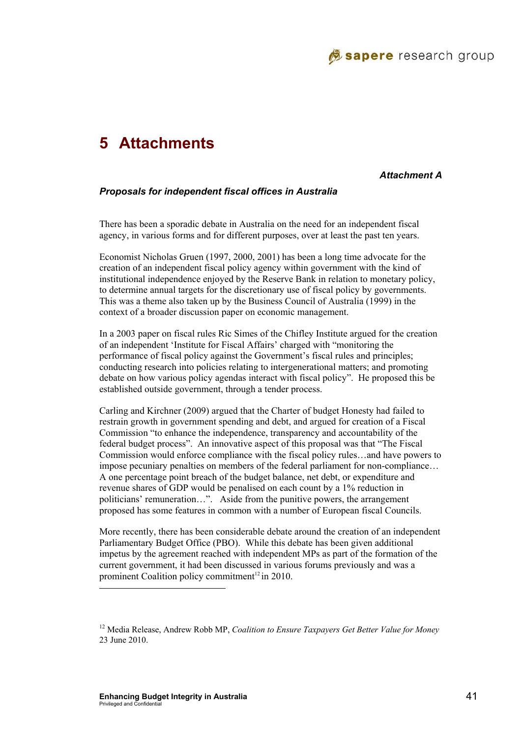# 5 Attachments

***Attachment A***

***Proposals for independent fiscal offices in Australia***

There has been a sporadic debate in Australia on the need for an independent fiscal agency, in various forms and for different purposes, over at least the past ten years.

Economist Nicholas Gruen (1997, 2000, 2001) has been a long time advocate for the creation of an independent fiscal policy agency within government with the kind of institutional independence enjoyed by the Reserve Bank in relation to monetary policy, to determine annual targets for the discretionary use of fiscal policy by governments. This was a theme also taken up by the Business Council of Australia (1999) in the context of a broader discussion paper on economic management.

In a 2003 paper on fiscal rules Ric Simes of the Chifley Institute argued for the creation of an independent 'Institute for Fiscal Affairs' charged with "monitoring the performance of fiscal policy against the Government's fiscal rules and principles; conducting research into policies relating to intergenerational matters; and promoting debate on how various policy agendas interact with fiscal policy". He proposed this be established outside government, through a tender process.

Carling and Kirchner (2009) argued that the Charter of budget Honesty had failed to restrain growth in government spending and debt, and argued for creation of a Fiscal Commission "to enhance the independence, transparency and accountability of the federal budget process". An innovative aspect of this proposal was that "The Fiscal Commission would enforce compliance with the fiscal policy rules…and have powers to impose pecuniary penalties on members of the federal parliament for non-compliance… A one percentage point breach of the budget balance, net debt, or expenditure and revenue shares of GDP would be penalised on each count by a 1% reduction in politicians' remuneration…". Aside from the punitive powers, the arrangement proposed has some features in common with a number of European fiscal Councils.

More recently, there has been considerable debate around the creation of an independent Parliamentary Budget Office (PBO). While this debate has been given additional impetus by the agreement reached with independent MPs as part of the formation of the current government, it had been discussed in various forums previously and was a prominent Coalition policy commitment[12] in 2010.

[12] Media Release, Andrew Robb MP, *Coalition to Ensure Taxpayers Get Better Value for Money* 23 June 2010.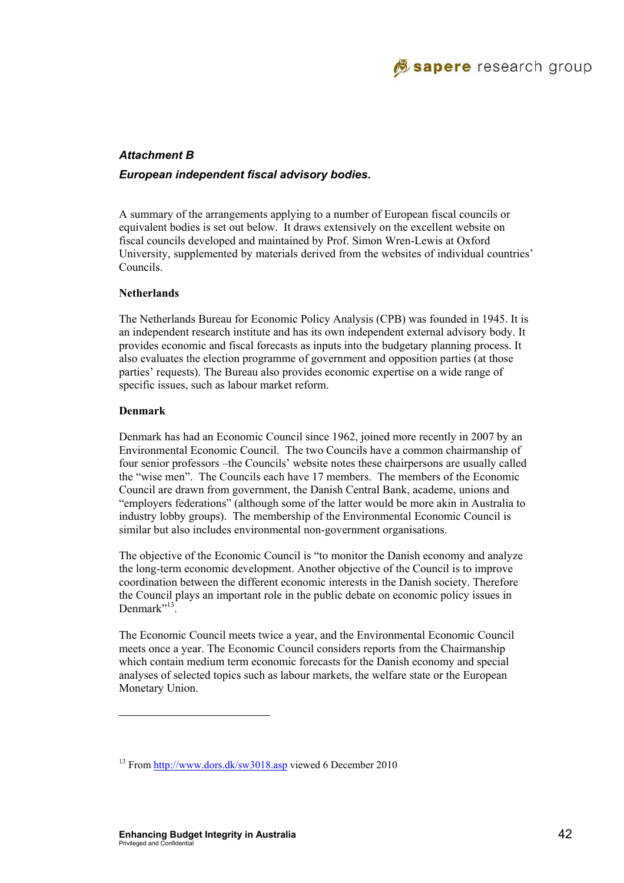## *Attachment B*

### *European independent fiscal advisory bodies.*

A summary of the arrangements applying to a number of European fiscal councils or equivalent bodies is set out below. It draws extensively on the excellent website on fiscal councils developed and maintained by Prof. Simon Wren-Lewis at Oxford University, supplemented by materials derived from the websites of individual countries' Councils.

**Netherlands**

The Netherlands Bureau for Economic Policy Analysis (CPB) was founded in 1945. It is an independent research institute and has its own independent external advisory body. It provides economic and fiscal forecasts as inputs into the budgetary planning process. It also evaluates the election programme of government and opposition parties (at those parties' requests). The Bureau also provides economic expertise on a wide range of specific issues, such as labour market reform.

**Denmark**

Denmark has had an Economic Council since 1962, joined more recently in 2007 by an Environmental Economic Council. The two Councils have a common chairmanship of four senior professors –the Councils' website notes these chairpersons are usually called the "wise men". The Councils each have 17 members. The members of the Economic Council are drawn from government, the Danish Central Bank, academe, unions and "employers federations" (although some of the latter would be more akin in Australia to industry lobby groups). The membership of the Environmental Economic Council is similar but also includes environmental non-government organisations.

The objective of the Economic Council is "to monitor the Danish economy and analyze the long-term economic development. Another objective of the Council is to improve coordination between the different economic interests in the Danish society. Therefore the Council plays an important role in the public debate on economic policy issues in Denmark"[13].

The Economic Council meets twice a year, and the Environmental Economic Council meets once a year. The Economic Council considers reports from the Chairmanship which contain medium term economic forecasts for the Danish economy and special analyses of selected topics such as labour markets, the welfare state or the European Monetary Union.

---

[13] From http://www.dors.dk/sw3018.asp viewed 6 December 2010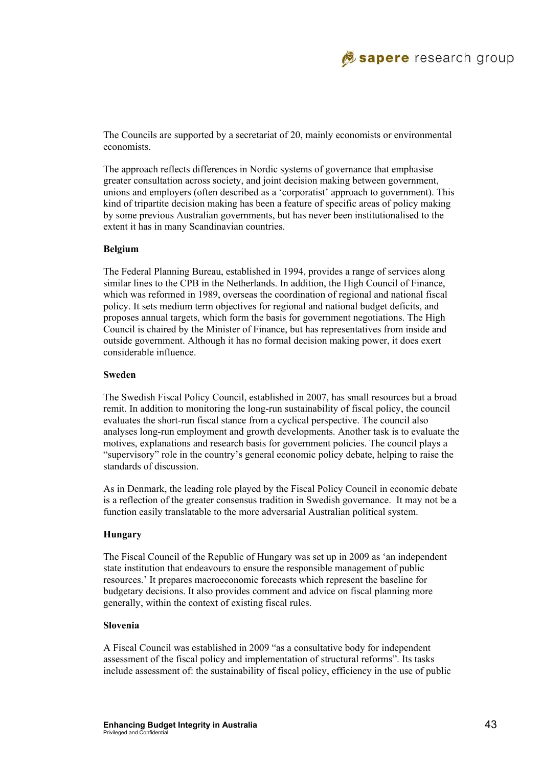The Councils are supported by a secretariat of 20, mainly economists or environmental economists.

The approach reflects differences in Nordic systems of governance that emphasise greater consultation across society, and joint decision making between government, unions and employers (often described as a 'corporatist' approach to government). This kind of tripartite decision making has been a feature of specific areas of policy making by some previous Australian governments, but has never been institutionalised to the extent it has in many Scandinavian countries.

**Belgium**

The Federal Planning Bureau, established in 1994, provides a range of services along similar lines to the CPB in the Netherlands. In addition, the High Council of Finance, which was reformed in 1989, overseas the coordination of regional and national fiscal policy. It sets medium term objectives for regional and national budget deficits, and proposes annual targets, which form the basis for government negotiations. The High Council is chaired by the Minister of Finance, but has representatives from inside and outside government. Although it has no formal decision making power, it does exert considerable influence.

**Sweden**

The Swedish Fiscal Policy Council, established in 2007, has small resources but a broad remit. In addition to monitoring the long-run sustainability of fiscal policy, the council evaluates the short-run fiscal stance from a cyclical perspective. The council also analyses long-run employment and growth developments. Another task is to evaluate the motives, explanations and research basis for government policies. The council plays a "supervisory" role in the country's general economic policy debate, helping to raise the standards of discussion.

As in Denmark, the leading role played by the Fiscal Policy Council in economic debate is a reflection of the greater consensus tradition in Swedish governance. It may not be a function easily translatable to the more adversarial Australian political system.

**Hungary**

The Fiscal Council of the Republic of Hungary was set up in 2009 as 'an independent state institution that endeavours to ensure the responsible management of public resources.' It prepares macroeconomic forecasts which represent the baseline for budgetary decisions. It also provides comment and advice on fiscal planning more generally, within the context of existing fiscal rules.

**Slovenia**

A Fiscal Council was established in 2009 "as a consultative body for independent assessment of the fiscal policy and implementation of structural reforms". Its tasks include assessment of: the sustainability of fiscal policy, efficiency in the use of public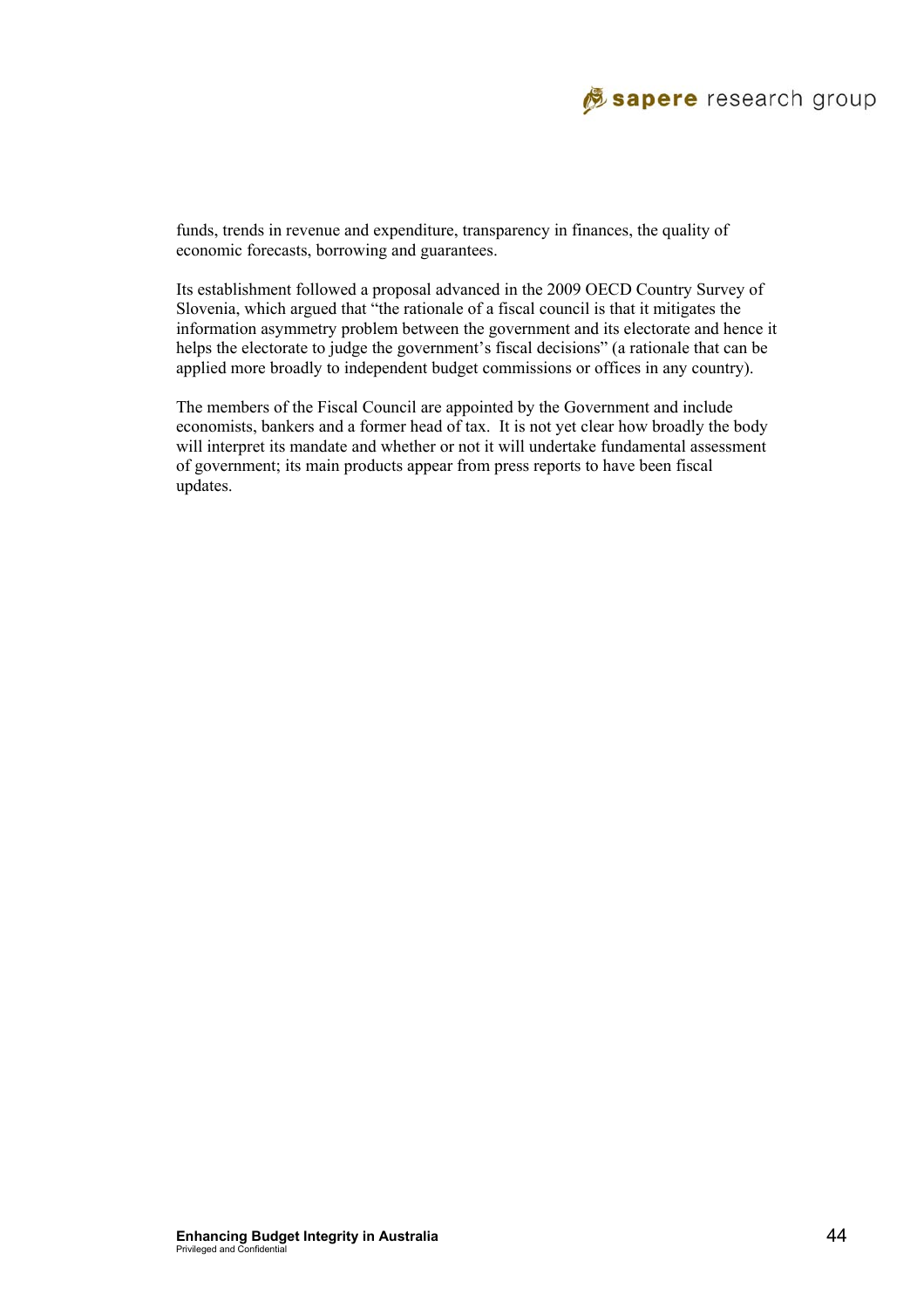funds, trends in revenue and expenditure, transparency in finances, the quality of economic forecasts, borrowing and guarantees.

Its establishment followed a proposal advanced in the 2009 OECD Country Survey of Slovenia, which argued that "the rationale of a fiscal council is that it mitigates the information asymmetry problem between the government and its electorate and hence it helps the electorate to judge the government's fiscal decisions" (a rationale that can be applied more broadly to independent budget commissions or offices in any country).

The members of the Fiscal Council are appointed by the Government and include economists, bankers and a former head of tax. It is not yet clear how broadly the body will interpret its mandate and whether or not it will undertake fundamental assessment of government; its main products appear from press reports to have been fiscal updates.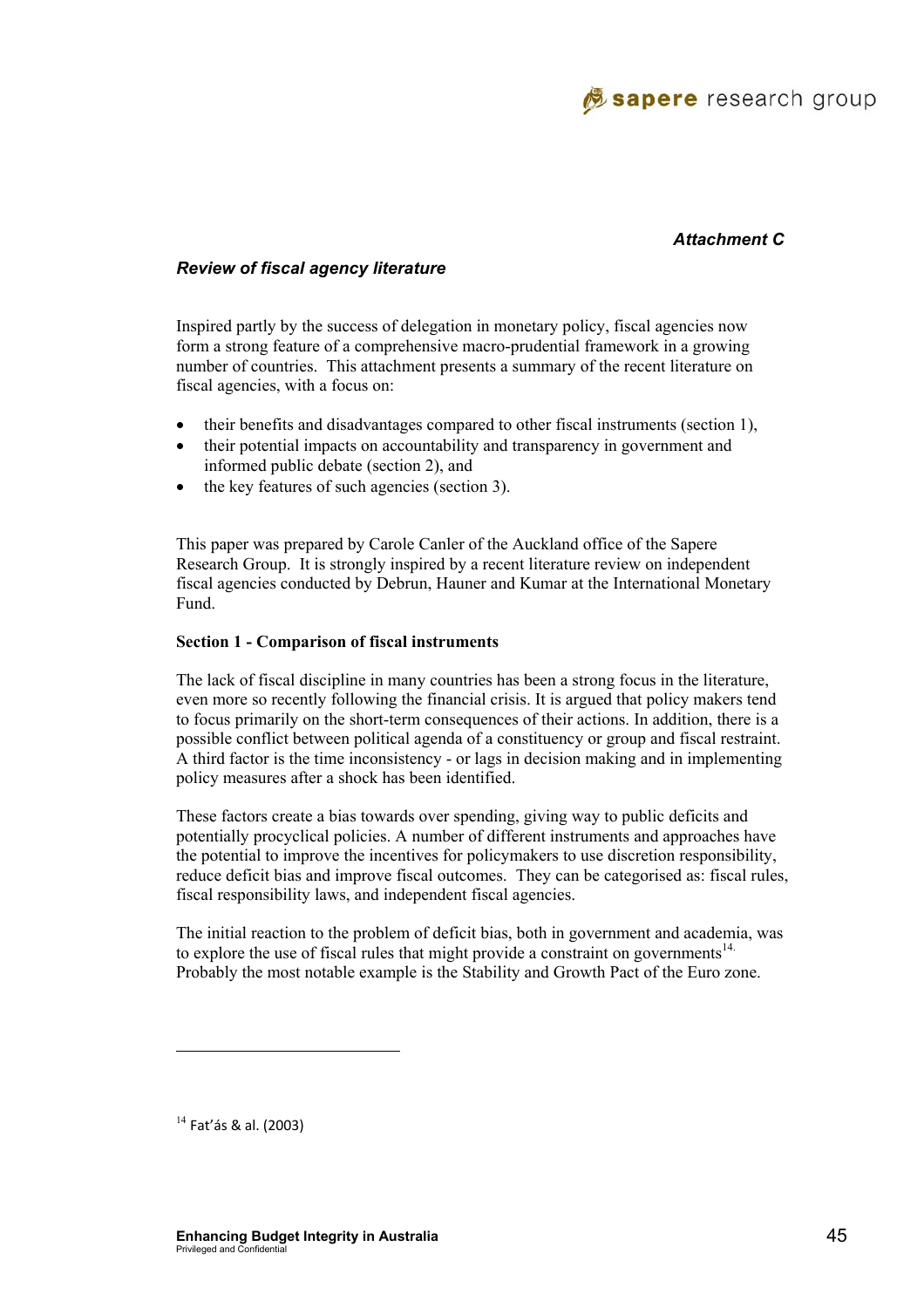*Attachment C*

***Review of fiscal agency literature***

Inspired partly by the success of delegation in monetary policy, fiscal agencies now form a strong feature of a comprehensive macro-prudential framework in a growing number of countries. This attachment presents a summary of the recent literature on fiscal agencies, with a focus on:

- their benefits and disadvantages compared to other fiscal instruments (section 1),
- their potential impacts on accountability and transparency in government and informed public debate (section 2), and
- the key features of such agencies (section 3).

This paper was prepared by Carole Canler of the Auckland office of the Sapere Research Group. It is strongly inspired by a recent literature review on independent fiscal agencies conducted by Debrun, Hauner and Kumar at the International Monetary Fund.

**Section 1 - Comparison of fiscal instruments**

The lack of fiscal discipline in many countries has been a strong focus in the literature, even more so recently following the financial crisis. It is argued that policy makers tend to focus primarily on the short-term consequences of their actions. In addition, there is a possible conflict between political agenda of a constituency or group and fiscal restraint. A third factor is the time inconsistency - or lags in decision making and in implementing policy measures after a shock has been identified.

These factors create a bias towards over spending, giving way to public deficits and potentially procyclical policies. A number of different instruments and approaches have the potential to improve the incentives for policymakers to use discretion responsibility, reduce deficit bias and improve fiscal outcomes. They can be categorised as: fiscal rules, fiscal responsibility laws, and independent fiscal agencies.

The initial reaction to the problem of deficit bias, both in government and academia, was to explore the use of fiscal rules that might provide a constraint on governments[14]. Probably the most notable example is the Stability and Growth Pact of the Euro zone.

[14] Fat'ás & al. (2003)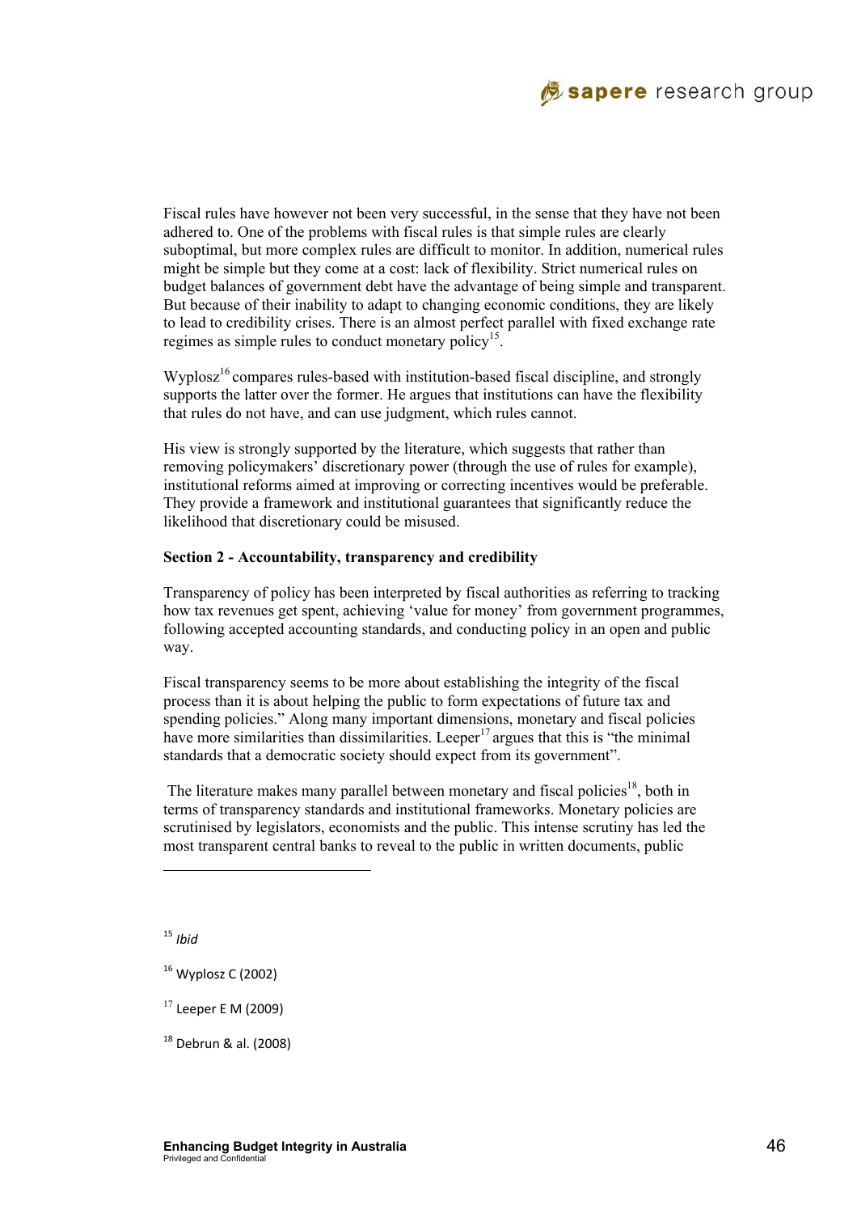Fiscal rules have however not been very successful, in the sense that they have not been adhered to. One of the problems with fiscal rules is that simple rules are clearly suboptimal, but more complex rules are difficult to monitor. In addition, numerical rules might be simple but they come at a cost: lack of flexibility. Strict numerical rules on budget balances of government debt have the advantage of being simple and transparent. But because of their inability to adapt to changing economic conditions, they are likely to lead to credibility crises. There is an almost perfect parallel with fixed exchange rate regimes as simple rules to conduct monetary policy[15].

Wyplosz[16] compares rules-based with institution-based fiscal discipline, and strongly supports the latter over the former. He argues that institutions can have the flexibility that rules do not have, and can use judgment, which rules cannot.

His view is strongly supported by the literature, which suggests that rather than removing policymakers' discretionary power (through the use of rules for example), institutional reforms aimed at improving or correcting incentives would be preferable. They provide a framework and institutional guarantees that significantly reduce the likelihood that discretionary could be misused.

**Section 2 - Accountability, transparency and credibility**

Transparency of policy has been interpreted by fiscal authorities as referring to tracking how tax revenues get spent, achieving 'value for money' from government programmes, following accepted accounting standards, and conducting policy in an open and public way.

Fiscal transparency seems to be more about establishing the integrity of the fiscal process than it is about helping the public to form expectations of future tax and spending policies." Along many important dimensions, monetary and fiscal policies have more similarities than dissimilarities. Leeper[17] argues that this is "the minimal standards that a democratic society should expect from its government".

The literature makes many parallel between monetary and fiscal policies[18], both in terms of transparency standards and institutional frameworks. Monetary policies are scrutinised by legislators, economists and the public. This intense scrutiny has led the most transparent central banks to reveal to the public in written documents, public

---

[15] *Ibid*

[16] Wyplosz C (2002)

[17] Leeper E M (2009)

[18] Debrun & al. (2008)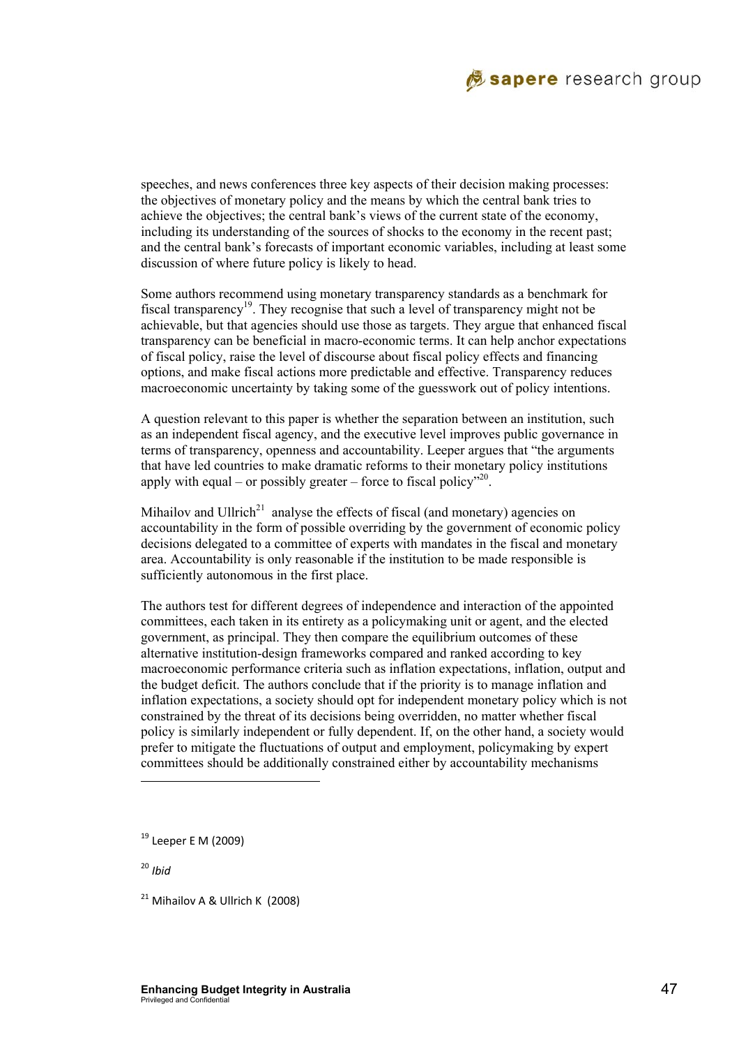speeches, and news conferences three key aspects of their decision making processes: the objectives of monetary policy and the means by which the central bank tries to achieve the objectives; the central bank's views of the current state of the economy, including its understanding of the sources of shocks to the economy in the recent past; and the central bank's forecasts of important economic variables, including at least some discussion of where future policy is likely to head.

Some authors recommend using monetary transparency standards as a benchmark for fiscal transparency[19]. They recognise that such a level of transparency might not be achievable, but that agencies should use those as targets. They argue that enhanced fiscal transparency can be beneficial in macro-economic terms. It can help anchor expectations of fiscal policy, raise the level of discourse about fiscal policy effects and financing options, and make fiscal actions more predictable and effective. Transparency reduces macroeconomic uncertainty by taking some of the guesswork out of policy intentions.

A question relevant to this paper is whether the separation between an institution, such as an independent fiscal agency, and the executive level improves public governance in terms of transparency, openness and accountability. Leeper argues that "the arguments that have led countries to make dramatic reforms to their monetary policy institutions apply with equal – or possibly greater – force to fiscal policy"[20].

Mihailov and Ullrich[21] analyse the effects of fiscal (and monetary) agencies on accountability in the form of possible overriding by the government of economic policy decisions delegated to a committee of experts with mandates in the fiscal and monetary area. Accountability is only reasonable if the institution to be made responsible is sufficiently autonomous in the first place.

The authors test for different degrees of independence and interaction of the appointed committees, each taken in its entirety as a policymaking unit or agent, and the elected government, as principal. They then compare the equilibrium outcomes of these alternative institution-design frameworks compared and ranked according to key macroeconomic performance criteria such as inflation expectations, inflation, output and the budget deficit. The authors conclude that if the priority is to manage inflation and inflation expectations, a society should opt for independent monetary policy which is not constrained by the threat of its decisions being overridden, no matter whether fiscal policy is similarly independent or fully dependent. If, on the other hand, a society would prefer to mitigate the fluctuations of output and employment, policymaking by expert committees should be additionally constrained either by accountability mechanisms

---

[19] Leeper E M (2009)

[20] *Ibid*

[21] Mihailov A & Ullrich K (2008)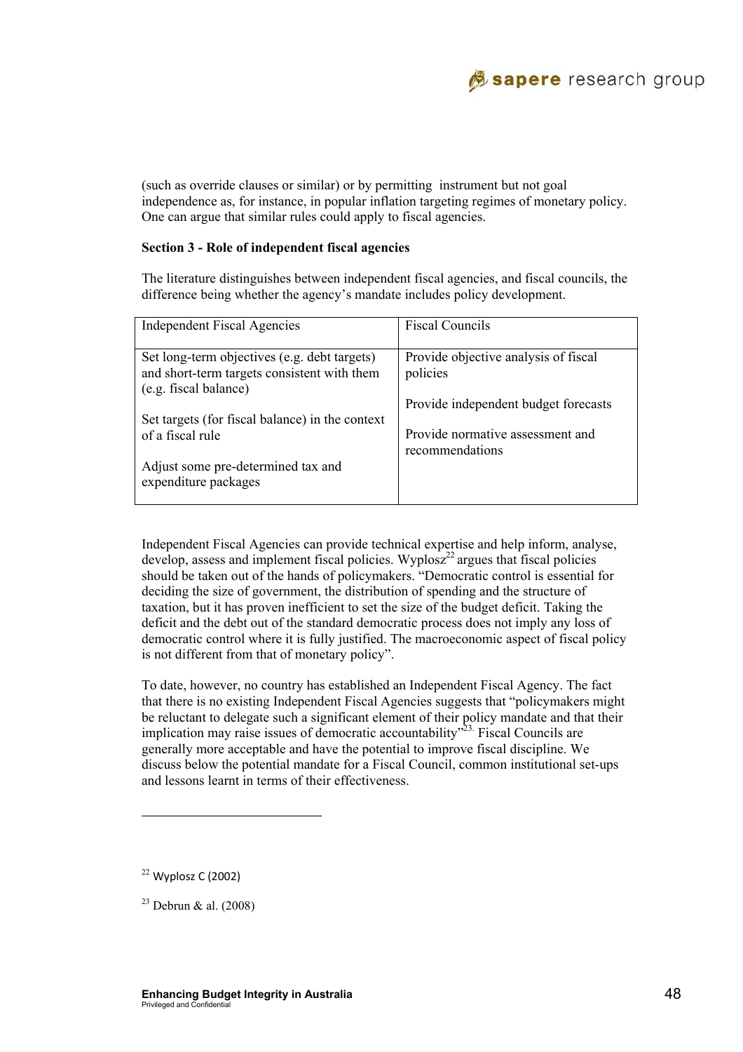(such as override clauses or similar) or by permitting instrument but not goal independence as, for instance, in popular inflation targeting regimes of monetary policy. One can argue that similar rules could apply to fiscal agencies.

**Section 3 - Role of independent fiscal agencies**

The literature distinguishes between independent fiscal agencies, and fiscal councils, the difference being whether the agency's mandate includes policy development.

| Independent Fiscal Agencies | Fiscal Councils |
|---|---|
| Set long-term objectives (e.g. debt targets) and short-term targets consistent with them (e.g. fiscal balance)<br><br>Set targets (for fiscal balance) in the context of a fiscal rule<br><br>Adjust some pre-determined tax and expenditure packages | Provide objective analysis of fiscal policies<br><br>Provide independent budget forecasts<br><br>Provide normative assessment and recommendations |

Independent Fiscal Agencies can provide technical expertise and help inform, analyse, develop, assess and implement fiscal policies. Wyplosz[22] argues that fiscal policies should be taken out of the hands of policymakers. "Democratic control is essential for deciding the size of government, the distribution of spending and the structure of taxation, but it has proven inefficient to set the size of the budget deficit. Taking the deficit and the debt out of the standard democratic process does not imply any loss of democratic control where it is fully justified. The macroeconomic aspect of fiscal policy is not different from that of monetary policy".

To date, however, no country has established an Independent Fiscal Agency. The fact that there is no existing Independent Fiscal Agencies suggests that "policymakers might be reluctant to delegate such a significant element of their policy mandate and that their implication may raise issues of democratic accountability"[23]. Fiscal Councils are generally more acceptable and have the potential to improve fiscal discipline. We discuss below the potential mandate for a Fiscal Council, common institutional set-ups and lessons learnt in terms of their effectiveness.

---

[22] Wyplosz C (2002)

[23] Debrun & al. (2008)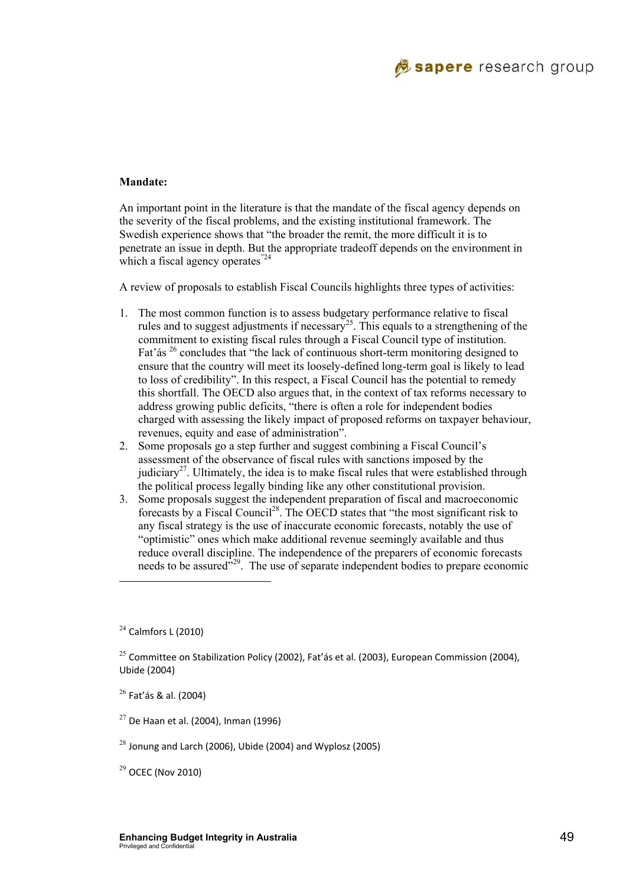**Mandate:**

An important point in the literature is that the mandate of the fiscal agency depends on the severity of the fiscal problems, and the existing institutional framework. The Swedish experience shows that "the broader the remit, the more difficult it is to penetrate an issue in depth. But the appropriate tradeoff depends on the environment in which a fiscal agency operates"[24]

A review of proposals to establish Fiscal Councils highlights three types of activities:

1. The most common function is to assess budgetary performance relative to fiscal rules and to suggest adjustments if necessary[25]. This equals to a strengthening of the commitment to existing fiscal rules through a Fiscal Council type of institution. Fat'ás [26] concludes that "the lack of continuous short-term monitoring designed to ensure that the country will meet its loosely-defined long-term goal is likely to lead to loss of credibility". In this respect, a Fiscal Council has the potential to remedy this shortfall. The OECD also argues that, in the context of tax reforms necessary to address growing public deficits, "there is often a role for independent bodies charged with assessing the likely impact of proposed reforms on taxpayer behaviour, revenues, equity and ease of administration".
2. Some proposals go a step further and suggest combining a Fiscal Council's assessment of the observance of fiscal rules with sanctions imposed by the judiciary[27]. Ultimately, the idea is to make fiscal rules that were established through the political process legally binding like any other constitutional provision.
3. Some proposals suggest the independent preparation of fiscal and macroeconomic forecasts by a Fiscal Council[28]. The OECD states that "the most significant risk to any fiscal strategy is the use of inaccurate economic forecasts, notably the use of "optimistic" ones which make additional revenue seemingly available and thus reduce overall discipline. The independence of the preparers of economic forecasts needs to be assured"[29]. The use of separate independent bodies to prepare economic

---

[24] Calmfors L (2010)

[25] Committee on Stabilization Policy (2002), Fat'ás et al. (2003), European Commission (2004), Ubide (2004)

[26] Fat'ás & al. (2004)

[27] De Haan et al. (2004), Inman (1996)

[28] Jonung and Larch (2006), Ubide (2004) and Wyplosz (2005)

[29] OCEC (Nov 2010)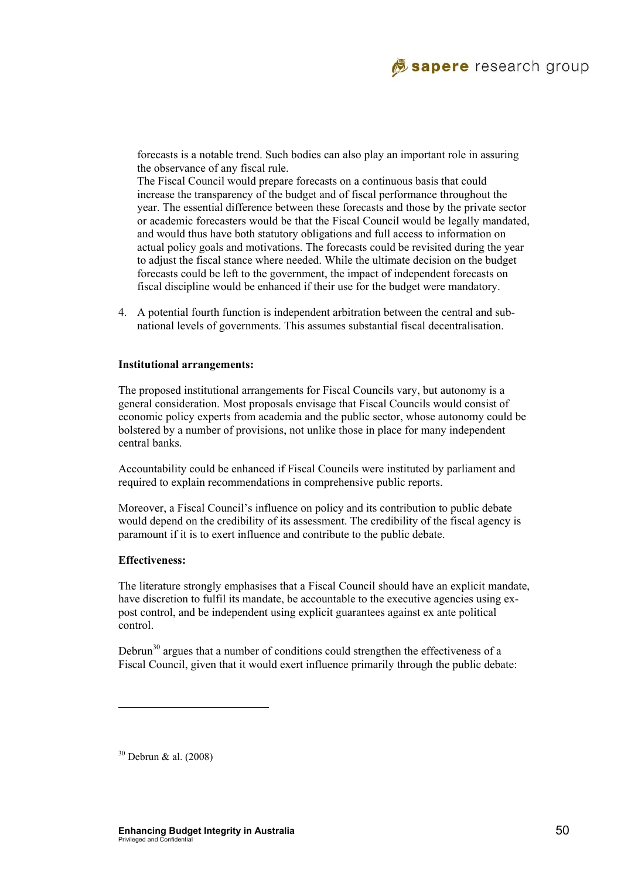forecasts is a notable trend. Such bodies can also play an important role in assuring the observance of any fiscal rule.
The Fiscal Council would prepare forecasts on a continuous basis that could increase the transparency of the budget and of fiscal performance throughout the year. The essential difference between these forecasts and those by the private sector or academic forecasters would be that the Fiscal Council would be legally mandated, and would thus have both statutory obligations and full access to information on actual policy goals and motivations. The forecasts could be revisited during the year to adjust the fiscal stance where needed. While the ultimate decision on the budget forecasts could be left to the government, the impact of independent forecasts on fiscal discipline would be enhanced if their use for the budget were mandatory.

4. A potential fourth function is independent arbitration between the central and sub-national levels of governments. This assumes substantial fiscal decentralisation.

**Institutional arrangements:**

The proposed institutional arrangements for Fiscal Councils vary, but autonomy is a general consideration. Most proposals envisage that Fiscal Councils would consist of economic policy experts from academia and the public sector, whose autonomy could be bolstered by a number of provisions, not unlike those in place for many independent central banks.

Accountability could be enhanced if Fiscal Councils were instituted by parliament and required to explain recommendations in comprehensive public reports.

Moreover, a Fiscal Council's influence on policy and its contribution to public debate would depend on the credibility of its assessment. The credibility of the fiscal agency is paramount if it is to exert influence and contribute to the public debate.

**Effectiveness:**

The literature strongly emphasises that a Fiscal Council should have an explicit mandate, have discretion to fulfil its mandate, be accountable to the executive agencies using ex-post control, and be independent using explicit guarantees against ex ante political control.

Debrun[30] argues that a number of conditions could strengthen the effectiveness of a Fiscal Council, given that it would exert influence primarily through the public debate:

[30] Debrun & al. (2008)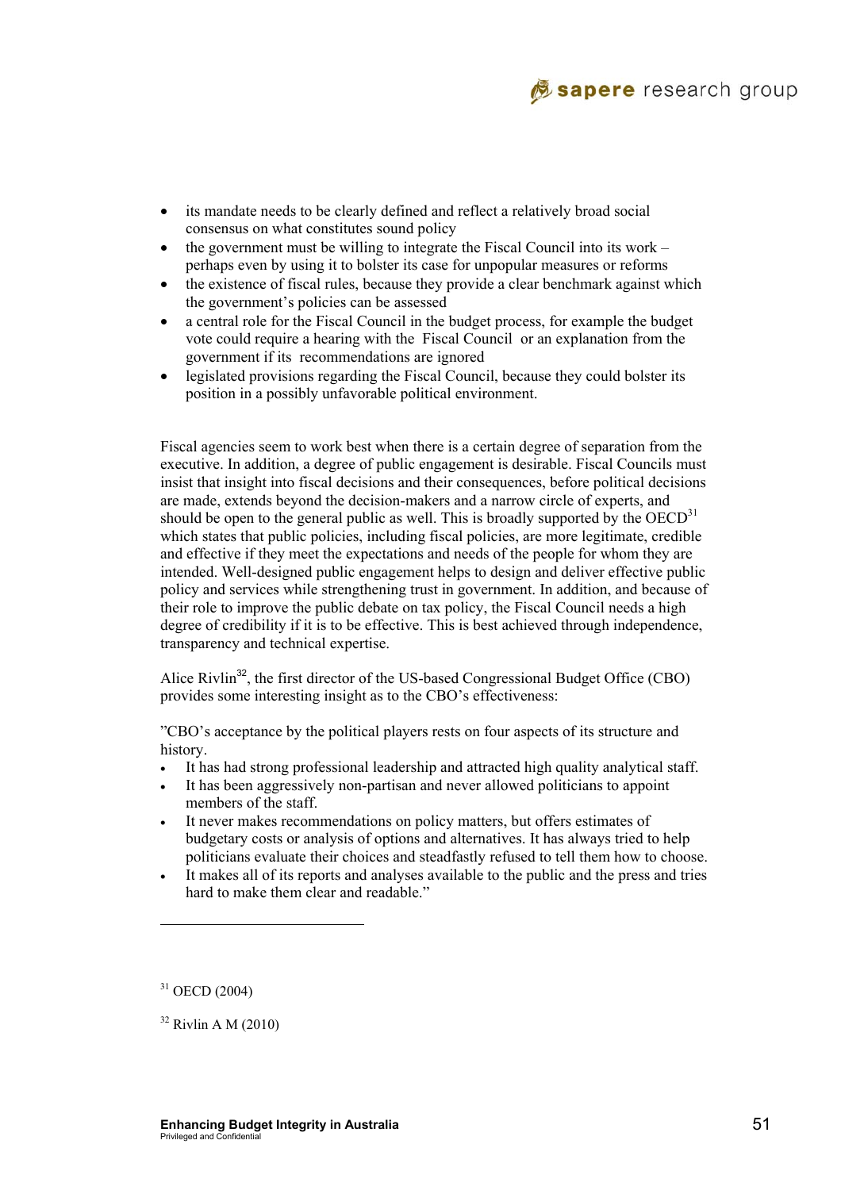- its mandate needs to be clearly defined and reflect a relatively broad social consensus on what constitutes sound policy
- the government must be willing to integrate the Fiscal Council into its work – perhaps even by using it to bolster its case for unpopular measures or reforms
- the existence of fiscal rules, because they provide a clear benchmark against which the government's policies can be assessed
- a central role for the Fiscal Council in the budget process, for example the budget vote could require a hearing with the Fiscal Council or an explanation from the government if its recommendations are ignored
- legislated provisions regarding the Fiscal Council, because they could bolster its position in a possibly unfavorable political environment.

Fiscal agencies seem to work best when there is a certain degree of separation from the executive. In addition, a degree of public engagement is desirable. Fiscal Councils must insist that insight into fiscal decisions and their consequences, before political decisions are made, extends beyond the decision-makers and a narrow circle of experts, and should be open to the general public as well. This is broadly supported by the OECD[31] which states that public policies, including fiscal policies, are more legitimate, credible and effective if they meet the expectations and needs of the people for whom they are intended. Well-designed public engagement helps to design and deliver effective public policy and services while strengthening trust in government. In addition, and because of their role to improve the public debate on tax policy, the Fiscal Council needs a high degree of credibility if it is to be effective. This is best achieved through independence, transparency and technical expertise.

Alice Rivlin[32], the first director of the US-based Congressional Budget Office (CBO) provides some interesting insight as to the CBO's effectiveness:

"CBO's acceptance by the political players rests on four aspects of its structure and history.

- It has had strong professional leadership and attracted high quality analytical staff.
- It has been aggressively non-partisan and never allowed politicians to appoint members of the staff.
- It never makes recommendations on policy matters, but offers estimates of budgetary costs or analysis of options and alternatives. It has always tried to help politicians evaluate their choices and steadfastly refused to tell them how to choose.
- It makes all of its reports and analyses available to the public and the press and tries hard to make them clear and readable."

---

[31] OECD (2004)

[32] Rivlin A M (2010)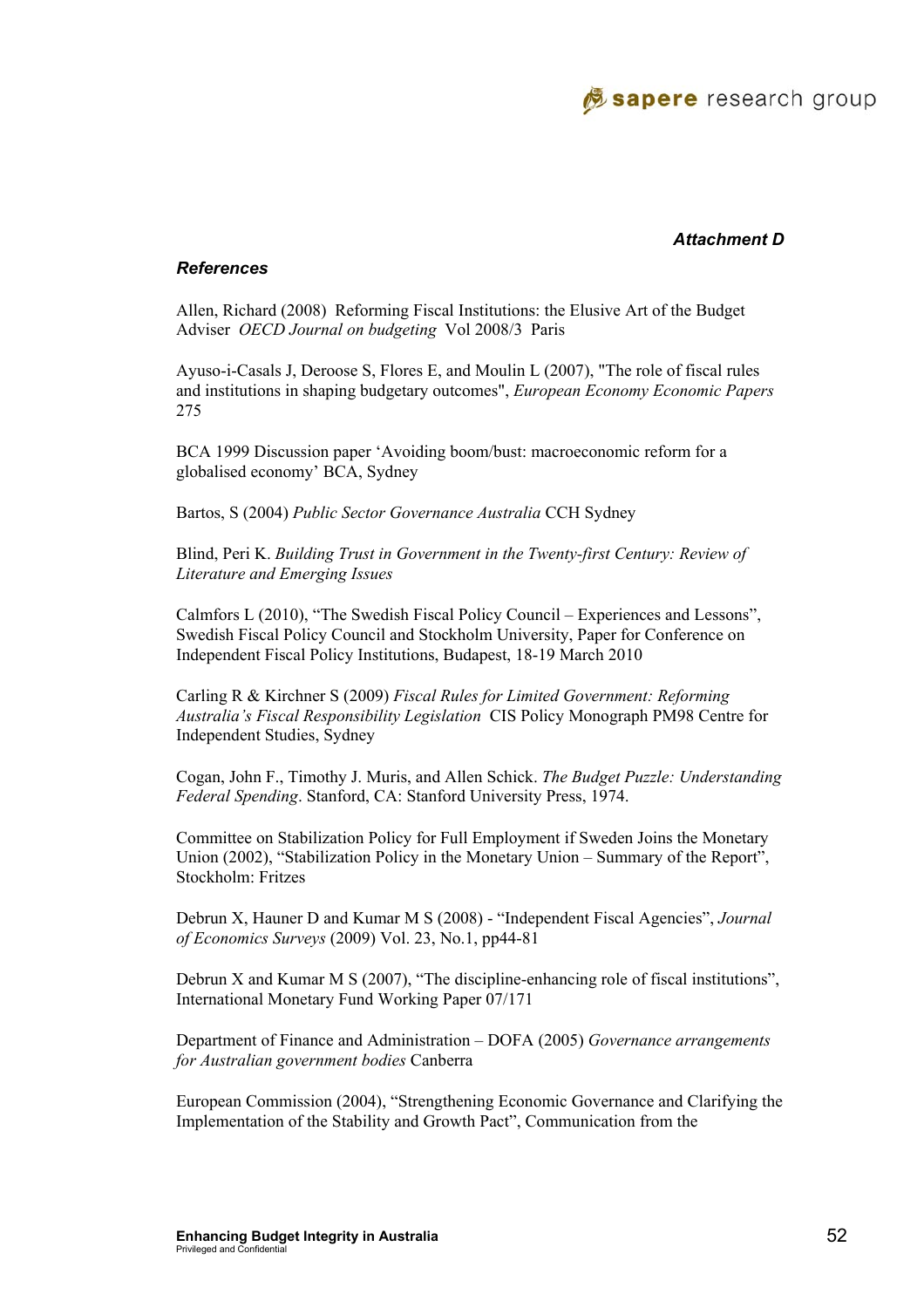***Attachment D***

***References***

Allen, Richard (2008) Reforming Fiscal Institutions: the Elusive Art of the Budget Adviser *OECD Journal on budgeting* Vol 2008/3 Paris

Ayuso-i-Casals J, Deroose S, Flores E, and Moulin L (2007), "The role of fiscal rules and institutions in shaping budgetary outcomes", *European Economy Economic Papers* 275

BCA 1999 Discussion paper 'Avoiding boom/bust: macroeconomic reform for a globalised economy' BCA, Sydney

Bartos, S (2004) *Public Sector Governance Australia* CCH Sydney

Blind, Peri K. *Building Trust in Government in the Twenty-first Century: Review of Literature and Emerging Issues*

Calmfors L (2010), "The Swedish Fiscal Policy Council – Experiences and Lessons", Swedish Fiscal Policy Council and Stockholm University, Paper for Conference on Independent Fiscal Policy Institutions, Budapest, 18-19 March 2010

Carling R & Kirchner S (2009) *Fiscal Rules for Limited Government: Reforming Australia's Fiscal Responsibility Legislation* CIS Policy Monograph PM98 Centre for Independent Studies, Sydney

Cogan, John F., Timothy J. Muris, and Allen Schick. *The Budget Puzzle: Understanding Federal Spending*. Stanford, CA: Stanford University Press, 1974.

Committee on Stabilization Policy for Full Employment if Sweden Joins the Monetary Union (2002), "Stabilization Policy in the Monetary Union – Summary of the Report", Stockholm: Fritzes

Debrun X, Hauner D and Kumar M S (2008) - "Independent Fiscal Agencies", *Journal of Economics Surveys* (2009) Vol. 23, No.1, pp44-81

Debrun X and Kumar M S (2007), "The discipline-enhancing role of fiscal institutions", International Monetary Fund Working Paper 07/171

Department of Finance and Administration – DOFA (2005) *Governance arrangements for Australian government bodies* Canberra

European Commission (2004), "Strengthening Economic Governance and Clarifying the Implementation of the Stability and Growth Pact", Communication from the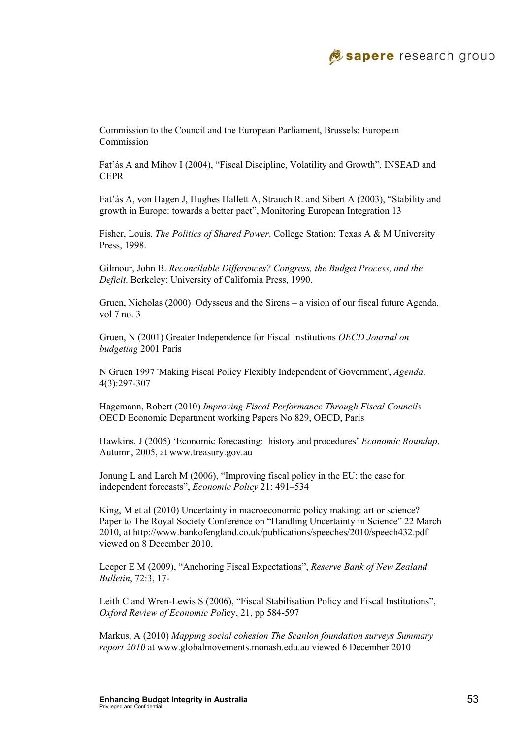Commission to the Council and the European Parliament, Brussels: European Commission

Fat'ás A and Mihov I (2004), "Fiscal Discipline, Volatility and Growth", INSEAD and CEPR

Fat'ás A, von Hagen J, Hughes Hallett A, Strauch R. and Sibert A (2003), "Stability and growth in Europe: towards a better pact", Monitoring European Integration 13

Fisher, Louis. *The Politics of Shared Power*. College Station: Texas A & M University Press, 1998.

Gilmour, John B. *Reconcilable Differences? Congress, the Budget Process, and the Deficit*. Berkeley: University of California Press, 1990.

Gruen, Nicholas (2000) Odysseus and the Sirens – a vision of our fiscal future Agenda, vol 7 no. 3

Gruen, N (2001) Greater Independence for Fiscal Institutions *OECD Journal on budgeting* 2001 Paris

N Gruen 1997 'Making Fiscal Policy Flexibly Independent of Government', *Agenda*. 4(3):297-307

Hagemann, Robert (2010) *Improving Fiscal Performance Through Fiscal Councils* OECD Economic Department working Papers No 829, OECD, Paris

Hawkins, J (2005) 'Economic forecasting: history and procedures' *Economic Roundup*, Autumn, 2005, at www.treasury.gov.au

Jonung L and Larch M (2006), "Improving fiscal policy in the EU: the case for independent forecasts", *Economic Policy* 21: 491–534

King, M et al (2010) Uncertainty in macroeconomic policy making: art or science? Paper to The Royal Society Conference on "Handling Uncertainty in Science" 22 March 2010, at http://www.bankofengland.co.uk/publications/speeches/2010/speech432.pdf viewed on 8 December 2010.

Leeper E M (2009), "Anchoring Fiscal Expectations", *Reserve Bank of New Zealand Bulletin*, 72:3, 17-

Leith C and Wren-Lewis S (2006), "Fiscal Stabilisation Policy and Fiscal Institutions", *Oxford Review of Economic Pol*icy, 21, pp 584-597

Markus, A (2010) *Mapping social cohesion The Scanlon foundation surveys Summary report 2010* at www.globalmovements.monash.edu.au viewed 6 December 2010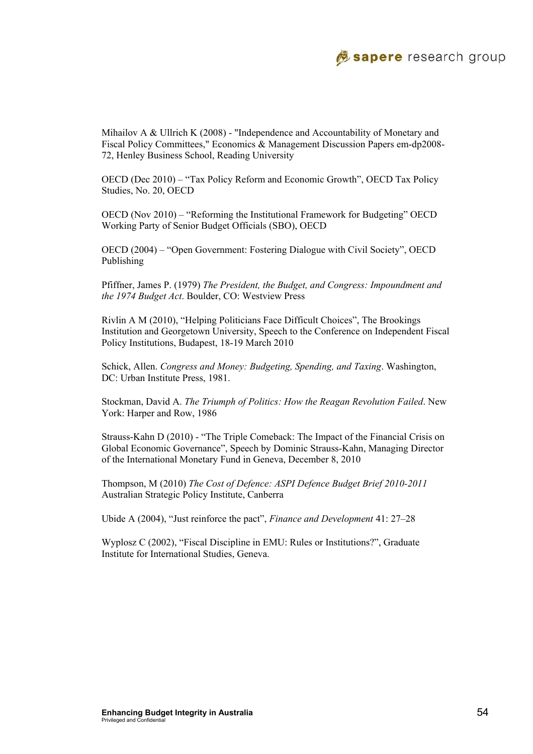Mihailov A & Ullrich K (2008) - "Independence and Accountability of Monetary and Fiscal Policy Committees," Economics & Management Discussion Papers em-dp2008-72, Henley Business School, Reading University

OECD (Dec 2010) – "Tax Policy Reform and Economic Growth", OECD Tax Policy Studies, No. 20, OECD

OECD (Nov 2010) – "Reforming the Institutional Framework for Budgeting" OECD Working Party of Senior Budget Officials (SBO), OECD

OECD (2004) – "Open Government: Fostering Dialogue with Civil Society", OECD Publishing

Pfiffner, James P. (1979) *The President, the Budget, and Congress: Impoundment and the 1974 Budget Act*. Boulder, CO: Westview Press

Rivlin A M (2010), "Helping Politicians Face Difficult Choices", The Brookings Institution and Georgetown University, Speech to the Conference on Independent Fiscal Policy Institutions, Budapest, 18-19 March 2010

Schick, Allen. *Congress and Money: Budgeting, Spending, and Taxing*. Washington, DC: Urban Institute Press, 1981.

Stockman, David A. *The Triumph of Politics: How the Reagan Revolution Failed*. New York: Harper and Row, 1986

Strauss-Kahn D (2010) - "The Triple Comeback: The Impact of the Financial Crisis on Global Economic Governance", Speech by Dominic Strauss-Kahn, Managing Director of the International Monetary Fund in Geneva, December 8, 2010

Thompson, M (2010) *The Cost of Defence: ASPI Defence Budget Brief 2010-2011* Australian Strategic Policy Institute, Canberra

Ubide A (2004), "Just reinforce the pact", *Finance and Development* 41: 27–28

Wyplosz C (2002), "Fiscal Discipline in EMU: Rules or Institutions?", Graduate Institute for International Studies, Geneva.